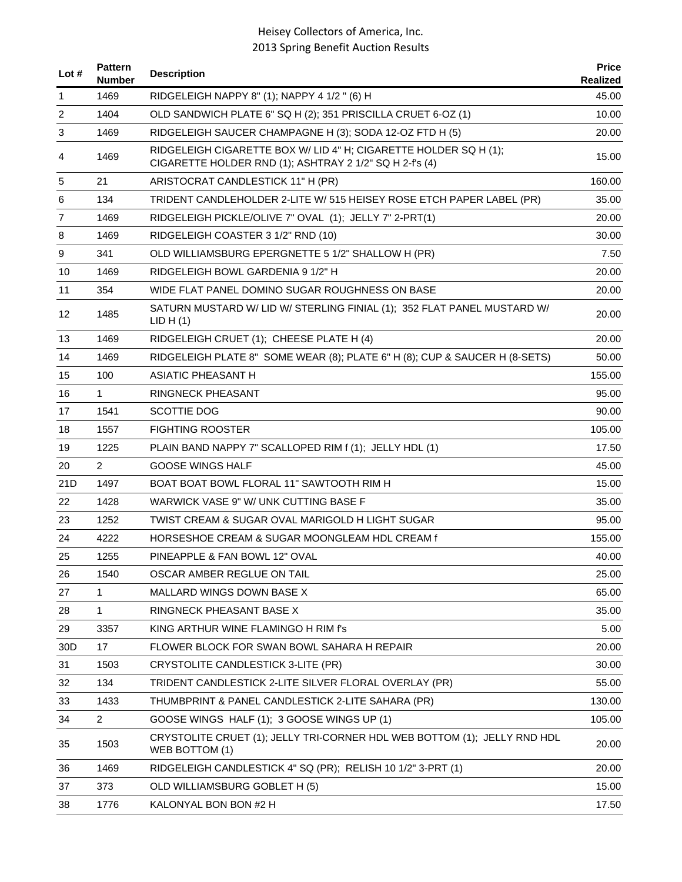# Heisey Collectors of America, Inc.
## 2013 Spring Benefit Auction Results

| Lot # | Pattern Number | Description | Price Realized |
|---|---|---|---|
| 1 | 1469 | RIDGELEIGH NAPPY 8" (1); NAPPY 4 1/2 " (6) H | 45.00 |
| 2 | 1404 | OLD SANDWICH PLATE 6" SQ H (2); 351 PRISCILLA CRUET 6-OZ (1) | 10.00 |
| 3 | 1469 | RIDGELEIGH SAUCER CHAMPAGNE H (3); SODA 12-OZ FTD H (5) | 20.00 |
| 4 | 1469 | RIDGELEIGH CIGARETTE BOX W/ LID 4" H; CIGARETTE HOLDER SQ H (1); CIGARETTE HOLDER RND (1); ASHTRAY 2 1/2" SQ H 2-f's (4) | 15.00 |
| 5 | 21 | ARISTOCRAT CANDLESTICK 11" H (PR) | 160.00 |
| 6 | 134 | TRIDENT CANDLEHOLDER 2-LITE W/ 515 HEISEY ROSE ETCH PAPER LABEL (PR) | 35.00 |
| 7 | 1469 | RIDGELEIGH PICKLE/OLIVE 7" OVAL (1); JELLY 7" 2-PRT(1) | 20.00 |
| 8 | 1469 | RIDGELEIGH COASTER 3 1/2" RND (10) | 30.00 |
| 9 | 341 | OLD WILLIAMSBURG EPERGNETTE 5 1/2" SHALLOW H (PR) | 7.50 |
| 10 | 1469 | RIDGELEIGH BOWL GARDENIA 9 1/2" H | 20.00 |
| 11 | 354 | WIDE FLAT PANEL DOMINO SUGAR ROUGHNESS ON BASE | 20.00 |
| 12 | 1485 | SATURN MUSTARD W/ LID W/ STERLING FINIAL (1); 352 FLAT PANEL MUSTARD W/ LID H (1) | 20.00 |
| 13 | 1469 | RIDGELEIGH CRUET (1); CHEESE PLATE H (4) | 20.00 |
| 14 | 1469 | RIDGELEIGH PLATE 8" SOME WEAR (8); PLATE 6" H (8); CUP & SAUCER H (8-SETS) | 50.00 |
| 15 | 100 | ASIATIC PHEASANT H | 155.00 |
| 16 | 1 | RINGNECK PHEASANT | 95.00 |
| 17 | 1541 | SCOTTIE DOG | 90.00 |
| 18 | 1557 | FIGHTING ROOSTER | 105.00 |
| 19 | 1225 | PLAIN BAND NAPPY 7" SCALLOPED RIM f (1); JELLY HDL (1) | 17.50 |
| 20 | 2 | GOOSE WINGS HALF | 45.00 |
| 21D | 1497 | BOAT BOAT BOWL FLORAL 11" SAWTOOTH RIM H | 15.00 |
| 22 | 1428 | WARWICK VASE 9" W/ UNK CUTTING BASE F | 35.00 |
| 23 | 1252 | TWIST CREAM & SUGAR OVAL MARIGOLD H LIGHT SUGAR | 95.00 |
| 24 | 4222 | HORSESHOE CREAM & SUGAR MOONGLEAM HDL CREAM f | 155.00 |
| 25 | 1255 | PINEAPPLE & FAN BOWL 12" OVAL | 40.00 |
| 26 | 1540 | OSCAR AMBER REGLUE ON TAIL | 25.00 |
| 27 | 1 | MALLARD WINGS DOWN BASE X | 65.00 |
| 28 | 1 | RINGNECK PHEASANT BASE X | 35.00 |
| 29 | 3357 | KING ARTHUR WINE FLAMINGO H RIM f's | 5.00 |
| 30D | 17 | FLOWER BLOCK FOR SWAN BOWL SAHARA H REPAIR | 20.00 |
| 31 | 1503 | CRYSTOLITE CANDLESTICK 3-LITE (PR) | 30.00 |
| 32 | 134 | TRIDENT CANDLESTICK 2-LITE SILVER FLORAL OVERLAY (PR) | 55.00 |
| 33 | 1433 | THUMBPRINT & PANEL CANDLESTICK 2-LITE SAHARA (PR) | 130.00 |
| 34 | 2 | GOOSE WINGS HALF (1); 3 GOOSE WINGS UP (1) | 105.00 |
| 35 | 1503 | CRYSTOLITE CRUET (1); JELLY TRI-CORNER HDL WEB BOTTOM (1); JELLY RND HDL WEB BOTTOM (1) | 20.00 |
| 36 | 1469 | RIDGELEIGH CANDLESTICK 4" SQ (PR); RELISH 10 1/2" 3-PRT (1) | 20.00 |
| 37 | 373 | OLD WILLIAMSBURG GOBLET H (5) | 15.00 |
| 38 | 1776 | KALONYAL BON BON #2 H | 17.50 |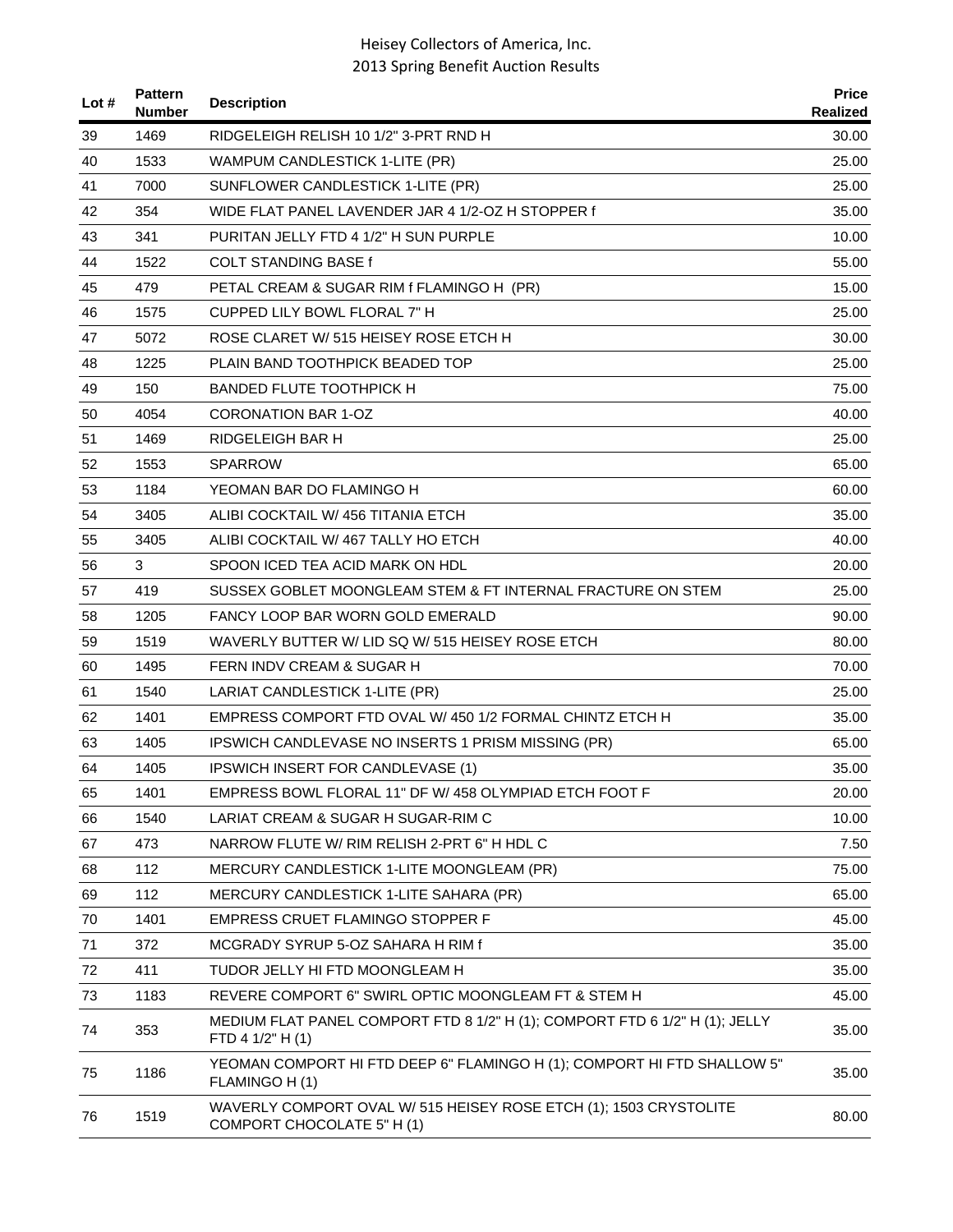| Lot # | Pattern Number | Description | Price Realized |
|---|---|---|---|
| 39 | 1469 | RIDGELEIGH RELISH 10 1/2" 3-PRT RND H | 30.00 |
| 40 | 1533 | WAMPUM CANDLESTICK 1-LITE (PR) | 25.00 |
| 41 | 7000 | SUNFLOWER CANDLESTICK 1-LITE (PR) | 25.00 |
| 42 | 354 | WIDE FLAT PANEL LAVENDER JAR 4 1/2-OZ H STOPPER f | 35.00 |
| 43 | 341 | PURITAN JELLY FTD 4 1/2" H SUN PURPLE | 10.00 |
| 44 | 1522 | COLT STANDING BASE f | 55.00 |
| 45 | 479 | PETAL CREAM & SUGAR RIM f FLAMINGO H (PR) | 15.00 |
| 46 | 1575 | CUPPED LILY BOWL FLORAL 7" H | 25.00 |
| 47 | 5072 | ROSE CLARET W/ 515 HEISEY ROSE ETCH H | 30.00 |
| 48 | 1225 | PLAIN BAND TOOTHPICK BEADED TOP | 25.00 |
| 49 | 150 | BANDED FLUTE TOOTHPICK H | 75.00 |
| 50 | 4054 | CORONATION BAR 1-OZ | 40.00 |
| 51 | 1469 | RIDGELEIGH BAR H | 25.00 |
| 52 | 1553 | SPARROW | 65.00 |
| 53 | 1184 | YEOMAN BAR DO FLAMINGO H | 60.00 |
| 54 | 3405 | ALIBI COCKTAIL W/ 456 TITANIA ETCH | 35.00 |
| 55 | 3405 | ALIBI COCKTAIL W/ 467 TALLY HO ETCH | 40.00 |
| 56 | 3 | SPOON ICED TEA ACID MARK ON HDL | 20.00 |
| 57 | 419 | SUSSEX GOBLET MOONGLEAM STEM & FT INTERNAL FRACTURE ON STEM | 25.00 |
| 58 | 1205 | FANCY LOOP BAR WORN GOLD EMERALD | 90.00 |
| 59 | 1519 | WAVERLY BUTTER W/ LID SQ W/ 515 HEISEY ROSE ETCH | 80.00 |
| 60 | 1495 | FERN INDV CREAM & SUGAR H | 70.00 |
| 61 | 1540 | LARIAT CANDLESTICK 1-LITE (PR) | 25.00 |
| 62 | 1401 | EMPRESS COMPORT FTD OVAL W/ 450 1/2 FORMAL CHINTZ ETCH H | 35.00 |
| 63 | 1405 | IPSWICH CANDLEVASE NO INSERTS 1 PRISM MISSING (PR) | 65.00 |
| 64 | 1405 | IPSWICH INSERT FOR CANDLEVASE (1) | 35.00 |
| 65 | 1401 | EMPRESS BOWL FLORAL 11" DF W/ 458 OLYMPIAD ETCH FOOT F | 20.00 |
| 66 | 1540 | LARIAT CREAM & SUGAR H SUGAR-RIM C | 10.00 |
| 67 | 473 | NARROW FLUTE W/ RIM RELISH 2-PRT 6" H HDL C | 7.50 |
| 68 | 112 | MERCURY CANDLESTICK 1-LITE MOONGLEAM (PR) | 75.00 |
| 69 | 112 | MERCURY CANDLESTICK 1-LITE SAHARA (PR) | 65.00 |
| 70 | 1401 | EMPRESS CRUET FLAMINGO STOPPER F | 45.00 |
| 71 | 372 | MCGRADY SYRUP 5-OZ SAHARA H RIM f | 35.00 |
| 72 | 411 | TUDOR JELLY HI FTD MOONGLEAM H | 35.00 |
| 73 | 1183 | REVERE COMPORT 6" SWIRL OPTIC MOONGLEAM FT & STEM H | 45.00 |
| 74 | 353 | MEDIUM FLAT PANEL COMPORT FTD 8 1/2" H (1); COMPORT FTD 6 1/2" H (1); JELLY FTD 4 1/2" H (1) | 35.00 |
| 75 | 1186 | YEOMAN COMPORT HI FTD DEEP 6" FLAMINGO H (1); COMPORT HI FTD SHALLOW 5" FLAMINGO H (1) | 35.00 |
| 76 | 1519 | WAVERLY COMPORT OVAL W/ 515 HEISEY ROSE ETCH (1); 1503 CRYSTOLITE COMPORT CHOCOLATE 5" H (1) | 80.00 |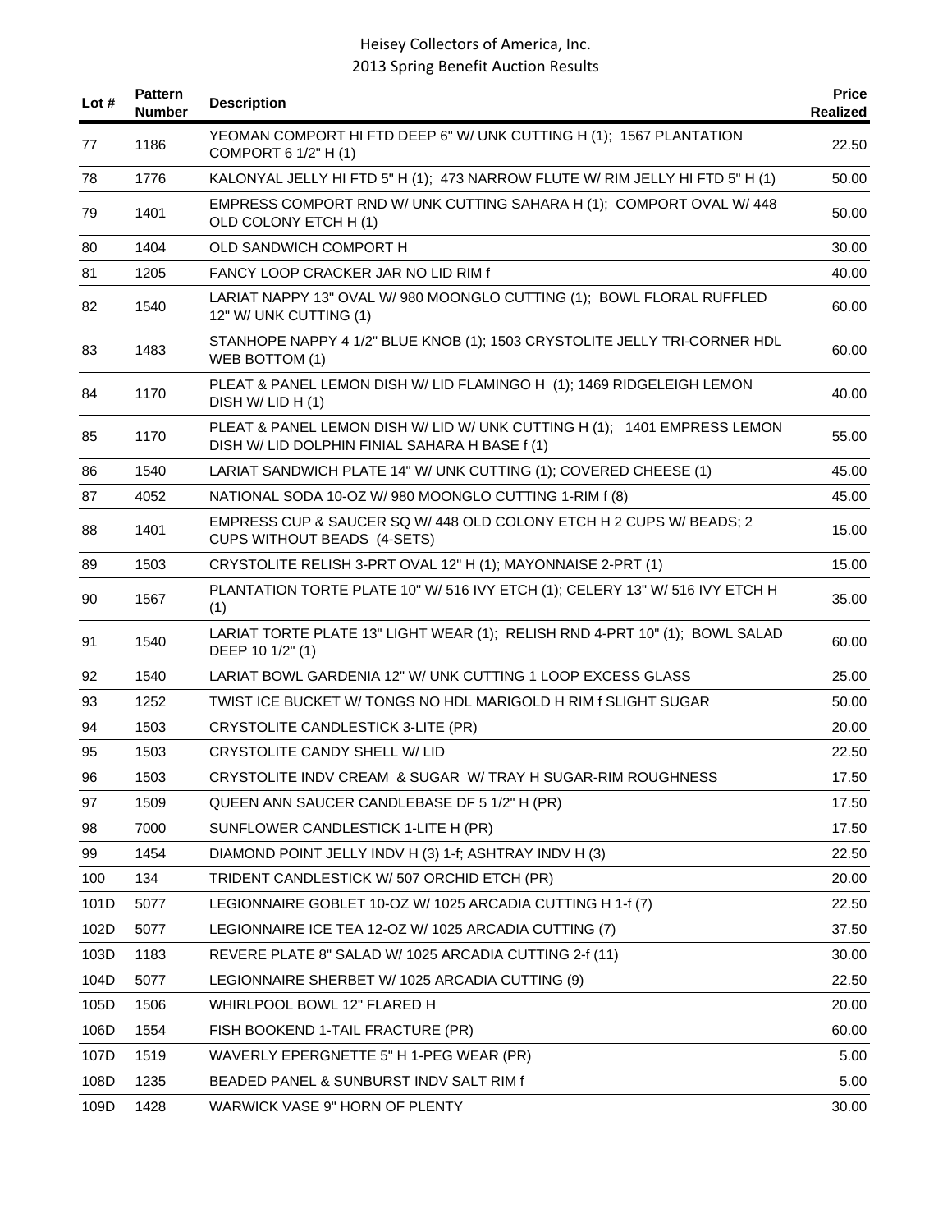| Lot # | Pattern Number | Description | Price Realized |
|---|---|---|---|
| 77 | 1186 | YEOMAN COMPORT HI FTD DEEP 6" W/ UNK CUTTING H (1); 1567 PLANTATION COMPORT 6 1/2" H (1) | 22.50 |
| 78 | 1776 | KALONYAL JELLY HI FTD 5" H (1); 473 NARROW FLUTE W/ RIM JELLY HI FTD 5" H (1) | 50.00 |
| 79 | 1401 | EMPRESS COMPORT RND W/ UNK CUTTING SAHARA H (1); COMPORT OVAL W/ 448 OLD COLONY ETCH H (1) | 50.00 |
| 80 | 1404 | OLD SANDWICH COMPORT H | 30.00 |
| 81 | 1205 | FANCY LOOP CRACKER JAR NO LID RIM f | 40.00 |
| 82 | 1540 | LARIAT NAPPY 13" OVAL W/ 980 MOONGLO CUTTING (1); BOWL FLORAL RUFFLED 12" W/ UNK CUTTING (1) | 60.00 |
| 83 | 1483 | STANHOPE NAPPY 4 1/2" BLUE KNOB (1); 1503 CRYSTOLITE JELLY TRI-CORNER HDL WEB BOTTOM (1) | 60.00 |
| 84 | 1170 | PLEAT & PANEL LEMON DISH W/ LID FLAMINGO H (1); 1469 RIDGELEIGH LEMON DISH W/ LID H (1) | 40.00 |
| 85 | 1170 | PLEAT & PANEL LEMON DISH W/ LID W/ UNK CUTTING H (1); 1401 EMPRESS LEMON DISH W/ LID DOLPHIN FINIAL SAHARA H BASE f (1) | 55.00 |
| 86 | 1540 | LARIAT SANDWICH PLATE 14" W/ UNK CUTTING (1); COVERED CHEESE (1) | 45.00 |
| 87 | 4052 | NATIONAL SODA 10-OZ W/ 980 MOONGLO CUTTING 1-RIM f (8) | 45.00 |
| 88 | 1401 | EMPRESS CUP & SAUCER SQ W/ 448 OLD COLONY ETCH H 2 CUPS W/ BEADS; 2 CUPS WITHOUT BEADS (4-SETS) | 15.00 |
| 89 | 1503 | CRYSTOLITE RELISH 3-PRT OVAL 12" H (1); MAYONNAISE 2-PRT (1) | 15.00 |
| 90 | 1567 | PLANTATION TORTE PLATE 10" W/ 516 IVY ETCH (1); CELERY 13" W/ 516 IVY ETCH H (1) | 35.00 |
| 91 | 1540 | LARIAT TORTE PLATE 13" LIGHT WEAR (1); RELISH RND 4-PRT 10" (1); BOWL SALAD DEEP 10 1/2" (1) | 60.00 |
| 92 | 1540 | LARIAT BOWL GARDENIA 12" W/ UNK CUTTING 1 LOOP EXCESS GLASS | 25.00 |
| 93 | 1252 | TWIST ICE BUCKET W/ TONGS NO HDL MARIGOLD H RIM f SLIGHT SUGAR | 50.00 |
| 94 | 1503 | CRYSTOLITE CANDLESTICK 3-LITE (PR) | 20.00 |
| 95 | 1503 | CRYSTOLITE CANDY SHELL W/ LID | 22.50 |
| 96 | 1503 | CRYSTOLITE INDV CREAM & SUGAR W/ TRAY H SUGAR-RIM ROUGHNESS | 17.50 |
| 97 | 1509 | QUEEN ANN SAUCER CANDLEBASE DF 5 1/2" H (PR) | 17.50 |
| 98 | 7000 | SUNFLOWER CANDLESTICK 1-LITE H (PR) | 17.50 |
| 99 | 1454 | DIAMOND POINT JELLY INDV H (3) 1-f; ASHTRAY INDV H (3) | 22.50 |
| 100 | 134 | TRIDENT CANDLESTICK W/ 507 ORCHID ETCH (PR) | 20.00 |
| 101D | 5077 | LEGIONNAIRE GOBLET 10-OZ W/ 1025 ARCADIA CUTTING H 1-f (7) | 22.50 |
| 102D | 5077 | LEGIONNAIRE ICE TEA 12-OZ W/ 1025 ARCADIA CUTTING (7) | 37.50 |
| 103D | 1183 | REVERE PLATE 8" SALAD W/ 1025 ARCADIA CUTTING 2-f (11) | 30.00 |
| 104D | 5077 | LEGIONNAIRE SHERBET W/ 1025 ARCADIA CUTTING (9) | 22.50 |
| 105D | 1506 | WHIRLPOOL BOWL 12" FLARED H | 20.00 |
| 106D | 1554 | FISH BOOKEND 1-TAIL FRACTURE (PR) | 60.00 |
| 107D | 1519 | WAVERLY EPERGNETTE 5" H 1-PEG WEAR (PR) | 5.00 |
| 108D | 1235 | BEADED PANEL & SUNBURST INDV SALT RIM f | 5.00 |
| 109D | 1428 | WARWICK VASE 9" HORN OF PLENTY | 30.00 |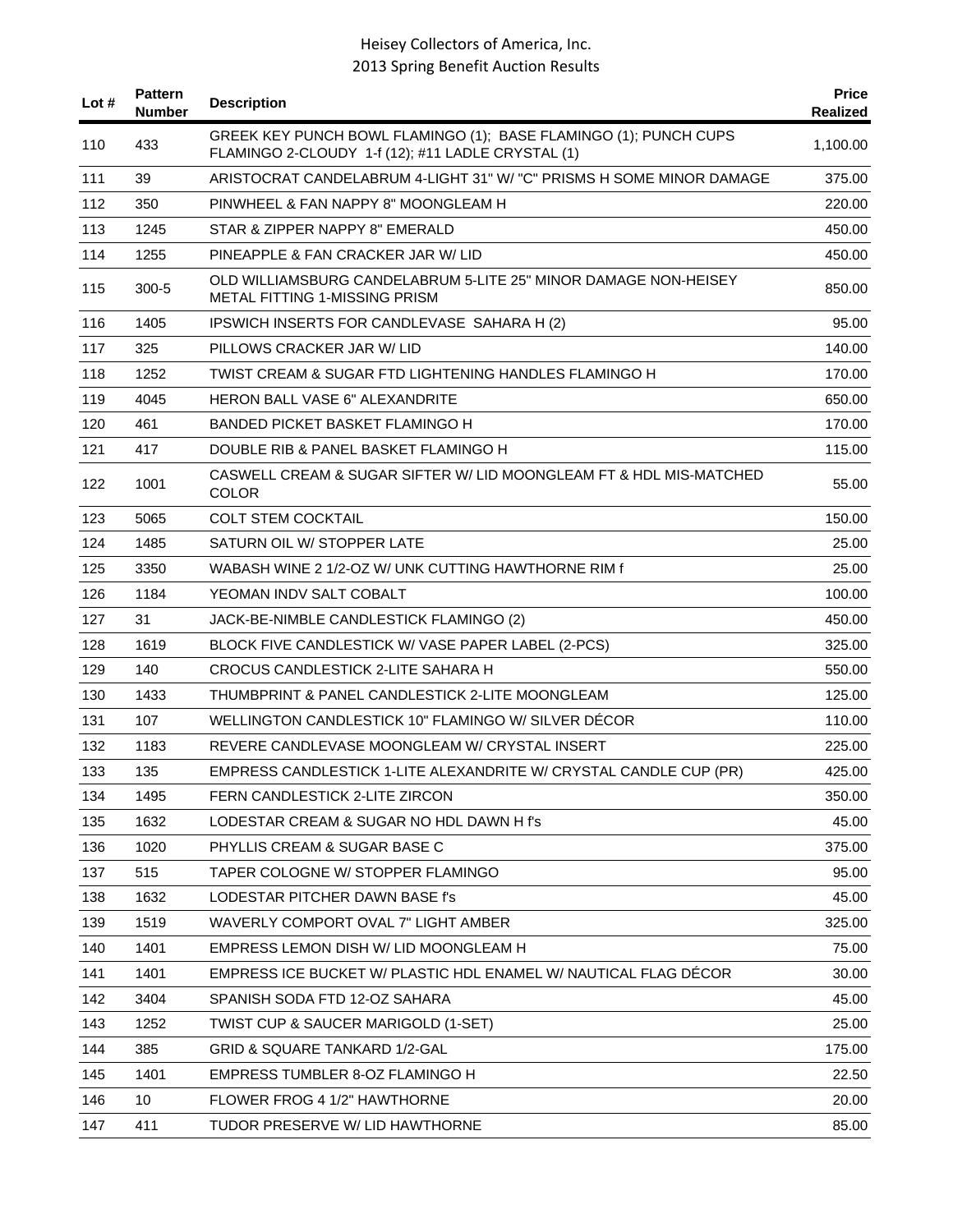Heisey Collectors of America, Inc.
2013 Spring Benefit Auction Results

| Lot # | Pattern Number | Description | Price Realized |
|---|---|---|---|
| 110 | 433 | GREEK KEY PUNCH BOWL FLAMINGO (1); BASE FLAMINGO (1); PUNCH CUPS FLAMINGO 2-CLOUDY 1-f (12); #11 LADLE CRYSTAL (1) | 1,100.00 |
| 111 | 39 | ARISTOCRAT CANDELABRUM 4-LIGHT 31" W/ "C" PRISMS H SOME MINOR DAMAGE | 375.00 |
| 112 | 350 | PINWHEEL & FAN NAPPY 8" MOONGLEAM H | 220.00 |
| 113 | 1245 | STAR & ZIPPER NAPPY 8" EMERALD | 450.00 |
| 114 | 1255 | PINEAPPLE & FAN CRACKER JAR W/ LID | 450.00 |
| 115 | 300-5 | OLD WILLIAMSBURG CANDELABRUM 5-LITE 25" MINOR DAMAGE NON-HEISEY METAL FITTING 1-MISSING PRISM | 850.00 |
| 116 | 1405 | IPSWICH INSERTS FOR CANDLEVASE SAHARA H (2) | 95.00 |
| 117 | 325 | PILLOWS CRACKER JAR W/ LID | 140.00 |
| 118 | 1252 | TWIST CREAM & SUGAR FTD LIGHTENING HANDLES FLAMINGO H | 170.00 |
| 119 | 4045 | HERON BALL VASE 6" ALEXANDRITE | 650.00 |
| 120 | 461 | BANDED PICKET BASKET FLAMINGO H | 170.00 |
| 121 | 417 | DOUBLE RIB & PANEL BASKET FLAMINGO H | 115.00 |
| 122 | 1001 | CASWELL CREAM & SUGAR SIFTER W/ LID MOONGLEAM FT & HDL MIS-MATCHED COLOR | 55.00 |
| 123 | 5065 | COLT STEM COCKTAIL | 150.00 |
| 124 | 1485 | SATURN OIL W/ STOPPER LATE | 25.00 |
| 125 | 3350 | WABASH WINE 2 1/2-OZ W/ UNK CUTTING HAWTHORNE RIM f | 25.00 |
| 126 | 1184 | YEOMAN INDV SALT COBALT | 100.00 |
| 127 | 31 | JACK-BE-NIMBLE CANDLESTICK FLAMINGO (2) | 450.00 |
| 128 | 1619 | BLOCK FIVE CANDLESTICK W/ VASE PAPER LABEL (2-PCS) | 325.00 |
| 129 | 140 | CROCUS CANDLESTICK 2-LITE SAHARA H | 550.00 |
| 130 | 1433 | THUMBPRINT & PANEL CANDLESTICK 2-LITE MOONGLEAM | 125.00 |
| 131 | 107 | WELLINGTON CANDLESTICK 10" FLAMINGO W/ SILVER DÉCOR | 110.00 |
| 132 | 1183 | REVERE CANDLEVASE MOONGLEAM W/ CRYSTAL INSERT | 225.00 |
| 133 | 135 | EMPRESS CANDLESTICK 1-LITE ALEXANDRITE W/ CRYSTAL CANDLE CUP (PR) | 425.00 |
| 134 | 1495 | FERN CANDLESTICK 2-LITE ZIRCON | 350.00 |
| 135 | 1632 | LODESTAR CREAM & SUGAR NO HDL DAWN H f's | 45.00 |
| 136 | 1020 | PHYLLIS CREAM & SUGAR BASE C | 375.00 |
| 137 | 515 | TAPER COLOGNE W/ STOPPER FLAMINGO | 95.00 |
| 138 | 1632 | LODESTAR PITCHER DAWN BASE f's | 45.00 |
| 139 | 1519 | WAVERLY COMPORT OVAL 7" LIGHT AMBER | 325.00 |
| 140 | 1401 | EMPRESS LEMON DISH W/ LID MOONGLEAM H | 75.00 |
| 141 | 1401 | EMPRESS ICE BUCKET W/ PLASTIC HDL ENAMEL W/ NAUTICAL FLAG DÉCOR | 30.00 |
| 142 | 3404 | SPANISH SODA FTD 12-OZ SAHARA | 45.00 |
| 143 | 1252 | TWIST CUP & SAUCER MARIGOLD (1-SET) | 25.00 |
| 144 | 385 | GRID & SQUARE TANKARD 1/2-GAL | 175.00 |
| 145 | 1401 | EMPRESS TUMBLER 8-OZ FLAMINGO H | 22.50 |
| 146 | 10 | FLOWER FROG 4 1/2" HAWTHORNE | 20.00 |
| 147 | 411 | TUDOR PRESERVE W/ LID HAWTHORNE | 85.00 |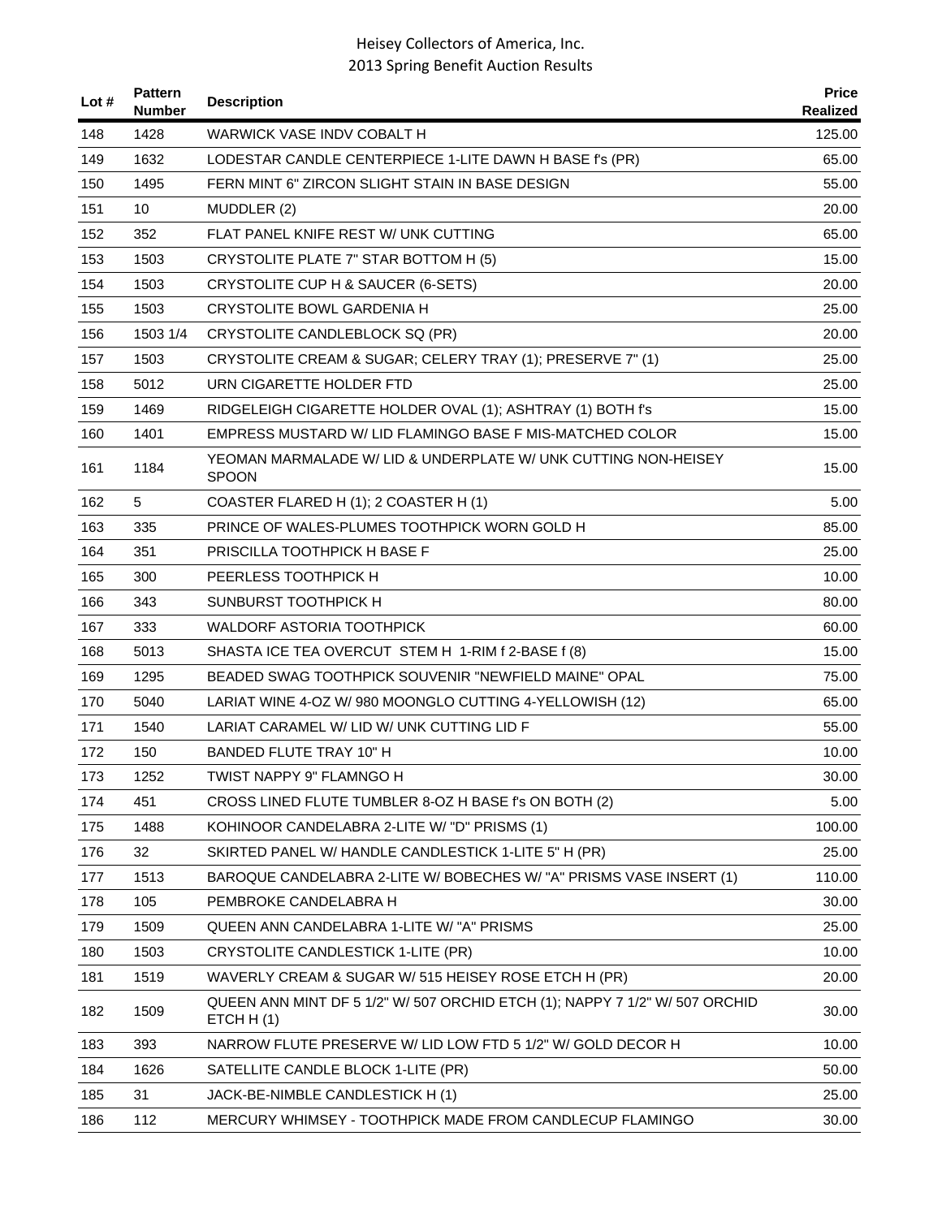| Lot # | Pattern Number | Description | Price Realized |
|---|---|---|---|
| 148 | 1428 | WARWICK VASE INDV COBALT H | 125.00 |
| 149 | 1632 | LODESTAR CANDLE CENTERPIECE 1-LITE DAWN H BASE f's (PR) | 65.00 |
| 150 | 1495 | FERN MINT 6" ZIRCON SLIGHT STAIN IN BASE DESIGN | 55.00 |
| 151 | 10 | MUDDLER (2) | 20.00 |
| 152 | 352 | FLAT PANEL KNIFE REST W/ UNK CUTTING | 65.00 |
| 153 | 1503 | CRYSTOLITE PLATE 7" STAR BOTTOM H (5) | 15.00 |
| 154 | 1503 | CRYSTOLITE CUP H & SAUCER (6-SETS) | 20.00 |
| 155 | 1503 | CRYSTOLITE BOWL GARDENIA H | 25.00 |
| 156 | 1503 1/4 | CRYSTOLITE CANDLEBLOCK SQ (PR) | 20.00 |
| 157 | 1503 | CRYSTOLITE CREAM & SUGAR; CELERY TRAY (1); PRESERVE 7" (1) | 25.00 |
| 158 | 5012 | URN CIGARETTE HOLDER FTD | 25.00 |
| 159 | 1469 | RIDGELEIGH CIGARETTE HOLDER OVAL (1); ASHTRAY (1) BOTH f's | 15.00 |
| 160 | 1401 | EMPRESS MUSTARD W/ LID FLAMINGO BASE F MIS-MATCHED COLOR | 15.00 |
| 161 | 1184 | YEOMAN MARMALADE W/ LID & UNDERPLATE W/ UNK CUTTING NON-HEISEY SPOON | 15.00 |
| 162 | 5 | COASTER FLARED H (1); 2 COASTER H (1) | 5.00 |
| 163 | 335 | PRINCE OF WALES-PLUMES TOOTHPICK WORN GOLD H | 85.00 |
| 164 | 351 | PRISCILLA TOOTHPICK H BASE F | 25.00 |
| 165 | 300 | PEERLESS TOOTHPICK H | 10.00 |
| 166 | 343 | SUNBURST TOOTHPICK H | 80.00 |
| 167 | 333 | WALDORF ASTORIA TOOTHPICK | 60.00 |
| 168 | 5013 | SHASTA ICE TEA OVERCUT STEM H 1-RIM f 2-BASE f (8) | 15.00 |
| 169 | 1295 | BEADED SWAG TOOTHPICK SOUVENIR "NEWFIELD MAINE" OPAL | 75.00 |
| 170 | 5040 | LARIAT WINE 4-OZ W/ 980 MOONGLO CUTTING 4-YELLOWISH (12) | 65.00 |
| 171 | 1540 | LARIAT CARAMEL W/ LID W/ UNK CUTTING LID F | 55.00 |
| 172 | 150 | BANDED FLUTE TRAY 10" H | 10.00 |
| 173 | 1252 | TWIST NAPPY 9" FLAMNGO H | 30.00 |
| 174 | 451 | CROSS LINED FLUTE TUMBLER 8-OZ H BASE f's ON BOTH (2) | 5.00 |
| 175 | 1488 | KOHINOOR CANDELABRA 2-LITE W/ "D" PRISMS (1) | 100.00 |
| 176 | 32 | SKIRTED PANEL W/ HANDLE CANDLESTICK 1-LITE 5" H (PR) | 25.00 |
| 177 | 1513 | BAROQUE CANDELABRA 2-LITE W/ BOBECHES W/ "A" PRISMS VASE INSERT (1) | 110.00 |
| 178 | 105 | PEMBROKE CANDELABRA H | 30.00 |
| 179 | 1509 | QUEEN ANN CANDELABRA 1-LITE W/ "A" PRISMS | 25.00 |
| 180 | 1503 | CRYSTOLITE CANDLESTICK 1-LITE (PR) | 10.00 |
| 181 | 1519 | WAVERLY CREAM & SUGAR W/ 515 HEISEY ROSE ETCH H (PR) | 20.00 |
| 182 | 1509 | QUEEN ANN MINT DF 5 1/2" W/ 507 ORCHID ETCH (1); NAPPY 7 1/2" W/ 507 ORCHID ETCH H (1) | 30.00 |
| 183 | 393 | NARROW FLUTE PRESERVE W/ LID LOW FTD 5 1/2" W/ GOLD DECOR H | 10.00 |
| 184 | 1626 | SATELLITE CANDLE BLOCK 1-LITE (PR) | 50.00 |
| 185 | 31 | JACK-BE-NIMBLE CANDLESTICK H (1) | 25.00 |
| 186 | 112 | MERCURY WHIMSEY - TOOTHPICK MADE FROM CANDLECUP FLAMINGO | 30.00 |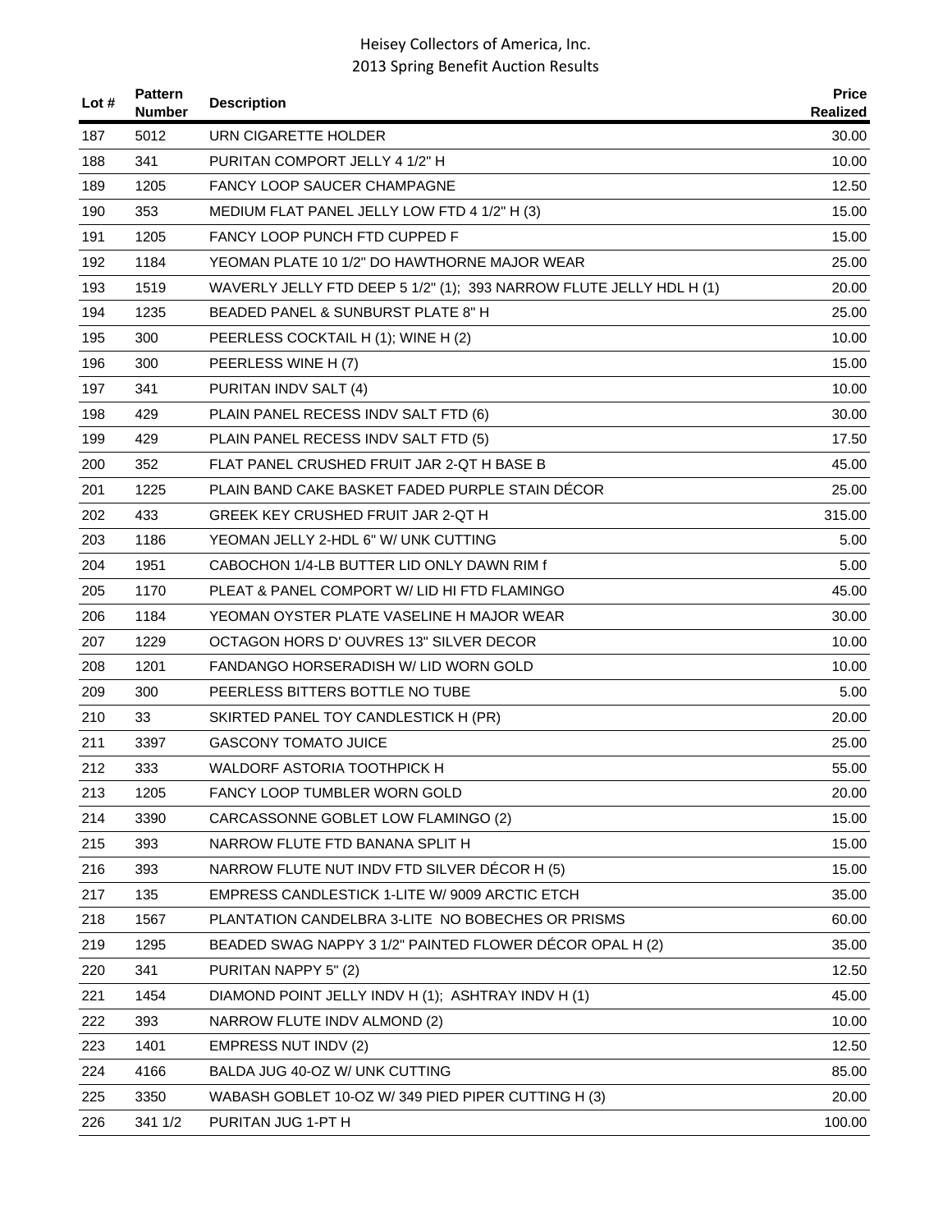| Lot # | Pattern Number | Description | Price Realized |
|---|---|---|---|
| 187 | 5012 | URN CIGARETTE HOLDER | 30.00 |
| 188 | 341 | PURITAN COMPORT JELLY 4 1/2" H | 10.00 |
| 189 | 1205 | FANCY LOOP SAUCER CHAMPAGNE | 12.50 |
| 190 | 353 | MEDIUM FLAT PANEL JELLY LOW FTD 4 1/2" H (3) | 15.00 |
| 191 | 1205 | FANCY LOOP PUNCH FTD CUPPED F | 15.00 |
| 192 | 1184 | YEOMAN PLATE 10 1/2" DO HAWTHORNE MAJOR WEAR | 25.00 |
| 193 | 1519 | WAVERLY JELLY FTD DEEP 5 1/2" (1); 393 NARROW FLUTE JELLY HDL H (1) | 20.00 |
| 194 | 1235 | BEADED PANEL & SUNBURST PLATE 8" H | 25.00 |
| 195 | 300 | PEERLESS COCKTAIL H (1); WINE H (2) | 10.00 |
| 196 | 300 | PEERLESS WINE H (7) | 15.00 |
| 197 | 341 | PURITAN INDV SALT (4) | 10.00 |
| 198 | 429 | PLAIN PANEL RECESS INDV SALT FTD (6) | 30.00 |
| 199 | 429 | PLAIN PANEL RECESS INDV SALT FTD (5) | 17.50 |
| 200 | 352 | FLAT PANEL CRUSHED FRUIT JAR 2-QT H BASE B | 45.00 |
| 201 | 1225 | PLAIN BAND CAKE BASKET FADED PURPLE STAIN DÉCOR | 25.00 |
| 202 | 433 | GREEK KEY CRUSHED FRUIT JAR 2-QT H | 315.00 |
| 203 | 1186 | YEOMAN JELLY 2-HDL 6" W/ UNK CUTTING | 5.00 |
| 204 | 1951 | CABOCHON 1/4-LB BUTTER LID ONLY DAWN RIM f | 5.00 |
| 205 | 1170 | PLEAT & PANEL COMPORT W/ LID HI FTD FLAMINGO | 45.00 |
| 206 | 1184 | YEOMAN OYSTER PLATE VASELINE H MAJOR WEAR | 30.00 |
| 207 | 1229 | OCTAGON HORS D' OUVRES 13" SILVER DECOR | 10.00 |
| 208 | 1201 | FANDANGO HORSERADISH W/ LID WORN GOLD | 10.00 |
| 209 | 300 | PEERLESS BITTERS BOTTLE NO TUBE | 5.00 |
| 210 | 33 | SKIRTED PANEL TOY CANDLESTICK H (PR) | 20.00 |
| 211 | 3397 | GASCONY TOMATO JUICE | 25.00 |
| 212 | 333 | WALDORF ASTORIA TOOTHPICK H | 55.00 |
| 213 | 1205 | FANCY LOOP TUMBLER WORN GOLD | 20.00 |
| 214 | 3390 | CARCASSONNE GOBLET LOW FLAMINGO (2) | 15.00 |
| 215 | 393 | NARROW FLUTE FTD BANANA SPLIT H | 15.00 |
| 216 | 393 | NARROW FLUTE NUT INDV FTD SILVER DÉCOR H (5) | 15.00 |
| 217 | 135 | EMPRESS CANDLESTICK 1-LITE W/ 9009 ARCTIC ETCH | 35.00 |
| 218 | 1567 | PLANTATION CANDELBRA 3-LITE NO BOBECHES OR PRISMS | 60.00 |
| 219 | 1295 | BEADED SWAG NAPPY 3 1/2" PAINTED FLOWER DÉCOR OPAL H (2) | 35.00 |
| 220 | 341 | PURITAN NAPPY 5" (2) | 12.50 |
| 221 | 1454 | DIAMOND POINT JELLY INDV H (1); ASHTRAY INDV H (1) | 45.00 |
| 222 | 393 | NARROW FLUTE INDV ALMOND (2) | 10.00 |
| 223 | 1401 | EMPRESS NUT INDV (2) | 12.50 |
| 224 | 4166 | BALDA JUG 40-OZ W/ UNK CUTTING | 85.00 |
| 225 | 3350 | WABASH GOBLET 10-OZ W/ 349 PIED PIPER CUTTING H (3) | 20.00 |
| 226 | 341 1/2 | PURITAN JUG 1-PT H | 100.00 |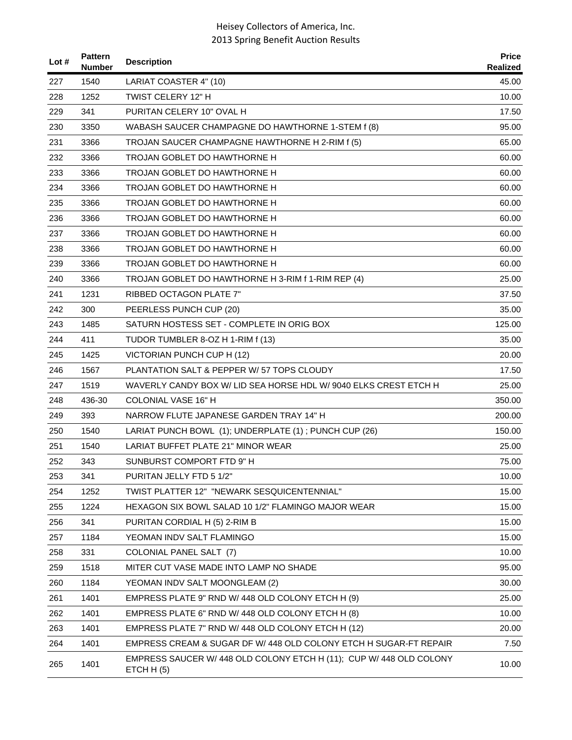| Lot # | Pattern Number | Description | Price Realized |
|---|---|---|---|
| 227 | 1540 | LARIAT COASTER 4" (10) | 45.00 |
| 228 | 1252 | TWIST CELERY 12" H | 10.00 |
| 229 | 341 | PURITAN CELERY 10" OVAL H | 17.50 |
| 230 | 3350 | WABASH SAUCER CHAMPAGNE DO HAWTHORNE 1-STEM f (8) | 95.00 |
| 231 | 3366 | TROJAN SAUCER CHAMPAGNE HAWTHORNE H 2-RIM f (5) | 65.00 |
| 232 | 3366 | TROJAN GOBLET DO HAWTHORNE H | 60.00 |
| 233 | 3366 | TROJAN GOBLET DO HAWTHORNE H | 60.00 |
| 234 | 3366 | TROJAN GOBLET DO HAWTHORNE H | 60.00 |
| 235 | 3366 | TROJAN GOBLET DO HAWTHORNE H | 60.00 |
| 236 | 3366 | TROJAN GOBLET DO HAWTHORNE H | 60.00 |
| 237 | 3366 | TROJAN GOBLET DO HAWTHORNE H | 60.00 |
| 238 | 3366 | TROJAN GOBLET DO HAWTHORNE H | 60.00 |
| 239 | 3366 | TROJAN GOBLET DO HAWTHORNE H | 60.00 |
| 240 | 3366 | TROJAN GOBLET DO HAWTHORNE H 3-RIM f 1-RIM REP (4) | 25.00 |
| 241 | 1231 | RIBBED OCTAGON PLATE 7" | 37.50 |
| 242 | 300 | PEERLESS PUNCH CUP (20) | 35.00 |
| 243 | 1485 | SATURN HOSTESS SET - COMPLETE IN ORIG BOX | 125.00 |
| 244 | 411 | TUDOR TUMBLER 8-OZ H 1-RIM f (13) | 35.00 |
| 245 | 1425 | VICTORIAN PUNCH CUP H (12) | 20.00 |
| 246 | 1567 | PLANTATION SALT & PEPPER W/ 57 TOPS CLOUDY | 17.50 |
| 247 | 1519 | WAVERLY CANDY BOX W/ LID SEA HORSE HDL W/ 9040 ELKS CREST ETCH H | 25.00 |
| 248 | 436-30 | COLONIAL VASE 16" H | 350.00 |
| 249 | 393 | NARROW FLUTE JAPANESE GARDEN TRAY 14" H | 200.00 |
| 250 | 1540 | LARIAT PUNCH BOWL (1); UNDERPLATE (1) ; PUNCH CUP (26) | 150.00 |
| 251 | 1540 | LARIAT BUFFET PLATE 21" MINOR WEAR | 25.00 |
| 252 | 343 | SUNBURST COMPORT FTD 9" H | 75.00 |
| 253 | 341 | PURITAN JELLY FTD 5 1/2" | 10.00 |
| 254 | 1252 | TWIST PLATTER 12" "NEWARK SESQUICENTENNIAL" | 15.00 |
| 255 | 1224 | HEXAGON SIX BOWL SALAD 10 1/2" FLAMINGO MAJOR WEAR | 15.00 |
| 256 | 341 | PURITAN CORDIAL H (5) 2-RIM B | 15.00 |
| 257 | 1184 | YEOMAN INDV SALT FLAMINGO | 15.00 |
| 258 | 331 | COLONIAL PANEL SALT (7) | 10.00 |
| 259 | 1518 | MITER CUT VASE MADE INTO LAMP NO SHADE | 95.00 |
| 260 | 1184 | YEOMAN INDV SALT MOONGLEAM (2) | 30.00 |
| 261 | 1401 | EMPRESS PLATE 9" RND W/ 448 OLD COLONY ETCH H (9) | 25.00 |
| 262 | 1401 | EMPRESS PLATE 6" RND W/ 448 OLD COLONY ETCH H (8) | 10.00 |
| 263 | 1401 | EMPRESS PLATE 7" RND W/ 448 OLD COLONY ETCH H (12) | 20.00 |
| 264 | 1401 | EMPRESS CREAM & SUGAR DF W/ 448 OLD COLONY ETCH H SUGAR-FT REPAIR | 7.50 |
| 265 | 1401 | EMPRESS SAUCER W/ 448 OLD COLONY ETCH H (11); CUP W/ 448 OLD COLONY ETCH H (5) | 10.00 |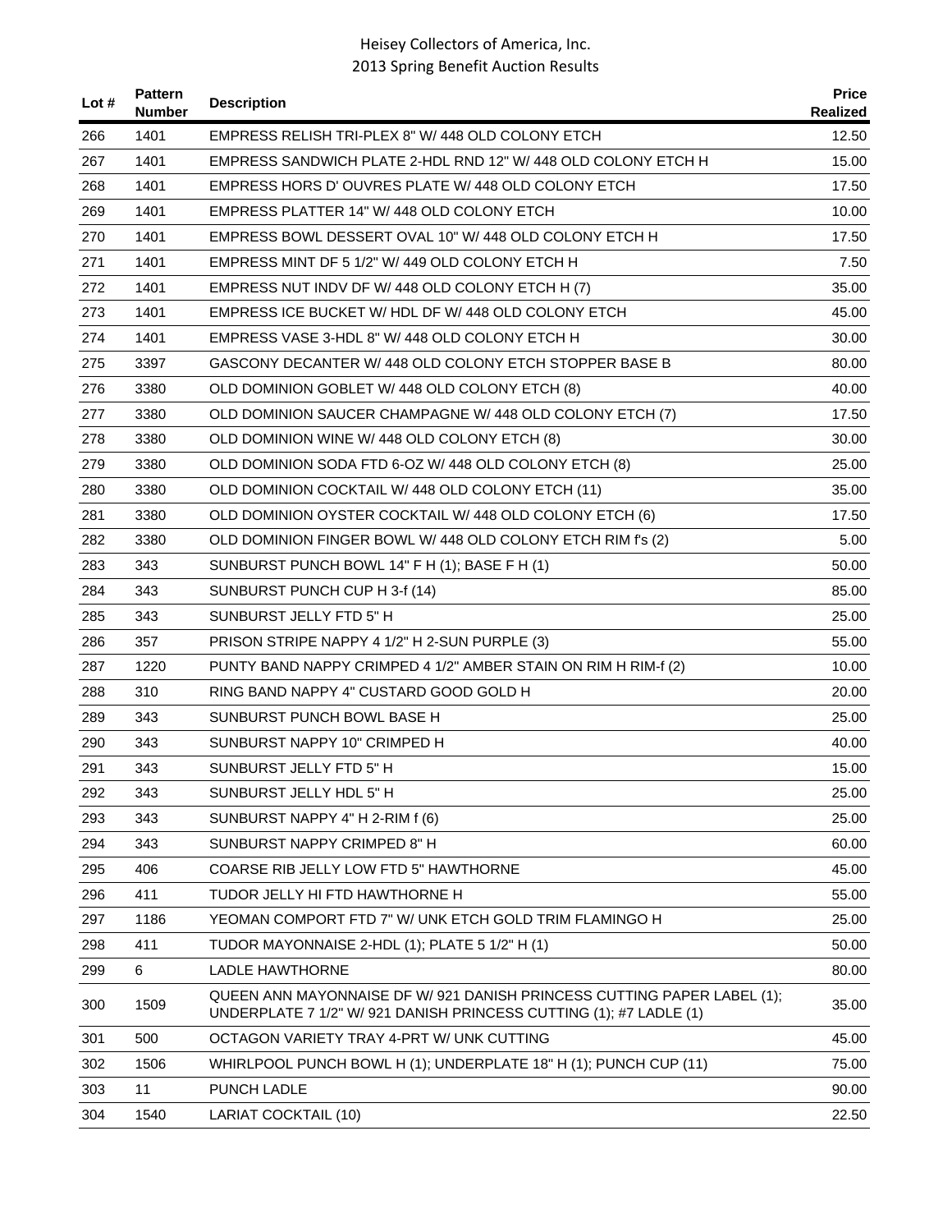| Lot # | Pattern Number | Description | Price Realized |
|---|---|---|---|
| 266 | 1401 | EMPRESS RELISH TRI-PLEX 8" W/ 448 OLD COLONY ETCH | 12.50 |
| 267 | 1401 | EMPRESS SANDWICH PLATE 2-HDL RND 12" W/ 448 OLD COLONY ETCH H | 15.00 |
| 268 | 1401 | EMPRESS HORS D' OUVRES PLATE W/ 448 OLD COLONY ETCH | 17.50 |
| 269 | 1401 | EMPRESS PLATTER 14" W/ 448 OLD COLONY ETCH | 10.00 |
| 270 | 1401 | EMPRESS BOWL DESSERT OVAL 10" W/ 448 OLD COLONY ETCH H | 17.50 |
| 271 | 1401 | EMPRESS MINT DF 5 1/2" W/ 449 OLD COLONY ETCH H | 7.50 |
| 272 | 1401 | EMPRESS NUT INDV DF W/ 448 OLD COLONY ETCH H (7) | 35.00 |
| 273 | 1401 | EMPRESS ICE BUCKET W/ HDL DF W/ 448 OLD COLONY ETCH | 45.00 |
| 274 | 1401 | EMPRESS VASE 3-HDL 8" W/ 448 OLD COLONY ETCH H | 30.00 |
| 275 | 3397 | GASCONY DECANTER W/ 448 OLD COLONY ETCH STOPPER BASE B | 80.00 |
| 276 | 3380 | OLD DOMINION GOBLET W/ 448 OLD COLONY ETCH (8) | 40.00 |
| 277 | 3380 | OLD DOMINION SAUCER CHAMPAGNE W/ 448 OLD COLONY ETCH (7) | 17.50 |
| 278 | 3380 | OLD DOMINION WINE W/ 448 OLD COLONY ETCH (8) | 30.00 |
| 279 | 3380 | OLD DOMINION SODA FTD 6-OZ W/ 448 OLD COLONY ETCH (8) | 25.00 |
| 280 | 3380 | OLD DOMINION COCKTAIL W/ 448 OLD COLONY ETCH (11) | 35.00 |
| 281 | 3380 | OLD DOMINION OYSTER COCKTAIL W/ 448 OLD COLONY ETCH (6) | 17.50 |
| 282 | 3380 | OLD DOMINION FINGER BOWL W/ 448 OLD COLONY ETCH RIM f's (2) | 5.00 |
| 283 | 343 | SUNBURST PUNCH BOWL 14" F H (1); BASE F H (1) | 50.00 |
| 284 | 343 | SUNBURST PUNCH CUP H 3-f (14) | 85.00 |
| 285 | 343 | SUNBURST JELLY FTD 5" H | 25.00 |
| 286 | 357 | PRISON STRIPE NAPPY 4 1/2" H 2-SUN PURPLE (3) | 55.00 |
| 287 | 1220 | PUNTY BAND NAPPY CRIMPED 4 1/2" AMBER STAIN ON RIM H RIM-f (2) | 10.00 |
| 288 | 310 | RING BAND NAPPY 4" CUSTARD GOOD GOLD H | 20.00 |
| 289 | 343 | SUNBURST PUNCH BOWL BASE H | 25.00 |
| 290 | 343 | SUNBURST NAPPY 10" CRIMPED H | 40.00 |
| 291 | 343 | SUNBURST JELLY FTD 5" H | 15.00 |
| 292 | 343 | SUNBURST JELLY HDL 5" H | 25.00 |
| 293 | 343 | SUNBURST NAPPY 4" H 2-RIM f (6) | 25.00 |
| 294 | 343 | SUNBURST NAPPY CRIMPED 8" H | 60.00 |
| 295 | 406 | COARSE RIB JELLY LOW FTD 5" HAWTHORNE | 45.00 |
| 296 | 411 | TUDOR JELLY HI FTD HAWTHORNE H | 55.00 |
| 297 | 1186 | YEOMAN COMPORT FTD 7" W/ UNK ETCH GOLD TRIM FLAMINGO H | 25.00 |
| 298 | 411 | TUDOR MAYONNAISE 2-HDL (1); PLATE 5 1/2" H (1) | 50.00 |
| 299 | 6 | LADLE HAWTHORNE | 80.00 |
| 300 | 1509 | QUEEN ANN MAYONNAISE DF W/ 921 DANISH PRINCESS CUTTING PAPER LABEL (1); UNDERPLATE 7 1/2" W/ 921 DANISH PRINCESS CUTTING (1); #7 LADLE (1) | 35.00 |
| 301 | 500 | OCTAGON VARIETY TRAY 4-PRT W/ UNK CUTTING | 45.00 |
| 302 | 1506 | WHIRLPOOL PUNCH BOWL H (1); UNDERPLATE 18" H (1); PUNCH CUP (11) | 75.00 |
| 303 | 11 | PUNCH LADLE | 90.00 |
| 304 | 1540 | LARIAT COCKTAIL (10) | 22.50 |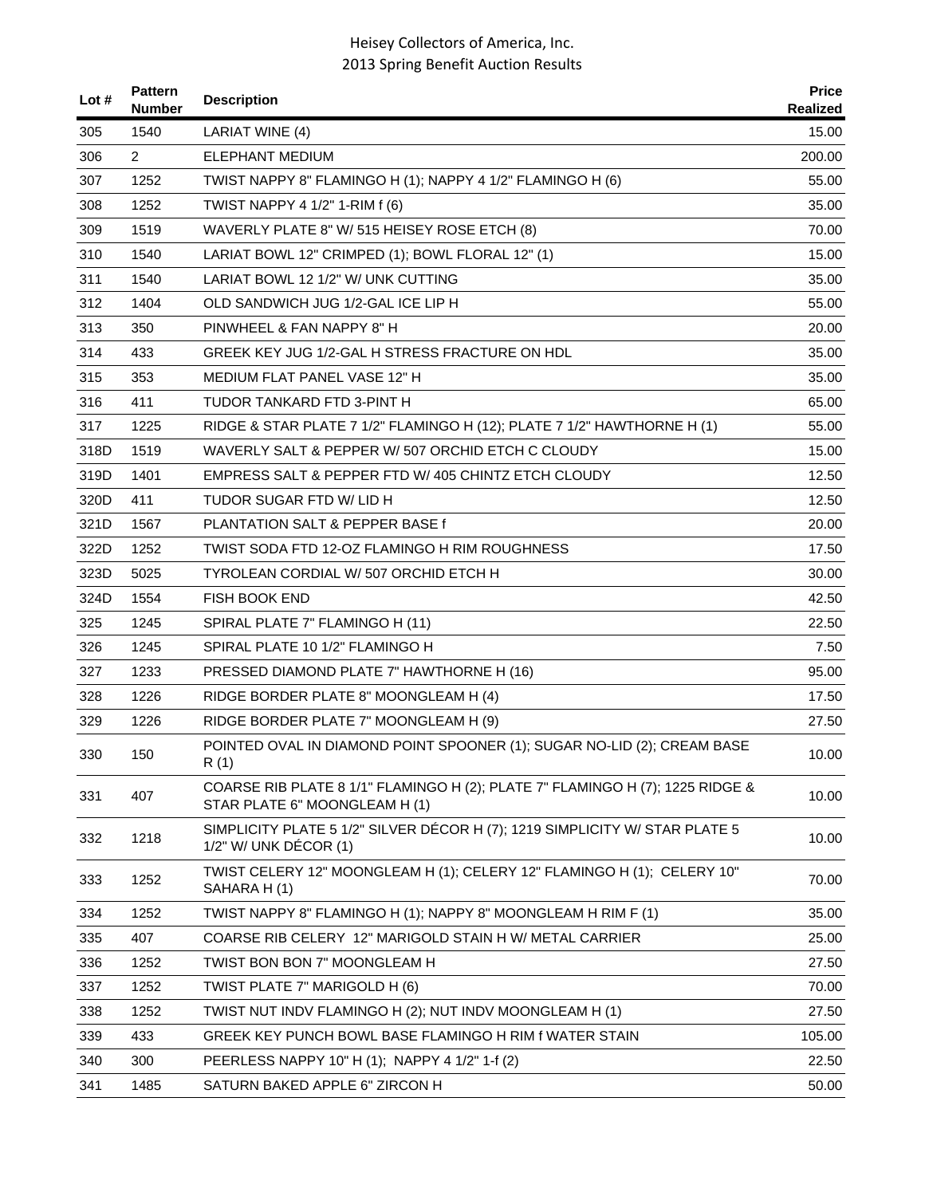| Lot # | Pattern Number | Description | Price Realized |
|---|---|---|---|
| 305 | 1540 | LARIAT WINE (4) | 15.00 |
| 306 | 2 | ELEPHANT MEDIUM | 200.00 |
| 307 | 1252 | TWIST NAPPY 8" FLAMINGO H (1); NAPPY 4 1/2" FLAMINGO H (6) | 55.00 |
| 308 | 1252 | TWIST NAPPY 4 1/2" 1-RIM f (6) | 35.00 |
| 309 | 1519 | WAVERLY PLATE 8" W/ 515 HEISEY ROSE ETCH (8) | 70.00 |
| 310 | 1540 | LARIAT BOWL 12" CRIMPED (1); BOWL FLORAL 12" (1) | 15.00 |
| 311 | 1540 | LARIAT BOWL 12 1/2" W/ UNK CUTTING | 35.00 |
| 312 | 1404 | OLD SANDWICH JUG 1/2-GAL ICE LIP H | 55.00 |
| 313 | 350 | PINWHEEL & FAN NAPPY 8" H | 20.00 |
| 314 | 433 | GREEK KEY JUG 1/2-GAL H STRESS FRACTURE ON HDL | 35.00 |
| 315 | 353 | MEDIUM FLAT PANEL VASE 12" H | 35.00 |
| 316 | 411 | TUDOR TANKARD FTD 3-PINT H | 65.00 |
| 317 | 1225 | RIDGE & STAR PLATE 7 1/2" FLAMINGO H (12); PLATE 7 1/2" HAWTHORNE H (1) | 55.00 |
| 318D | 1519 | WAVERLY SALT & PEPPER W/ 507 ORCHID ETCH C CLOUDY | 15.00 |
| 319D | 1401 | EMPRESS SALT & PEPPER FTD W/ 405 CHINTZ ETCH CLOUDY | 12.50 |
| 320D | 411 | TUDOR SUGAR FTD W/ LID H | 12.50 |
| 321D | 1567 | PLANTATION SALT & PEPPER BASE f | 20.00 |
| 322D | 1252 | TWIST SODA FTD 12-OZ FLAMINGO H RIM ROUGHNESS | 17.50 |
| 323D | 5025 | TYROLEAN CORDIAL W/ 507 ORCHID ETCH H | 30.00 |
| 324D | 1554 | FISH BOOK END | 42.50 |
| 325 | 1245 | SPIRAL PLATE 7" FLAMINGO H (11) | 22.50 |
| 326 | 1245 | SPIRAL PLATE 10 1/2" FLAMINGO H | 7.50 |
| 327 | 1233 | PRESSED DIAMOND PLATE 7" HAWTHORNE H (16) | 95.00 |
| 328 | 1226 | RIDGE BORDER PLATE 8" MOONGLEAM H (4) | 17.50 |
| 329 | 1226 | RIDGE BORDER PLATE 7" MOONGLEAM H (9) | 27.50 |
| 330 | 150 | POINTED OVAL IN DIAMOND POINT SPOONER (1); SUGAR NO-LID (2); CREAM BASE R (1) | 10.00 |
| 331 | 407 | COARSE RIB PLATE 8 1/1" FLAMINGO H (2); PLATE 7" FLAMINGO H (7); 1225 RIDGE & STAR PLATE 6" MOONGLEAM H (1) | 10.00 |
| 332 | 1218 | SIMPLICITY PLATE 5 1/2" SILVER DÉCOR H (7); 1219 SIMPLICITY W/ STAR PLATE 5 1/2" W/ UNK DÉCOR (1) | 10.00 |
| 333 | 1252 | TWIST CELERY 12" MOONGLEAM H (1); CELERY 12" FLAMINGO H (1); CELERY 10" SAHARA H (1) | 70.00 |
| 334 | 1252 | TWIST NAPPY 8" FLAMINGO H (1); NAPPY 8" MOONGLEAM H RIM F (1) | 35.00 |
| 335 | 407 | COARSE RIB CELERY 12" MARIGOLD STAIN H W/ METAL CARRIER | 25.00 |
| 336 | 1252 | TWIST BON BON 7" MOONGLEAM H | 27.50 |
| 337 | 1252 | TWIST PLATE 7" MARIGOLD H (6) | 70.00 |
| 338 | 1252 | TWIST NUT INDV FLAMINGO H (2); NUT INDV MOONGLEAM H (1) | 27.50 |
| 339 | 433 | GREEK KEY PUNCH BOWL BASE FLAMINGO H RIM f WATER STAIN | 105.00 |
| 340 | 300 | PEERLESS NAPPY 10" H (1); NAPPY 4 1/2" 1-f (2) | 22.50 |
| 341 | 1485 | SATURN BAKED APPLE 6" ZIRCON H | 50.00 |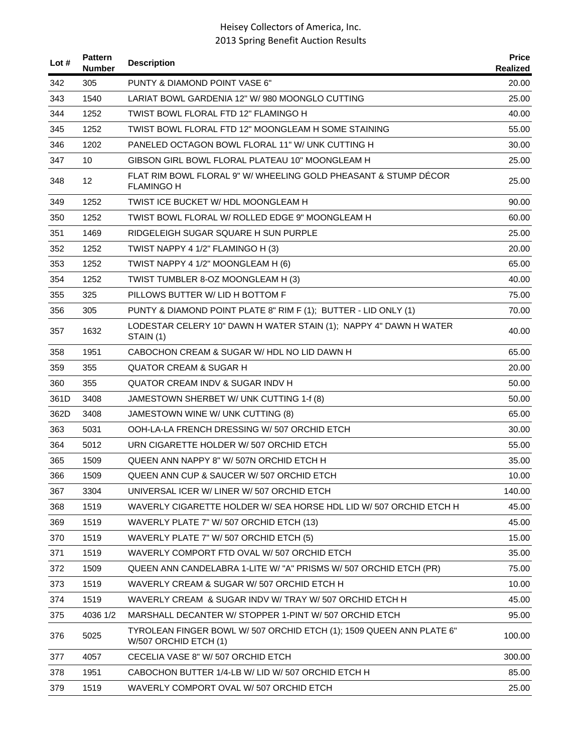| Lot # | Pattern Number | Description | Price Realized |
|---|---|---|---|
| 342 | 305 | PUNTY & DIAMOND POINT VASE 6" | 20.00 |
| 343 | 1540 | LARIAT BOWL GARDENIA 12" W/ 980 MOONGLO CUTTING | 25.00 |
| 344 | 1252 | TWIST BOWL FLORAL FTD 12" FLAMINGO H | 40.00 |
| 345 | 1252 | TWIST BOWL FLORAL FTD 12" MOONGLEAM H SOME STAINING | 55.00 |
| 346 | 1202 | PANELED OCTAGON BOWL FLORAL 11" W/ UNK CUTTING H | 30.00 |
| 347 | 10 | GIBSON GIRL BOWL FLORAL PLATEAU 10" MOONGLEAM H | 25.00 |
| 348 | 12 | FLAT RIM BOWL FLORAL 9" W/ WHEELING GOLD PHEASANT & STUMP DÉCOR FLAMINGO H | 25.00 |
| 349 | 1252 | TWIST ICE BUCKET W/ HDL MOONGLEAM H | 90.00 |
| 350 | 1252 | TWIST BOWL FLORAL W/ ROLLED EDGE 9" MOONGLEAM H | 60.00 |
| 351 | 1469 | RIDGELEIGH SUGAR SQUARE H SUN PURPLE | 25.00 |
| 352 | 1252 | TWIST NAPPY 4 1/2" FLAMINGO H (3) | 20.00 |
| 353 | 1252 | TWIST NAPPY 4 1/2" MOONGLEAM H (6) | 65.00 |
| 354 | 1252 | TWIST TUMBLER 8-OZ MOONGLEAM H (3) | 40.00 |
| 355 | 325 | PILLOWS BUTTER W/ LID H BOTTOM F | 75.00 |
| 356 | 305 | PUNTY & DIAMOND POINT PLATE 8" RIM F (1); BUTTER - LID ONLY (1) | 70.00 |
| 357 | 1632 | LODESTAR CELERY 10" DAWN H WATER STAIN (1); NAPPY 4" DAWN H WATER STAIN (1) | 40.00 |
| 358 | 1951 | CABOCHON CREAM & SUGAR W/ HDL NO LID DAWN H | 65.00 |
| 359 | 355 | QUATOR CREAM & SUGAR H | 20.00 |
| 360 | 355 | QUATOR CREAM INDV & SUGAR INDV H | 50.00 |
| 361D | 3408 | JAMESTOWN SHERBET W/ UNK CUTTING 1-f (8) | 50.00 |
| 362D | 3408 | JAMESTOWN WINE W/ UNK CUTTING (8) | 65.00 |
| 363 | 5031 | OOH-LA-LA FRENCH DRESSING W/ 507 ORCHID ETCH | 30.00 |
| 364 | 5012 | URN CIGARETTE HOLDER W/ 507 ORCHID ETCH | 55.00 |
| 365 | 1509 | QUEEN ANN NAPPY 8" W/ 507N ORCHID ETCH H | 35.00 |
| 366 | 1509 | QUEEN ANN CUP & SAUCER W/ 507 ORCHID ETCH | 10.00 |
| 367 | 3304 | UNIVERSAL ICER W/ LINER W/ 507 ORCHID ETCH | 140.00 |
| 368 | 1519 | WAVERLY CIGARETTE HOLDER W/ SEA HORSE HDL LID W/ 507 ORCHID ETCH H | 45.00 |
| 369 | 1519 | WAVERLY PLATE 7" W/ 507 ORCHID ETCH (13) | 45.00 |
| 370 | 1519 | WAVERLY PLATE 7" W/ 507 ORCHID ETCH (5) | 15.00 |
| 371 | 1519 | WAVERLY COMPORT FTD OVAL W/ 507 ORCHID ETCH | 35.00 |
| 372 | 1509 | QUEEN ANN CANDELABRA 1-LITE W/ "A" PRISMS W/ 507 ORCHID ETCH (PR) | 75.00 |
| 373 | 1519 | WAVERLY CREAM & SUGAR W/ 507 ORCHID ETCH H | 10.00 |
| 374 | 1519 | WAVERLY CREAM & SUGAR INDV W/ TRAY W/ 507 ORCHID ETCH H | 45.00 |
| 375 | 4036 1/2 | MARSHALL DECANTER W/ STOPPER 1-PINT W/ 507 ORCHID ETCH | 95.00 |
| 376 | 5025 | TYROLEAN FINGER BOWL W/ 507 ORCHID ETCH (1); 1509 QUEEN ANN PLATE 6" W/507 ORCHID ETCH (1) | 100.00 |
| 377 | 4057 | CECELIA VASE 8" W/ 507 ORCHID ETCH | 300.00 |
| 378 | 1951 | CABOCHON BUTTER 1/4-LB W/ LID W/ 507 ORCHID ETCH H | 85.00 |
| 379 | 1519 | WAVERLY COMPORT OVAL W/ 507 ORCHID ETCH | 25.00 |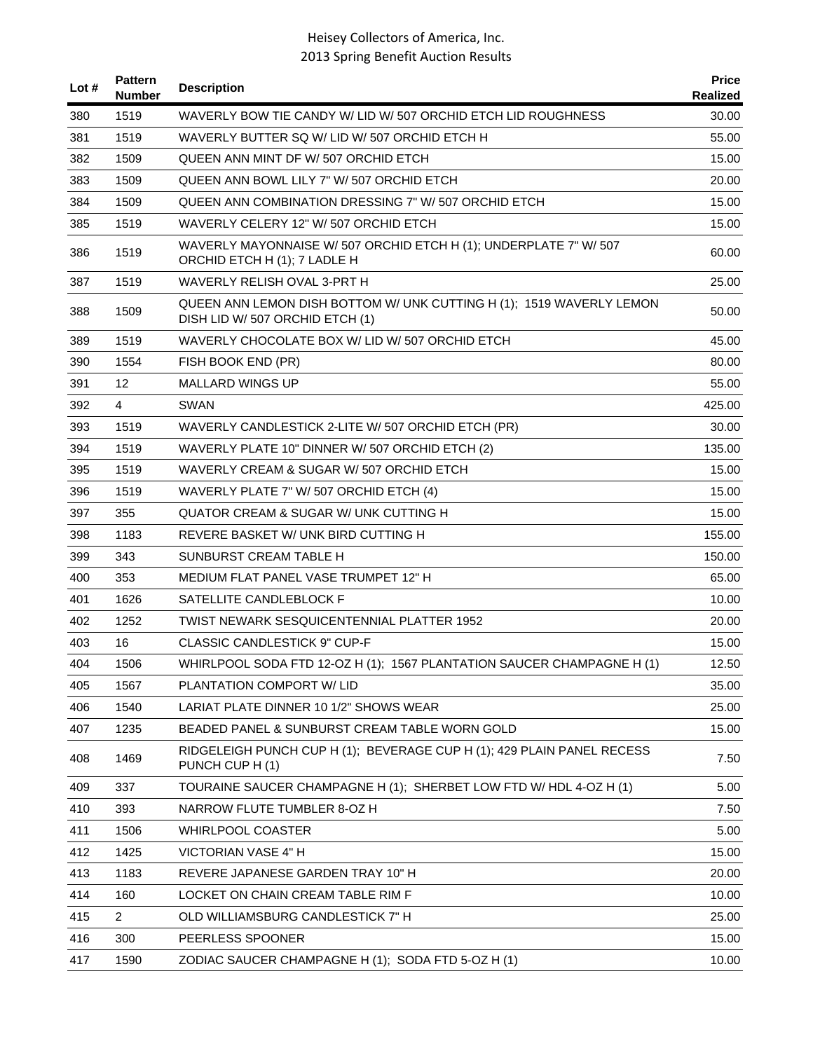| Lot # | Pattern Number | Description | Price Realized |
|---|---|---|---|
| 380 | 1519 | WAVERLY BOW TIE CANDY W/ LID W/ 507 ORCHID ETCH LID ROUGHNESS | 30.00 |
| 381 | 1519 | WAVERLY BUTTER SQ W/ LID W/ 507 ORCHID ETCH H | 55.00 |
| 382 | 1509 | QUEEN ANN MINT DF W/ 507 ORCHID ETCH | 15.00 |
| 383 | 1509 | QUEEN ANN BOWL LILY 7" W/ 507 ORCHID ETCH | 20.00 |
| 384 | 1509 | QUEEN ANN COMBINATION DRESSING 7" W/ 507 ORCHID ETCH | 15.00 |
| 385 | 1519 | WAVERLY CELERY 12" W/ 507 ORCHID ETCH | 15.00 |
| 386 | 1519 | WAVERLY MAYONNAISE W/ 507 ORCHID ETCH H (1); UNDERPLATE 7" W/ 507 ORCHID ETCH H (1); 7 LADLE H | 60.00 |
| 387 | 1519 | WAVERLY RELISH OVAL 3-PRT H | 25.00 |
| 388 | 1509 | QUEEN ANN LEMON DISH BOTTOM W/ UNK CUTTING H (1); 1519 WAVERLY LEMON DISH LID W/ 507 ORCHID ETCH (1) | 50.00 |
| 389 | 1519 | WAVERLY CHOCOLATE BOX W/ LID W/ 507 ORCHID ETCH | 45.00 |
| 390 | 1554 | FISH BOOK END (PR) | 80.00 |
| 391 | 12 | MALLARD WINGS UP | 55.00 |
| 392 | 4 | SWAN | 425.00 |
| 393 | 1519 | WAVERLY CANDLESTICK 2-LITE W/ 507 ORCHID ETCH (PR) | 30.00 |
| 394 | 1519 | WAVERLY PLATE 10" DINNER W/ 507 ORCHID ETCH (2) | 135.00 |
| 395 | 1519 | WAVERLY CREAM & SUGAR W/ 507 ORCHID ETCH | 15.00 |
| 396 | 1519 | WAVERLY PLATE 7" W/ 507 ORCHID ETCH (4) | 15.00 |
| 397 | 355 | QUATOR CREAM & SUGAR W/ UNK CUTTING H | 15.00 |
| 398 | 1183 | REVERE BASKET W/ UNK BIRD CUTTING H | 155.00 |
| 399 | 343 | SUNBURST CREAM TABLE H | 150.00 |
| 400 | 353 | MEDIUM FLAT PANEL VASE TRUMPET 12" H | 65.00 |
| 401 | 1626 | SATELLITE CANDLEBLOCK F | 10.00 |
| 402 | 1252 | TWIST NEWARK SESQUICENTENNIAL PLATTER 1952 | 20.00 |
| 403 | 16 | CLASSIC CANDLESTICK 9" CUP-F | 15.00 |
| 404 | 1506 | WHIRLPOOL SODA FTD 12-OZ H (1); 1567 PLANTATION SAUCER CHAMPAGNE H (1) | 12.50 |
| 405 | 1567 | PLANTATION COMPORT W/ LID | 35.00 |
| 406 | 1540 | LARIAT PLATE DINNER 10 1/2" SHOWS WEAR | 25.00 |
| 407 | 1235 | BEADED PANEL & SUNBURST CREAM TABLE WORN GOLD | 15.00 |
| 408 | 1469 | RIDGELEIGH PUNCH CUP H (1); BEVERAGE CUP H (1); 429 PLAIN PANEL RECESS PUNCH CUP H (1) | 7.50 |
| 409 | 337 | TOURAINE SAUCER CHAMPAGNE H (1); SHERBET LOW FTD W/ HDL 4-OZ H (1) | 5.00 |
| 410 | 393 | NARROW FLUTE TUMBLER 8-OZ H | 7.50 |
| 411 | 1506 | WHIRLPOOL COASTER | 5.00 |
| 412 | 1425 | VICTORIAN VASE 4" H | 15.00 |
| 413 | 1183 | REVERE JAPANESE GARDEN TRAY 10" H | 20.00 |
| 414 | 160 | LOCKET ON CHAIN CREAM TABLE RIM F | 10.00 |
| 415 | 2 | OLD WILLIAMSBURG CANDLESTICK 7" H | 25.00 |
| 416 | 300 | PEERLESS SPOONER | 15.00 |
| 417 | 1590 | ZODIAC SAUCER CHAMPAGNE H (1); SODA FTD 5-OZ H (1) | 10.00 |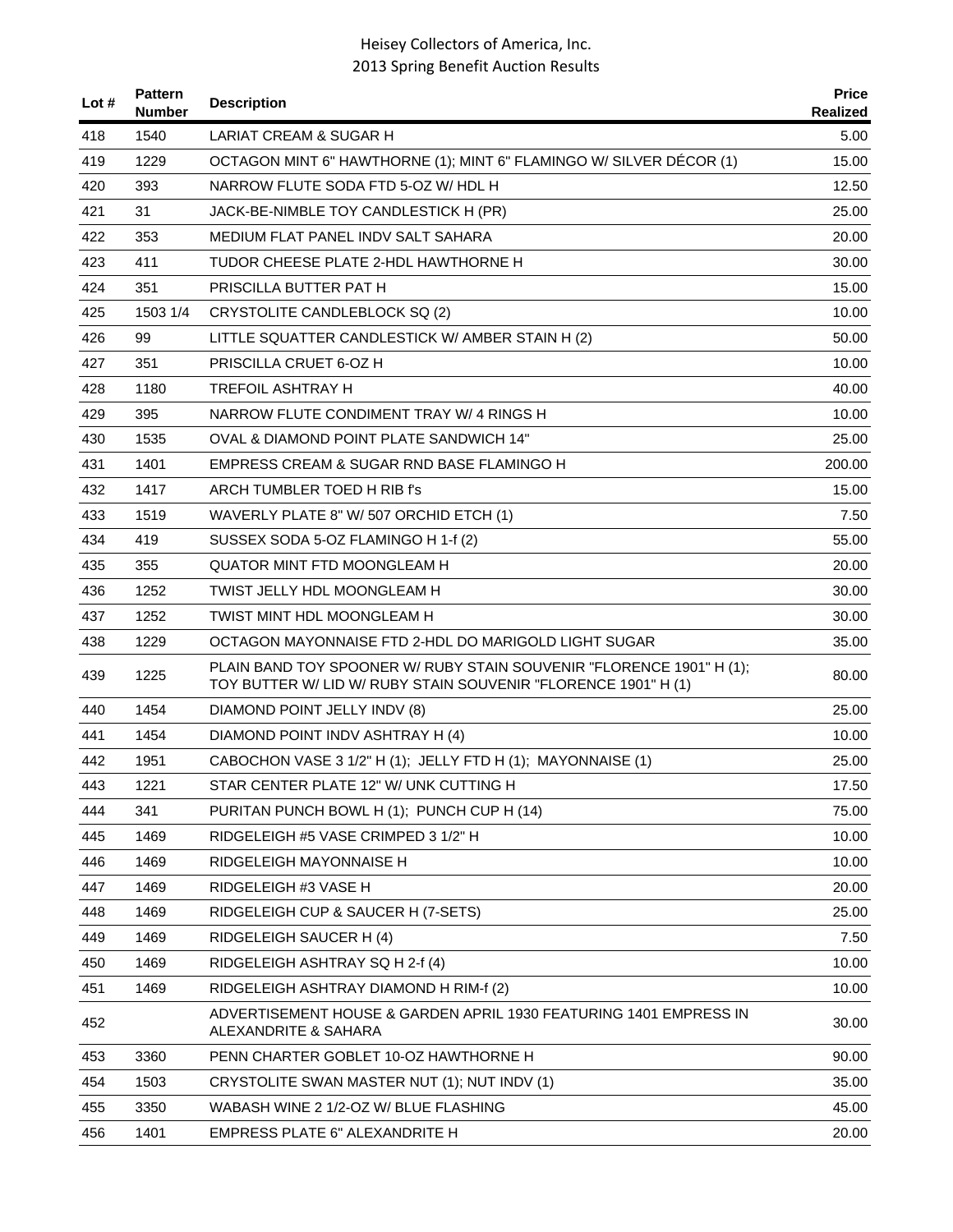# Heisey Collectors of America, Inc.
## 2013 Spring Benefit Auction Results

| Lot # | Pattern Number | Description | Price Realized |
|---|---|---|---|
| 418 | 1540 | LARIAT CREAM & SUGAR H | 5.00 |
| 419 | 1229 | OCTAGON MINT 6" HAWTHORNE (1); MINT 6" FLAMINGO W/ SILVER DÉCOR (1) | 15.00 |
| 420 | 393 | NARROW FLUTE SODA FTD 5-OZ W/ HDL H | 12.50 |
| 421 | 31 | JACK-BE-NIMBLE TOY CANDLESTICK H (PR) | 25.00 |
| 422 | 353 | MEDIUM FLAT PANEL INDV SALT SAHARA | 20.00 |
| 423 | 411 | TUDOR CHEESE PLATE 2-HDL HAWTHORNE H | 30.00 |
| 424 | 351 | PRISCILLA BUTTER PAT H | 15.00 |
| 425 | 1503 1/4 | CRYSTOLITE CANDLEBLOCK SQ (2) | 10.00 |
| 426 | 99 | LITTLE SQUATTER CANDLESTICK W/ AMBER STAIN H (2) | 50.00 |
| 427 | 351 | PRISCILLA CRUET 6-OZ H | 10.00 |
| 428 | 1180 | TREFOIL ASHTRAY H | 40.00 |
| 429 | 395 | NARROW FLUTE CONDIMENT TRAY W/ 4 RINGS H | 10.00 |
| 430 | 1535 | OVAL & DIAMOND POINT PLATE SANDWICH 14" | 25.00 |
| 431 | 1401 | EMPRESS CREAM & SUGAR RND BASE FLAMINGO H | 200.00 |
| 432 | 1417 | ARCH TUMBLER TOED H RIB f's | 15.00 |
| 433 | 1519 | WAVERLY PLATE 8" W/ 507 ORCHID ETCH (1) | 7.50 |
| 434 | 419 | SUSSEX SODA 5-OZ FLAMINGO H 1-f (2) | 55.00 |
| 435 | 355 | QUATOR MINT FTD MOONGLEAM H | 20.00 |
| 436 | 1252 | TWIST JELLY HDL MOONGLEAM H | 30.00 |
| 437 | 1252 | TWIST MINT HDL MOONGLEAM H | 30.00 |
| 438 | 1229 | OCTAGON MAYONNAISE FTD 2-HDL DO MARIGOLD LIGHT SUGAR | 35.00 |
| 439 | 1225 | PLAIN BAND TOY SPOONER W/ RUBY STAIN SOUVENIR "FLORENCE 1901" H (1); TOY BUTTER W/ LID W/ RUBY STAIN SOUVENIR "FLORENCE 1901" H (1) | 80.00 |
| 440 | 1454 | DIAMOND POINT JELLY INDV (8) | 25.00 |
| 441 | 1454 | DIAMOND POINT INDV ASHTRAY H (4) | 10.00 |
| 442 | 1951 | CABOCHON VASE 3 1/2" H (1); JELLY FTD H (1); MAYONNAISE (1) | 25.00 |
| 443 | 1221 | STAR CENTER PLATE 12" W/ UNK CUTTING H | 17.50 |
| 444 | 341 | PURITAN PUNCH BOWL H (1); PUNCH CUP H (14) | 75.00 |
| 445 | 1469 | RIDGELEIGH #5 VASE CRIMPED 3 1/2" H | 10.00 |
| 446 | 1469 | RIDGELEIGH MAYONNAISE H | 10.00 |
| 447 | 1469 | RIDGELEIGH #3 VASE H | 20.00 |
| 448 | 1469 | RIDGELEIGH CUP & SAUCER H (7-SETS) | 25.00 |
| 449 | 1469 | RIDGELEIGH SAUCER H (4) | 7.50 |
| 450 | 1469 | RIDGELEIGH ASHTRAY SQ H 2-f (4) | 10.00 |
| 451 | 1469 | RIDGELEIGH ASHTRAY DIAMOND H RIM-f (2) | 10.00 |
| 452 | | ADVERTISEMENT HOUSE & GARDEN APRIL 1930 FEATURING 1401 EMPRESS IN ALEXANDRITE & SAHARA | 30.00 |
| 453 | 3360 | PENN CHARTER GOBLET 10-OZ HAWTHORNE H | 90.00 |
| 454 | 1503 | CRYSTOLITE SWAN MASTER NUT (1); NUT INDV (1) | 35.00 |
| 455 | 3350 | WABASH WINE 2 1/2-OZ W/ BLUE FLASHING | 45.00 |
| 456 | 1401 | EMPRESS PLATE 6" ALEXANDRITE H | 20.00 |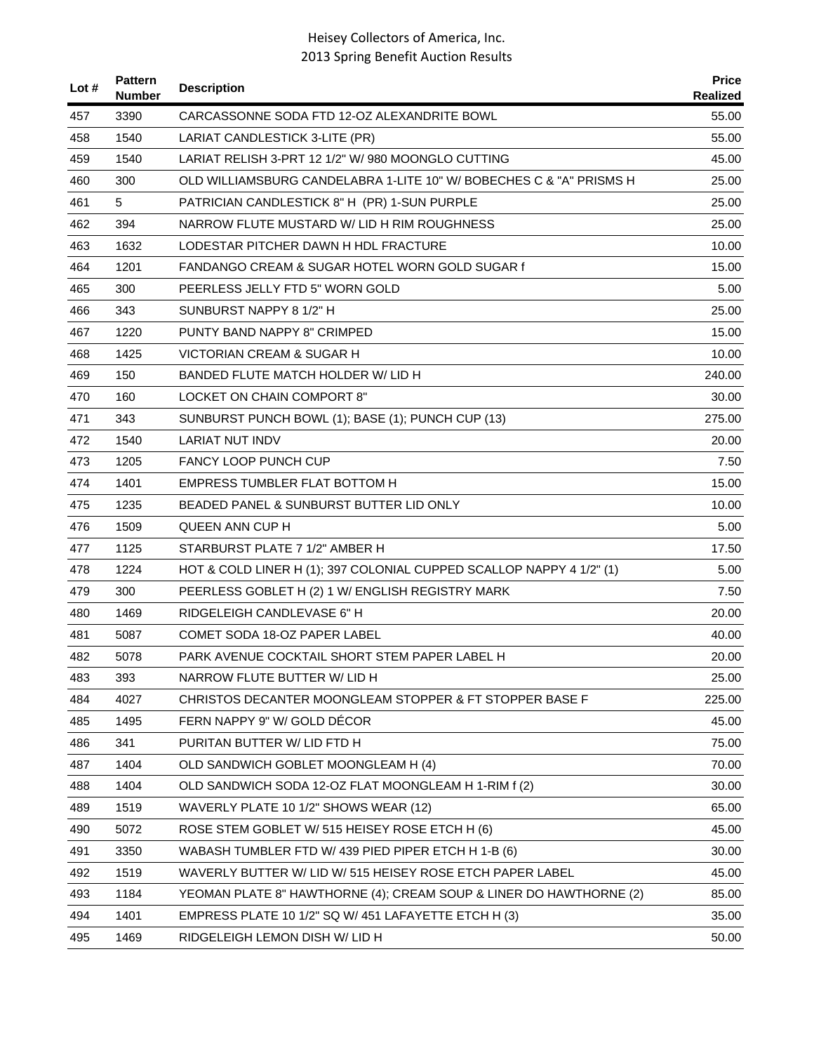| Lot # | Pattern Number | Description | Price Realized |
|---|---|---|---|
| 457 | 3390 | CARCASSONNE SODA FTD 12-OZ ALEXANDRITE BOWL | 55.00 |
| 458 | 1540 | LARIAT CANDLESTICK 3-LITE (PR) | 55.00 |
| 459 | 1540 | LARIAT RELISH 3-PRT 12 1/2" W/ 980 MOONGLO CUTTING | 45.00 |
| 460 | 300 | OLD WILLIAMSBURG CANDELABRA 1-LITE 10" W/ BOBECHES C & "A" PRISMS H | 25.00 |
| 461 | 5 | PATRICIAN CANDLESTICK 8" H (PR) 1-SUN PURPLE | 25.00 |
| 462 | 394 | NARROW FLUTE MUSTARD W/ LID H RIM ROUGHNESS | 25.00 |
| 463 | 1632 | LODESTAR PITCHER DAWN H HDL FRACTURE | 10.00 |
| 464 | 1201 | FANDANGO CREAM & SUGAR HOTEL WORN GOLD SUGAR f | 15.00 |
| 465 | 300 | PEERLESS JELLY FTD 5" WORN GOLD | 5.00 |
| 466 | 343 | SUNBURST NAPPY 8 1/2" H | 25.00 |
| 467 | 1220 | PUNTY BAND NAPPY 8" CRIMPED | 15.00 |
| 468 | 1425 | VICTORIAN CREAM & SUGAR H | 10.00 |
| 469 | 150 | BANDED FLUTE MATCH HOLDER W/ LID H | 240.00 |
| 470 | 160 | LOCKET ON CHAIN COMPORT 8" | 30.00 |
| 471 | 343 | SUNBURST PUNCH BOWL (1); BASE (1); PUNCH CUP (13) | 275.00 |
| 472 | 1540 | LARIAT NUT INDV | 20.00 |
| 473 | 1205 | FANCY LOOP PUNCH CUP | 7.50 |
| 474 | 1401 | EMPRESS TUMBLER FLAT BOTTOM H | 15.00 |
| 475 | 1235 | BEADED PANEL & SUNBURST BUTTER LID ONLY | 10.00 |
| 476 | 1509 | QUEEN ANN CUP H | 5.00 |
| 477 | 1125 | STARBURST PLATE 7 1/2" AMBER H | 17.50 |
| 478 | 1224 | HOT & COLD LINER H (1); 397 COLONIAL CUPPED SCALLOP NAPPY 4 1/2" (1) | 5.00 |
| 479 | 300 | PEERLESS GOBLET H (2) 1 W/ ENGLISH REGISTRY MARK | 7.50 |
| 480 | 1469 | RIDGELEIGH CANDLEVASE 6" H | 20.00 |
| 481 | 5087 | COMET SODA 18-OZ PAPER LABEL | 40.00 |
| 482 | 5078 | PARK AVENUE COCKTAIL SHORT STEM PAPER LABEL H | 20.00 |
| 483 | 393 | NARROW FLUTE BUTTER W/ LID H | 25.00 |
| 484 | 4027 | CHRISTOS DECANTER MOONGLEAM STOPPER & FT STOPPER BASE F | 225.00 |
| 485 | 1495 | FERN NAPPY 9" W/ GOLD DÉCOR | 45.00 |
| 486 | 341 | PURITAN BUTTER W/ LID FTD H | 75.00 |
| 487 | 1404 | OLD SANDWICH GOBLET MOONGLEAM H (4) | 70.00 |
| 488 | 1404 | OLD SANDWICH SODA 12-OZ FLAT MOONGLEAM H 1-RIM f (2) | 30.00 |
| 489 | 1519 | WAVERLY PLATE 10 1/2" SHOWS WEAR (12) | 65.00 |
| 490 | 5072 | ROSE STEM GOBLET W/ 515 HEISEY ROSE ETCH H (6) | 45.00 |
| 491 | 3350 | WABASH TUMBLER FTD W/ 439 PIED PIPER ETCH H 1-B (6) | 30.00 |
| 492 | 1519 | WAVERLY BUTTER W/ LID W/ 515 HEISEY ROSE ETCH PAPER LABEL | 45.00 |
| 493 | 1184 | YEOMAN PLATE 8" HAWTHORNE (4); CREAM SOUP & LINER DO HAWTHORNE (2) | 85.00 |
| 494 | 1401 | EMPRESS PLATE 10 1/2" SQ W/ 451 LAFAYETTE ETCH H (3) | 35.00 |
| 495 | 1469 | RIDGELEIGH LEMON DISH W/ LID H | 50.00 |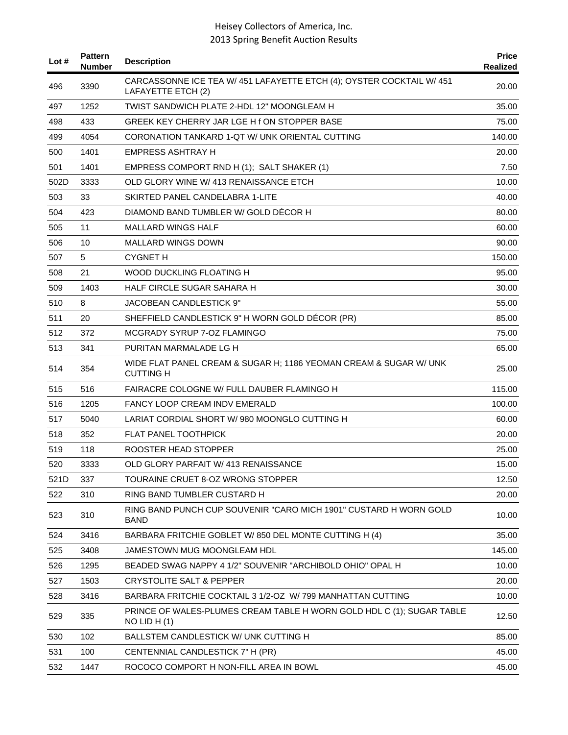| Lot # | Pattern Number | Description | Price Realized |
|---|---|---|---|
| 496 | 3390 | CARCASSONNE ICE TEA W/ 451 LAFAYETTE ETCH (4); OYSTER COCKTAIL W/ 451 LAFAYETTE ETCH (2) | 20.00 |
| 497 | 1252 | TWIST SANDWICH PLATE 2-HDL 12" MOONGLEAM H | 35.00 |
| 498 | 433 | GREEK KEY CHERRY JAR LGE H f ON STOPPER BASE | 75.00 |
| 499 | 4054 | CORONATION TANKARD 1-QT W/ UNK ORIENTAL CUTTING | 140.00 |
| 500 | 1401 | EMPRESS ASHTRAY H | 20.00 |
| 501 | 1401 | EMPRESS COMPORT RND H (1); SALT SHAKER (1) | 7.50 |
| 502D | 3333 | OLD GLORY WINE W/ 413 RENAISSANCE ETCH | 10.00 |
| 503 | 33 | SKIRTED PANEL CANDELABRA 1-LITE | 40.00 |
| 504 | 423 | DIAMOND BAND TUMBLER W/ GOLD DÉCOR H | 80.00 |
| 505 | 11 | MALLARD WINGS HALF | 60.00 |
| 506 | 10 | MALLARD WINGS DOWN | 90.00 |
| 507 | 5 | CYGNET H | 150.00 |
| 508 | 21 | WOOD DUCKLING FLOATING H | 95.00 |
| 509 | 1403 | HALF CIRCLE SUGAR SAHARA H | 30.00 |
| 510 | 8 | JACOBEAN CANDLESTICK 9" | 55.00 |
| 511 | 20 | SHEFFIELD CANDLESTICK 9" H WORN GOLD DÉCOR (PR) | 85.00 |
| 512 | 372 | MCGRADY SYRUP 7-OZ FLAMINGO | 75.00 |
| 513 | 341 | PURITAN MARMALADE LG H | 65.00 |
| 514 | 354 | WIDE FLAT PANEL CREAM & SUGAR H; 1186 YEOMAN CREAM & SUGAR W/ UNK CUTTING H | 25.00 |
| 515 | 516 | FAIRACRE COLOGNE W/ FULL DAUBER FLAMINGO H | 115.00 |
| 516 | 1205 | FANCY LOOP CREAM INDV EMERALD | 100.00 |
| 517 | 5040 | LARIAT CORDIAL SHORT W/ 980 MOONGLO CUTTING H | 60.00 |
| 518 | 352 | FLAT PANEL TOOTHPICK | 20.00 |
| 519 | 118 | ROOSTER HEAD STOPPER | 25.00 |
| 520 | 3333 | OLD GLORY PARFAIT W/ 413 RENAISSANCE | 15.00 |
| 521D | 337 | TOURAINE CRUET 8-OZ WRONG STOPPER | 12.50 |
| 522 | 310 | RING BAND TUMBLER CUSTARD H | 20.00 |
| 523 | 310 | RING BAND PUNCH CUP SOUVENIR "CARO MICH 1901" CUSTARD H WORN GOLD BAND | 10.00 |
| 524 | 3416 | BARBARA FRITCHIE GOBLET W/ 850 DEL MONTE CUTTING H (4) | 35.00 |
| 525 | 3408 | JAMESTOWN MUG MOONGLEAM HDL | 145.00 |
| 526 | 1295 | BEADED SWAG NAPPY 4 1/2" SOUVENIR "ARCHIBOLD OHIO" OPAL H | 10.00 |
| 527 | 1503 | CRYSTOLITE SALT & PEPPER | 20.00 |
| 528 | 3416 | BARBARA FRITCHIE COCKTAIL 3 1/2-OZ W/ 799 MANHATTAN CUTTING | 10.00 |
| 529 | 335 | PRINCE OF WALES-PLUMES CREAM TABLE H WORN GOLD HDL C (1); SUGAR TABLE NO LID H (1) | 12.50 |
| 530 | 102 | BALLSTEM CANDLESTICK W/ UNK CUTTING H | 85.00 |
| 531 | 100 | CENTENNIAL CANDLESTICK 7" H (PR) | 45.00 |
| 532 | 1447 | ROCOCO COMPORT H NON-FILL AREA IN BOWL | 45.00 |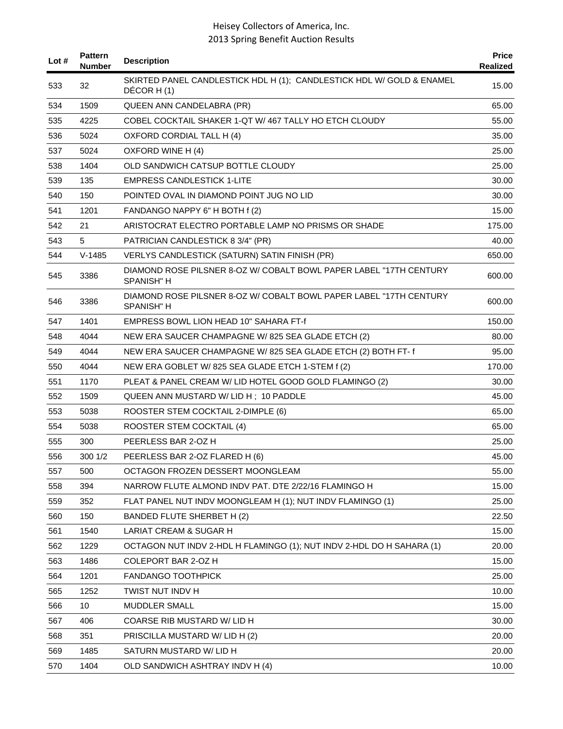| Lot # | Pattern Number | Description | Price Realized |
|---|---|---|---|
| 533 | 32 | SKIRTED PANEL CANDLESTICK HDL H (1); CANDLESTICK HDL W/ GOLD & ENAMEL DÉCOR H (1) | 15.00 |
| 534 | 1509 | QUEEN ANN CANDELABRA (PR) | 65.00 |
| 535 | 4225 | COBEL COCKTAIL SHAKER 1-QT W/ 467 TALLY HO ETCH CLOUDY | 55.00 |
| 536 | 5024 | OXFORD CORDIAL TALL H (4) | 35.00 |
| 537 | 5024 | OXFORD WINE H (4) | 25.00 |
| 538 | 1404 | OLD SANDWICH CATSUP BOTTLE CLOUDY | 25.00 |
| 539 | 135 | EMPRESS CANDLESTICK 1-LITE | 30.00 |
| 540 | 150 | POINTED OVAL IN DIAMOND POINT JUG NO LID | 30.00 |
| 541 | 1201 | FANDANGO NAPPY 6" H BOTH f (2) | 15.00 |
| 542 | 21 | ARISTOCRAT ELECTRO PORTABLE LAMP NO PRISMS OR SHADE | 175.00 |
| 543 | 5 | PATRICIAN CANDLESTICK 8 3/4" (PR) | 40.00 |
| 544 | V-1485 | VERLYS CANDLESTICK (SATURN) SATIN FINISH (PR) | 650.00 |
| 545 | 3386 | DIAMOND ROSE PILSNER 8-OZ W/ COBALT BOWL PAPER LABEL "17TH CENTURY SPANISH" H | 600.00 |
| 546 | 3386 | DIAMOND ROSE PILSNER 8-OZ W/ COBALT BOWL PAPER LABEL "17TH CENTURY SPANISH" H | 600.00 |
| 547 | 1401 | EMPRESS BOWL LION HEAD 10" SAHARA FT-f | 150.00 |
| 548 | 4044 | NEW ERA SAUCER CHAMPAGNE W/ 825 SEA GLADE ETCH (2) | 80.00 |
| 549 | 4044 | NEW ERA SAUCER CHAMPAGNE W/ 825 SEA GLADE ETCH (2) BOTH FT- f | 95.00 |
| 550 | 4044 | NEW ERA GOBLET W/ 825 SEA GLADE ETCH 1-STEM f (2) | 170.00 |
| 551 | 1170 | PLEAT & PANEL CREAM W/ LID HOTEL GOOD GOLD FLAMINGO (2) | 30.00 |
| 552 | 1509 | QUEEN ANN MUSTARD W/ LID H ; 10 PADDLE | 45.00 |
| 553 | 5038 | ROOSTER STEM COCKTAIL 2-DIMPLE (6) | 65.00 |
| 554 | 5038 | ROOSTER STEM COCKTAIL (4) | 65.00 |
| 555 | 300 | PEERLESS BAR 2-OZ H | 25.00 |
| 556 | 300 1/2 | PEERLESS BAR 2-OZ FLARED H (6) | 45.00 |
| 557 | 500 | OCTAGON FROZEN DESSERT MOONGLEAM | 55.00 |
| 558 | 394 | NARROW FLUTE ALMOND INDV PAT. DTE 2/22/16 FLAMINGO H | 15.00 |
| 559 | 352 | FLAT PANEL NUT INDV MOONGLEAM H (1); NUT INDV FLAMINGO (1) | 25.00 |
| 560 | 150 | BANDED FLUTE SHERBET H (2) | 22.50 |
| 561 | 1540 | LARIAT CREAM & SUGAR H | 15.00 |
| 562 | 1229 | OCTAGON NUT INDV 2-HDL H FLAMINGO (1); NUT INDV 2-HDL DO H SAHARA (1) | 20.00 |
| 563 | 1486 | COLEPORT BAR 2-OZ H | 15.00 |
| 564 | 1201 | FANDANGO TOOTHPICK | 25.00 |
| 565 | 1252 | TWIST NUT INDV H | 10.00 |
| 566 | 10 | MUDDLER SMALL | 15.00 |
| 567 | 406 | COARSE RIB MUSTARD W/ LID H | 30.00 |
| 568 | 351 | PRISCILLA MUSTARD W/ LID H (2) | 20.00 |
| 569 | 1485 | SATURN MUSTARD W/ LID H | 20.00 |
| 570 | 1404 | OLD SANDWICH ASHTRAY INDV H (4) | 10.00 |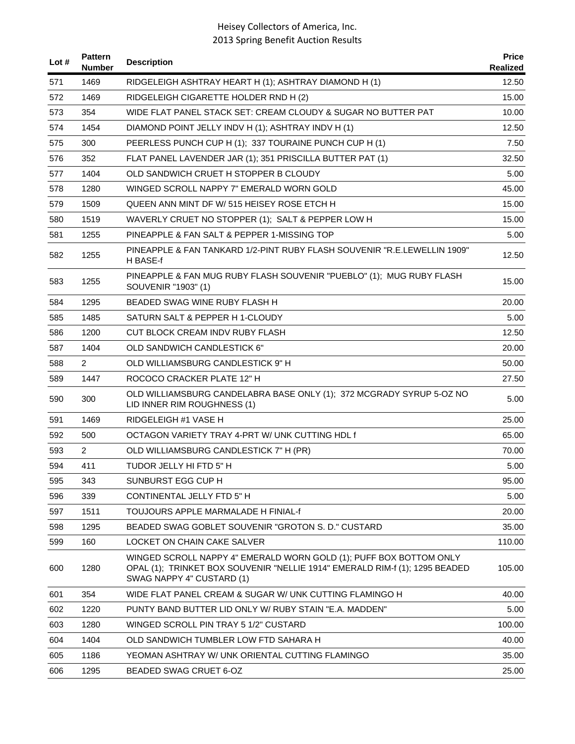| Lot # | Pattern Number | Description | Price Realized |
|---|---|---|---|
| 571 | 1469 | RIDGELEIGH ASHTRAY HEART H (1); ASHTRAY DIAMOND H (1) | 12.50 |
| 572 | 1469 | RIDGELEIGH CIGARETTE HOLDER RND H (2) | 15.00 |
| 573 | 354 | WIDE FLAT PANEL STACK SET: CREAM CLOUDY & SUGAR NO BUTTER PAT | 10.00 |
| 574 | 1454 | DIAMOND POINT JELLY INDV H (1); ASHTRAY INDV H (1) | 12.50 |
| 575 | 300 | PEERLESS PUNCH CUP H (1); 337 TOURAINE PUNCH CUP H (1) | 7.50 |
| 576 | 352 | FLAT PANEL LAVENDER JAR (1); 351 PRISCILLA BUTTER PAT (1) | 32.50 |
| 577 | 1404 | OLD SANDWICH CRUET H STOPPER B CLOUDY | 5.00 |
| 578 | 1280 | WINGED SCROLL NAPPY 7" EMERALD WORN GOLD | 45.00 |
| 579 | 1509 | QUEEN ANN MINT DF W/ 515 HEISEY ROSE ETCH H | 15.00 |
| 580 | 1519 | WAVERLY CRUET NO STOPPER (1); SALT & PEPPER LOW H | 15.00 |
| 581 | 1255 | PINEAPPLE & FAN SALT & PEPPER 1-MISSING TOP | 5.00 |
| 582 | 1255 | PINEAPPLE & FAN TANKARD 1/2-PINT RUBY FLASH SOUVENIR "R.E.LEWELLIN 1909" H BASE-f | 12.50 |
| 583 | 1255 | PINEAPPLE & FAN MUG RUBY FLASH SOUVENIR "PUEBLO" (1); MUG RUBY FLASH SOUVENIR "1903" (1) | 15.00 |
| 584 | 1295 | BEADED SWAG WINE RUBY FLASH H | 20.00 |
| 585 | 1485 | SATURN SALT & PEPPER H 1-CLOUDY | 5.00 |
| 586 | 1200 | CUT BLOCK CREAM INDV RUBY FLASH | 12.50 |
| 587 | 1404 | OLD SANDWICH CANDLESTICK 6" | 20.00 |
| 588 | 2 | OLD WILLIAMSBURG CANDLESTICK 9" H | 50.00 |
| 589 | 1447 | ROCOCO CRACKER PLATE 12" H | 27.50 |
| 590 | 300 | OLD WILLIAMSBURG CANDELABRA BASE ONLY (1); 372 MCGRADY SYRUP 5-OZ NO LID INNER RIM ROUGHNESS (1) | 5.00 |
| 591 | 1469 | RIDGELEIGH #1 VASE H | 25.00 |
| 592 | 500 | OCTAGON VARIETY TRAY 4-PRT W/ UNK CUTTING HDL f | 65.00 |
| 593 | 2 | OLD WILLIAMSBURG CANDLESTICK 7" H (PR) | 70.00 |
| 594 | 411 | TUDOR JELLY HI FTD 5" H | 5.00 |
| 595 | 343 | SUNBURST EGG CUP H | 95.00 |
| 596 | 339 | CONTINENTAL JELLY FTD 5" H | 5.00 |
| 597 | 1511 | TOUJOURS APPLE MARMALADE H FINIAL-f | 20.00 |
| 598 | 1295 | BEADED SWAG GOBLET SOUVENIR "GROTON S. D." CUSTARD | 35.00 |
| 599 | 160 | LOCKET ON CHAIN CAKE SALVER | 110.00 |
| 600 | 1280 | WINGED SCROLL NAPPY 4" EMERALD WORN GOLD (1); PUFF BOX BOTTOM ONLY OPAL (1); TRINKET BOX SOUVENIR "NELLIE 1914" EMERALD RIM-f (1); 1295 BEADED SWAG NAPPY 4" CUSTARD (1) | 105.00 |
| 601 | 354 | WIDE FLAT PANEL CREAM & SUGAR W/ UNK CUTTING FLAMINGO H | 40.00 |
| 602 | 1220 | PUNTY BAND BUTTER LID ONLY W/ RUBY STAIN "E.A. MADDEN" | 5.00 |
| 603 | 1280 | WINGED SCROLL PIN TRAY 5 1/2" CUSTARD | 100.00 |
| 604 | 1404 | OLD SANDWICH TUMBLER LOW FTD SAHARA H | 40.00 |
| 605 | 1186 | YEOMAN ASHTRAY W/ UNK ORIENTAL CUTTING FLAMINGO | 35.00 |
| 606 | 1295 | BEADED SWAG CRUET 6-OZ | 25.00 |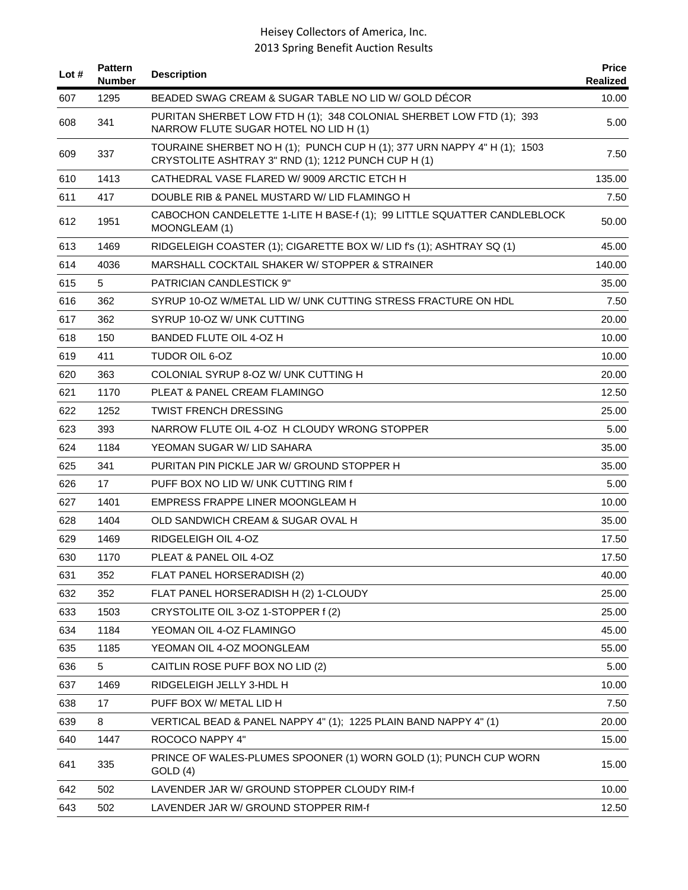| Lot # | Pattern Number | Description | Price Realized |
|---|---|---|---|
| 607 | 1295 | BEADED SWAG CREAM & SUGAR TABLE NO LID W/ GOLD DÉCOR | 10.00 |
| 608 | 341 | PURITAN SHERBET LOW FTD H (1); 348 COLONIAL SHERBET LOW FTD (1); 393 NARROW FLUTE SUGAR HOTEL NO LID H (1) | 5.00 |
| 609 | 337 | TOURAINE SHERBET NO H (1); PUNCH CUP H (1); 377 URN NAPPY 4" H (1); 1503 CRYSTOLITE ASHTRAY 3" RND (1); 1212 PUNCH CUP H (1) | 7.50 |
| 610 | 1413 | CATHEDRAL VASE FLARED W/ 9009 ARCTIC ETCH H | 135.00 |
| 611 | 417 | DOUBLE RIB & PANEL MUSTARD W/ LID FLAMINGO H | 7.50 |
| 612 | 1951 | CABOCHON CANDELETTE 1-LITE H BASE-f (1); 99 LITTLE SQUATTER CANDLEBLOCK MOONGLEAM (1) | 50.00 |
| 613 | 1469 | RIDGELEIGH COASTER (1); CIGARETTE BOX W/ LID f's (1); ASHTRAY SQ (1) | 45.00 |
| 614 | 4036 | MARSHALL COCKTAIL SHAKER W/ STOPPER & STRAINER | 140.00 |
| 615 | 5 | PATRICIAN CANDLESTICK 9" | 35.00 |
| 616 | 362 | SYRUP 10-OZ W/METAL LID W/ UNK CUTTING STRESS FRACTURE ON HDL | 7.50 |
| 617 | 362 | SYRUP 10-OZ W/ UNK CUTTING | 20.00 |
| 618 | 150 | BANDED FLUTE OIL 4-OZ H | 10.00 |
| 619 | 411 | TUDOR OIL 6-OZ | 10.00 |
| 620 | 363 | COLONIAL SYRUP 8-OZ W/ UNK CUTTING H | 20.00 |
| 621 | 1170 | PLEAT & PANEL CREAM FLAMINGO | 12.50 |
| 622 | 1252 | TWIST FRENCH DRESSING | 25.00 |
| 623 | 393 | NARROW FLUTE OIL 4-OZ H CLOUDY WRONG STOPPER | 5.00 |
| 624 | 1184 | YEOMAN SUGAR W/ LID SAHARA | 35.00 |
| 625 | 341 | PURITAN PIN PICKLE JAR W/ GROUND STOPPER H | 35.00 |
| 626 | 17 | PUFF BOX NO LID W/ UNK CUTTING RIM f | 5.00 |
| 627 | 1401 | EMPRESS FRAPPE LINER MOONGLEAM H | 10.00 |
| 628 | 1404 | OLD SANDWICH CREAM & SUGAR OVAL H | 35.00 |
| 629 | 1469 | RIDGELEIGH OIL 4-OZ | 17.50 |
| 630 | 1170 | PLEAT & PANEL OIL 4-OZ | 17.50 |
| 631 | 352 | FLAT PANEL HORSERADISH (2) | 40.00 |
| 632 | 352 | FLAT PANEL HORSERADISH H (2) 1-CLOUDY | 25.00 |
| 633 | 1503 | CRYSTOLITE OIL 3-OZ 1-STOPPER f (2) | 25.00 |
| 634 | 1184 | YEOMAN OIL 4-OZ FLAMINGO | 45.00 |
| 635 | 1185 | YEOMAN OIL 4-OZ MOONGLEAM | 55.00 |
| 636 | 5 | CAITLIN ROSE PUFF BOX NO LID (2) | 5.00 |
| 637 | 1469 | RIDGELEIGH JELLY 3-HDL H | 10.00 |
| 638 | 17 | PUFF BOX W/ METAL LID H | 7.50 |
| 639 | 8 | VERTICAL BEAD & PANEL NAPPY 4" (1); 1225 PLAIN BAND NAPPY 4" (1) | 20.00 |
| 640 | 1447 | ROCOCO NAPPY 4" | 15.00 |
| 641 | 335 | PRINCE OF WALES-PLUMES SPOONER (1) WORN GOLD (1); PUNCH CUP WORN GOLD (4) | 15.00 |
| 642 | 502 | LAVENDER JAR W/ GROUND STOPPER CLOUDY RIM-f | 10.00 |
| 643 | 502 | LAVENDER JAR W/ GROUND STOPPER RIM-f | 12.50 |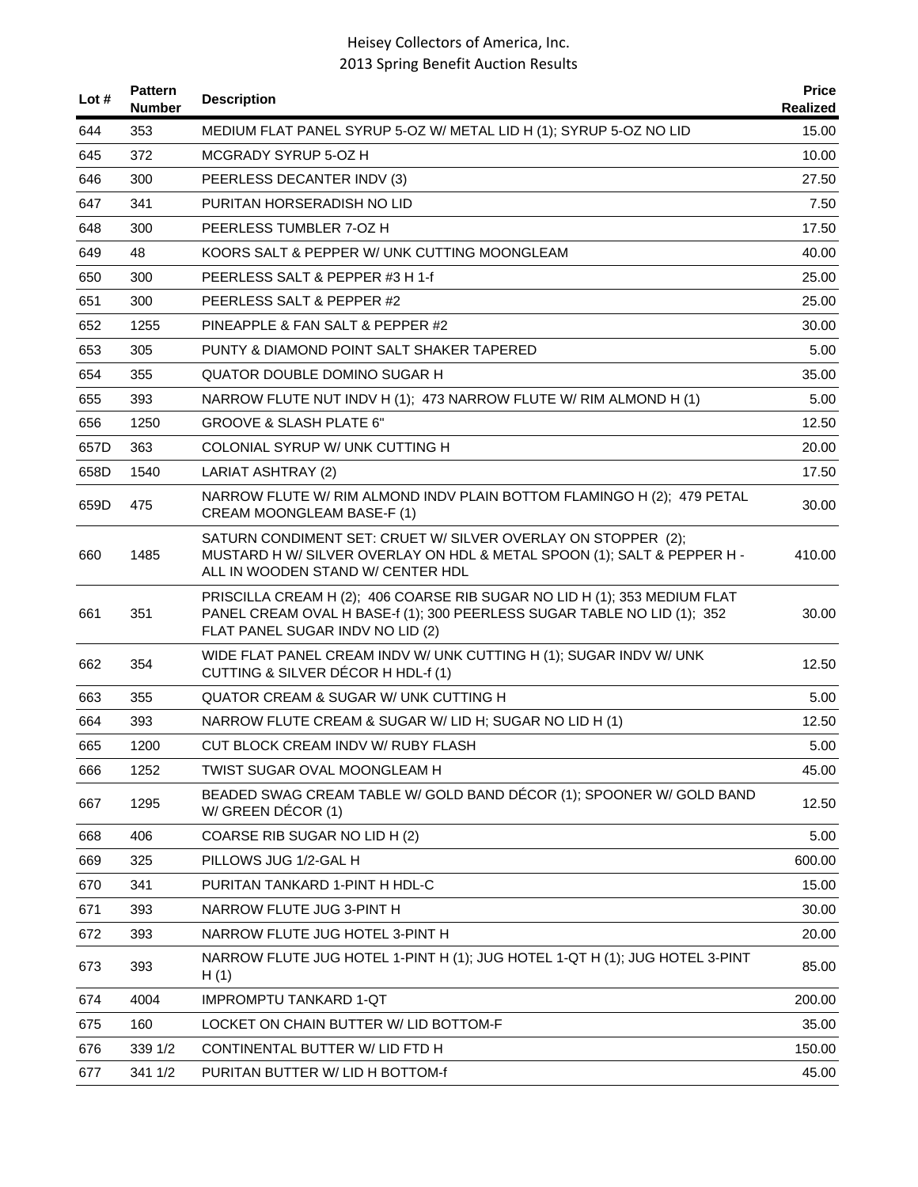| Lot # | Pattern Number | Description | Price Realized |
|---|---|---|---|
| 644 | 353 | MEDIUM FLAT PANEL SYRUP 5-OZ W/ METAL LID H (1); SYRUP 5-OZ NO LID | 15.00 |
| 645 | 372 | MCGRADY SYRUP 5-OZ H | 10.00 |
| 646 | 300 | PEERLESS DECANTER INDV (3) | 27.50 |
| 647 | 341 | PURITAN HORSERADISH NO LID | 7.50 |
| 648 | 300 | PEERLESS TUMBLER 7-OZ H | 17.50 |
| 649 | 48 | KOORS SALT & PEPPER W/ UNK CUTTING MOONGLEAM | 40.00 |
| 650 | 300 | PEERLESS SALT & PEPPER #3 H 1-f | 25.00 |
| 651 | 300 | PEERLESS SALT & PEPPER #2 | 25.00 |
| 652 | 1255 | PINEAPPLE & FAN SALT & PEPPER #2 | 30.00 |
| 653 | 305 | PUNTY & DIAMOND POINT SALT SHAKER TAPERED | 5.00 |
| 654 | 355 | QUATOR DOUBLE DOMINO SUGAR H | 35.00 |
| 655 | 393 | NARROW FLUTE NUT INDV H (1); 473 NARROW FLUTE W/ RIM ALMOND H (1) | 5.00 |
| 656 | 1250 | GROOVE & SLASH PLATE 6" | 12.50 |
| 657D | 363 | COLONIAL SYRUP W/ UNK CUTTING H | 20.00 |
| 658D | 1540 | LARIAT ASHTRAY (2) | 17.50 |
| 659D | 475 | NARROW FLUTE W/ RIM ALMOND INDV PLAIN BOTTOM FLAMINGO H (2); 479 PETAL CREAM MOONGLEAM BASE-F (1) | 30.00 |
| 660 | 1485 | SATURN CONDIMENT SET: CRUET W/ SILVER OVERLAY ON STOPPER (2); MUSTARD H W/ SILVER OVERLAY ON HDL & METAL SPOON (1); SALT & PEPPER H - ALL IN WOODEN STAND W/ CENTER HDL | 410.00 |
| 661 | 351 | PRISCILLA CREAM H (2); 406 COARSE RIB SUGAR NO LID H (1); 353 MEDIUM FLAT PANEL CREAM OVAL H BASE-f (1); 300 PEERLESS SUGAR TABLE NO LID (1); 352 FLAT PANEL SUGAR INDV NO LID (2) | 30.00 |
| 662 | 354 | WIDE FLAT PANEL CREAM INDV W/ UNK CUTTING H (1); SUGAR INDV W/ UNK CUTTING & SILVER DÉCOR H HDL-f (1) | 12.50 |
| 663 | 355 | QUATOR CREAM & SUGAR W/ UNK CUTTING H | 5.00 |
| 664 | 393 | NARROW FLUTE CREAM & SUGAR W/ LID H; SUGAR NO LID H (1) | 12.50 |
| 665 | 1200 | CUT BLOCK CREAM INDV W/ RUBY FLASH | 5.00 |
| 666 | 1252 | TWIST SUGAR OVAL MOONGLEAM H | 45.00 |
| 667 | 1295 | BEADED SWAG CREAM TABLE W/ GOLD BAND DÉCOR (1); SPOONER W/ GOLD BAND W/ GREEN DÉCOR (1) | 12.50 |
| 668 | 406 | COARSE RIB SUGAR NO LID H (2) | 5.00 |
| 669 | 325 | PILLOWS JUG 1/2-GAL H | 600.00 |
| 670 | 341 | PURITAN TANKARD 1-PINT H HDL-C | 15.00 |
| 671 | 393 | NARROW FLUTE JUG 3-PINT H | 30.00 |
| 672 | 393 | NARROW FLUTE JUG HOTEL 3-PINT H | 20.00 |
| 673 | 393 | NARROW FLUTE JUG HOTEL 1-PINT H (1); JUG HOTEL 1-QT H (1); JUG HOTEL 3-PINT H (1) | 85.00 |
| 674 | 4004 | IMPROMPTU TANKARD 1-QT | 200.00 |
| 675 | 160 | LOCKET ON CHAIN BUTTER W/ LID BOTTOM-F | 35.00 |
| 676 | 339 1/2 | CONTINENTAL BUTTER W/ LID FTD H | 150.00 |
| 677 | 341 1/2 | PURITAN BUTTER W/ LID H BOTTOM-f | 45.00 |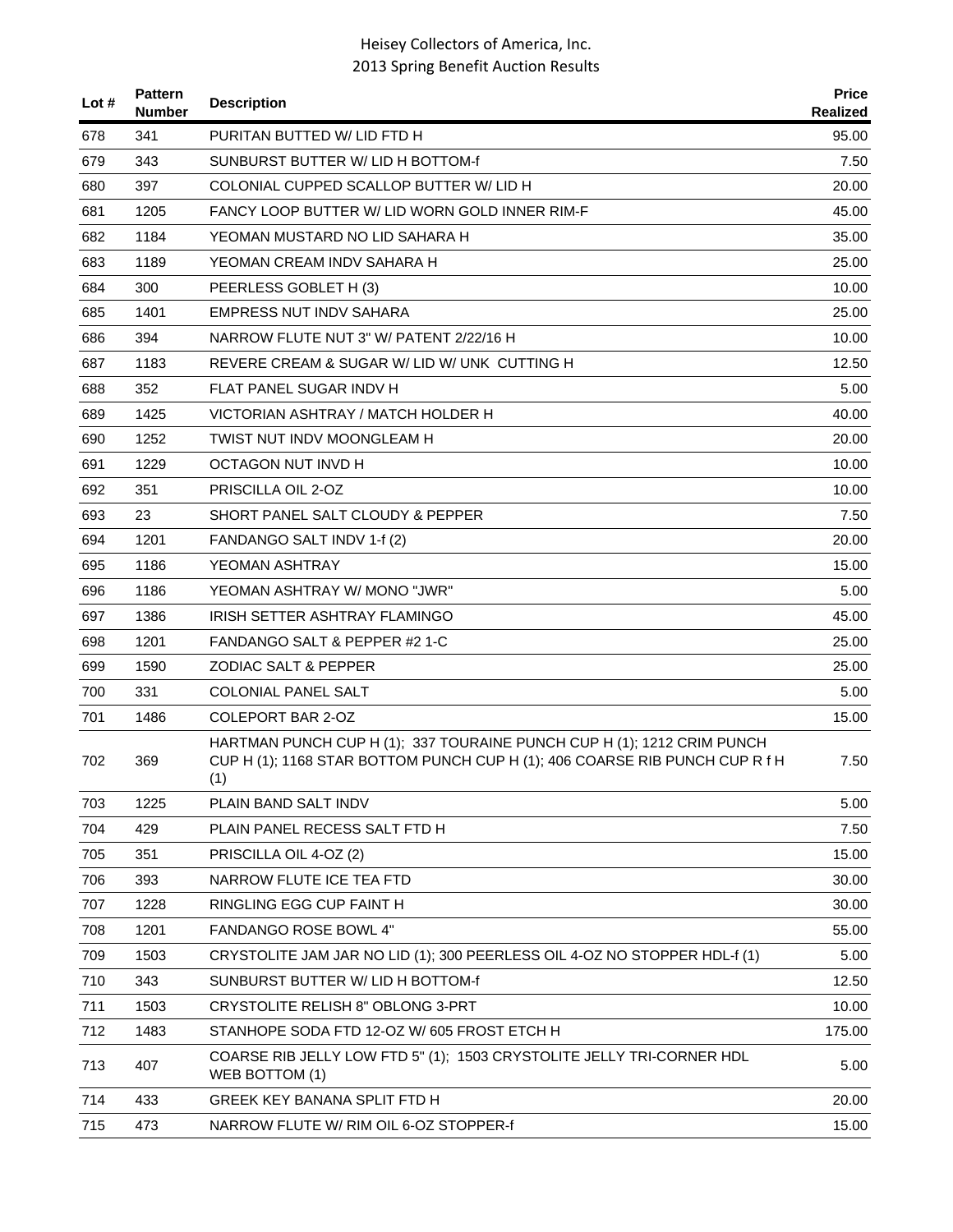# Heisey Collectors of America, Inc.
## 2013 Spring Benefit Auction Results

| Lot # | Pattern Number | Description | Price Realized |
|---|---|---|---|
| 678 | 341 | PURITAN BUTTED W/ LID FTD H | 95.00 |
| 679 | 343 | SUNBURST BUTTER W/ LID H BOTTOM-f | 7.50 |
| 680 | 397 | COLONIAL CUPPED SCALLOP BUTTER W/ LID H | 20.00 |
| 681 | 1205 | FANCY LOOP BUTTER W/ LID WORN GOLD INNER RIM-F | 45.00 |
| 682 | 1184 | YEOMAN MUSTARD NO LID SAHARA H | 35.00 |
| 683 | 1189 | YEOMAN CREAM INDV SAHARA H | 25.00 |
| 684 | 300 | PEERLESS GOBLET H (3) | 10.00 |
| 685 | 1401 | EMPRESS NUT INDV SAHARA | 25.00 |
| 686 | 394 | NARROW FLUTE NUT 3" W/ PATENT 2/22/16 H | 10.00 |
| 687 | 1183 | REVERE CREAM & SUGAR W/ LID W/ UNK CUTTING H | 12.50 |
| 688 | 352 | FLAT PANEL SUGAR INDV H | 5.00 |
| 689 | 1425 | VICTORIAN ASHTRAY / MATCH HOLDER H | 40.00 |
| 690 | 1252 | TWIST NUT INDV MOONGLEAM H | 20.00 |
| 691 | 1229 | OCTAGON NUT INVD H | 10.00 |
| 692 | 351 | PRISCILLA OIL 2-OZ | 10.00 |
| 693 | 23 | SHORT PANEL SALT CLOUDY & PEPPER | 7.50 |
| 694 | 1201 | FANDANGO SALT INDV 1-f (2) | 20.00 |
| 695 | 1186 | YEOMAN ASHTRAY | 15.00 |
| 696 | 1186 | YEOMAN ASHTRAY W/ MONO "JWR" | 5.00 |
| 697 | 1386 | IRISH SETTER ASHTRAY FLAMINGO | 45.00 |
| 698 | 1201 | FANDANGO SALT & PEPPER #2 1-C | 25.00 |
| 699 | 1590 | ZODIAC SALT & PEPPER | 25.00 |
| 700 | 331 | COLONIAL PANEL SALT | 5.00 |
| 701 | 1486 | COLEPORT BAR 2-OZ | 15.00 |
| 702 | 369 | HARTMAN PUNCH CUP H (1); 337 TOURAINE PUNCH CUP H (1); 1212 CRIM PUNCH CUP H (1); 1168 STAR BOTTOM PUNCH CUP H (1); 406 COARSE RIB PUNCH CUP R f H (1) | 7.50 |
| 703 | 1225 | PLAIN BAND SALT INDV | 5.00 |
| 704 | 429 | PLAIN PANEL RECESS SALT FTD H | 7.50 |
| 705 | 351 | PRISCILLA OIL 4-OZ (2) | 15.00 |
| 706 | 393 | NARROW FLUTE ICE TEA FTD | 30.00 |
| 707 | 1228 | RINGLING EGG CUP FAINT H | 30.00 |
| 708 | 1201 | FANDANGO ROSE BOWL 4" | 55.00 |
| 709 | 1503 | CRYSTOLITE JAM JAR NO LID (1); 300 PEERLESS OIL 4-OZ NO STOPPER HDL-f (1) | 5.00 |
| 710 | 343 | SUNBURST BUTTER W/ LID H BOTTOM-f | 12.50 |
| 711 | 1503 | CRYSTOLITE RELISH 8" OBLONG 3-PRT | 10.00 |
| 712 | 1483 | STANHOPE SODA FTD 12-OZ W/ 605 FROST ETCH H | 175.00 |
| 713 | 407 | COARSE RIB JELLY LOW FTD 5" (1); 1503 CRYSTOLITE JELLY TRI-CORNER HDL WEB BOTTOM (1) | 5.00 |
| 714 | 433 | GREEK KEY BANANA SPLIT FTD H | 20.00 |
| 715 | 473 | NARROW FLUTE W/ RIM OIL 6-OZ STOPPER-f | 15.00 |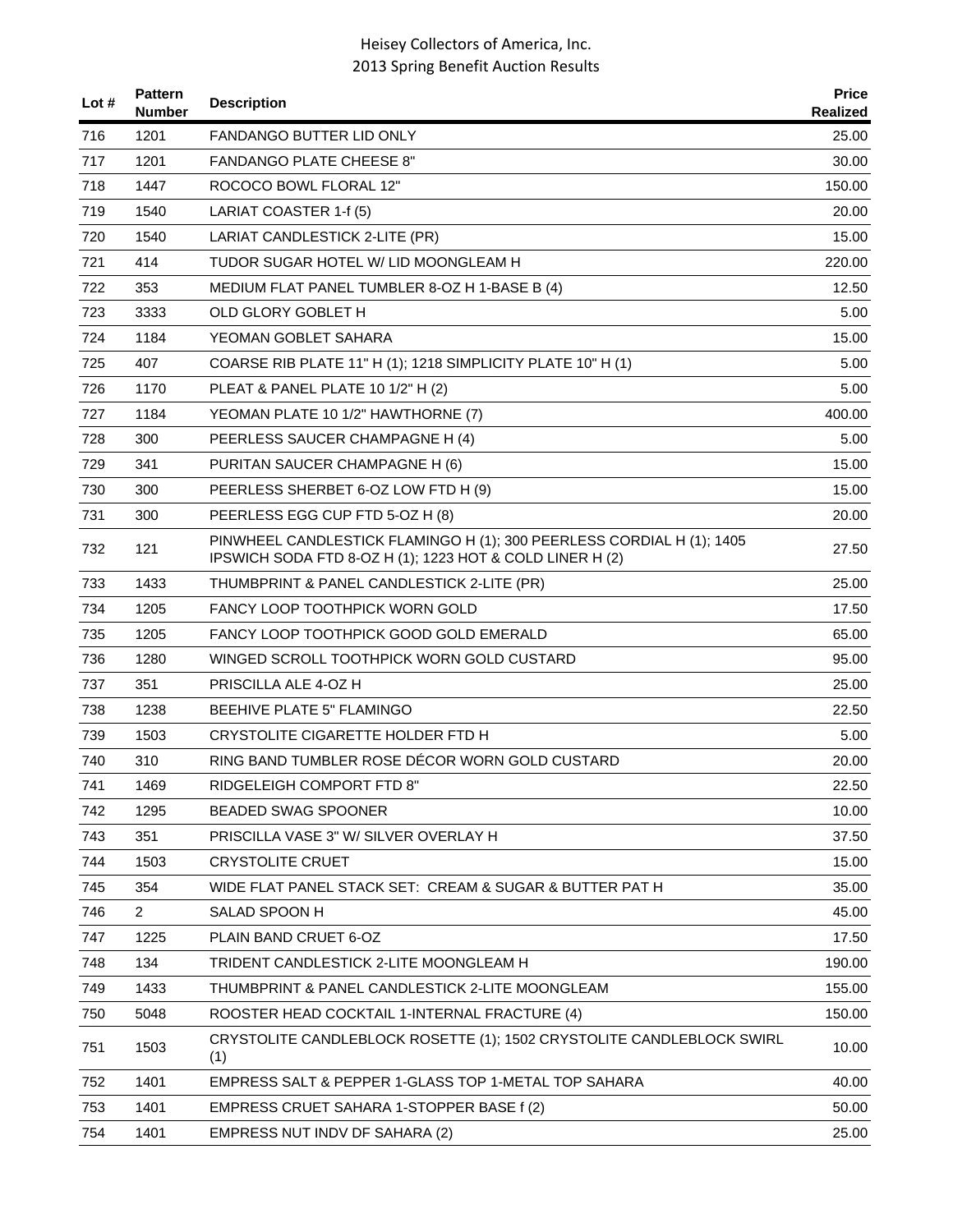Heisey Collectors of America, Inc.
2013 Spring Benefit Auction Results

| Lot # | Pattern Number | Description | Price Realized |
|---|---|---|---|
| 716 | 1201 | FANDANGO BUTTER LID ONLY | 25.00 |
| 717 | 1201 | FANDANGO PLATE CHEESE 8" | 30.00 |
| 718 | 1447 | ROCOCO BOWL FLORAL 12" | 150.00 |
| 719 | 1540 | LARIAT COASTER 1-f (5) | 20.00 |
| 720 | 1540 | LARIAT CANDLESTICK 2-LITE (PR) | 15.00 |
| 721 | 414 | TUDOR SUGAR HOTEL W/ LID MOONGLEAM H | 220.00 |
| 722 | 353 | MEDIUM FLAT PANEL TUMBLER 8-OZ H 1-BASE B (4) | 12.50 |
| 723 | 3333 | OLD GLORY GOBLET H | 5.00 |
| 724 | 1184 | YEOMAN GOBLET SAHARA | 15.00 |
| 725 | 407 | COARSE RIB PLATE 11" H (1); 1218 SIMPLICITY PLATE 10" H (1) | 5.00 |
| 726 | 1170 | PLEAT & PANEL PLATE 10 1/2" H (2) | 5.00 |
| 727 | 1184 | YEOMAN PLATE 10 1/2" HAWTHORNE (7) | 400.00 |
| 728 | 300 | PEERLESS SAUCER CHAMPAGNE H (4) | 5.00 |
| 729 | 341 | PURITAN SAUCER CHAMPAGNE H (6) | 15.00 |
| 730 | 300 | PEERLESS SHERBET 6-OZ LOW FTD H (9) | 15.00 |
| 731 | 300 | PEERLESS EGG CUP FTD 5-OZ H (8) | 20.00 |
| 732 | 121 | PINWHEEL CANDLESTICK FLAMINGO H (1); 300 PEERLESS CORDIAL H (1); 1405 IPSWICH SODA FTD 8-OZ H (1); 1223 HOT & COLD LINER H (2) | 27.50 |
| 733 | 1433 | THUMBPRINT & PANEL CANDLESTICK 2-LITE (PR) | 25.00 |
| 734 | 1205 | FANCY LOOP TOOTHPICK WORN GOLD | 17.50 |
| 735 | 1205 | FANCY LOOP TOOTHPICK GOOD GOLD EMERALD | 65.00 |
| 736 | 1280 | WINGED SCROLL TOOTHPICK WORN GOLD CUSTARD | 95.00 |
| 737 | 351 | PRISCILLA ALE 4-OZ H | 25.00 |
| 738 | 1238 | BEEHIVE PLATE 5" FLAMINGO | 22.50 |
| 739 | 1503 | CRYSTOLITE CIGARETTE HOLDER FTD H | 5.00 |
| 740 | 310 | RING BAND TUMBLER ROSE DÉCOR WORN GOLD CUSTARD | 20.00 |
| 741 | 1469 | RIDGELEIGH COMPORT FTD 8" | 22.50 |
| 742 | 1295 | BEADED SWAG SPOONER | 10.00 |
| 743 | 351 | PRISCILLA VASE 3" W/ SILVER OVERLAY H | 37.50 |
| 744 | 1503 | CRYSTOLITE CRUET | 15.00 |
| 745 | 354 | WIDE FLAT PANEL STACK SET: CREAM & SUGAR & BUTTER PAT H | 35.00 |
| 746 | 2 | SALAD SPOON H | 45.00 |
| 747 | 1225 | PLAIN BAND CRUET 6-OZ | 17.50 |
| 748 | 134 | TRIDENT CANDLESTICK 2-LITE MOONGLEAM H | 190.00 |
| 749 | 1433 | THUMBPRINT & PANEL CANDLESTICK 2-LITE MOONGLEAM | 155.00 |
| 750 | 5048 | ROOSTER HEAD COCKTAIL 1-INTERNAL FRACTURE (4) | 150.00 |
| 751 | 1503 | CRYSTOLITE CANDLEBLOCK ROSETTE (1); 1502 CRYSTOLITE CANDLEBLOCK SWIRL (1) | 10.00 |
| 752 | 1401 | EMPRESS SALT & PEPPER 1-GLASS TOP 1-METAL TOP SAHARA | 40.00 |
| 753 | 1401 | EMPRESS CRUET SAHARA 1-STOPPER BASE f (2) | 50.00 |
| 754 | 1401 | EMPRESS NUT INDV DF SAHARA (2) | 25.00 |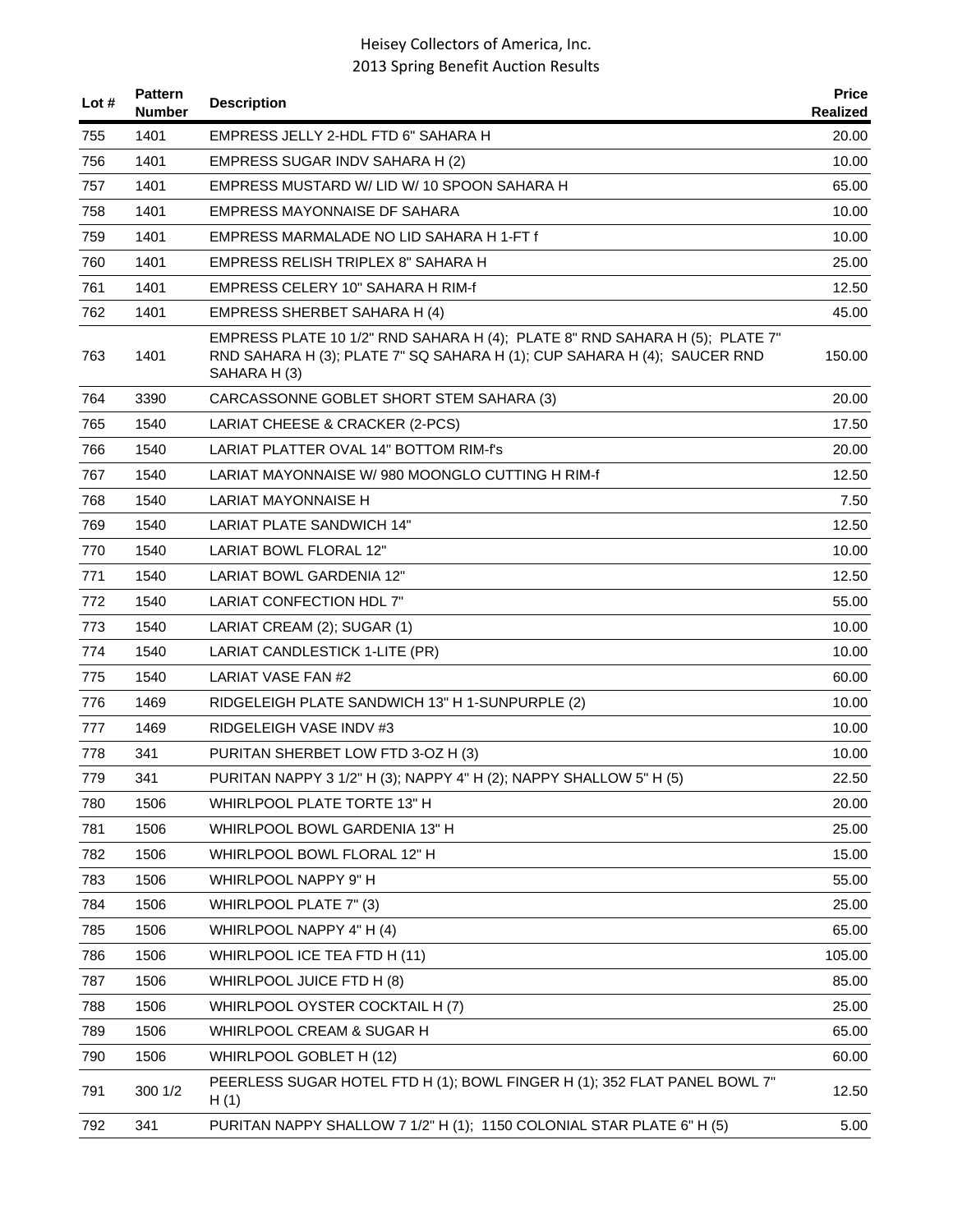| Lot # | Pattern Number | Description | Price Realized |
|---|---|---|---|
| 755 | 1401 | EMPRESS JELLY 2-HDL FTD 6" SAHARA H | 20.00 |
| 756 | 1401 | EMPRESS SUGAR INDV SAHARA H (2) | 10.00 |
| 757 | 1401 | EMPRESS MUSTARD W/ LID W/ 10 SPOON SAHARA H | 65.00 |
| 758 | 1401 | EMPRESS MAYONNAISE DF SAHARA | 10.00 |
| 759 | 1401 | EMPRESS MARMALADE NO LID SAHARA H 1-FT f | 10.00 |
| 760 | 1401 | EMPRESS RELISH TRIPLEX 8" SAHARA H | 25.00 |
| 761 | 1401 | EMPRESS CELERY 10" SAHARA H RIM-f | 12.50 |
| 762 | 1401 | EMPRESS SHERBET SAHARA H (4) | 45.00 |
| 763 | 1401 | EMPRESS PLATE 10 1/2" RND SAHARA H (4); PLATE 8" RND SAHARA H (5); PLATE 7" RND SAHARA H (3); PLATE 7" SQ SAHARA H (1); CUP SAHARA H (4); SAUCER RND SAHARA H (3) | 150.00 |
| 764 | 3390 | CARCASSONNE GOBLET SHORT STEM SAHARA (3) | 20.00 |
| 765 | 1540 | LARIAT CHEESE & CRACKER (2-PCS) | 17.50 |
| 766 | 1540 | LARIAT PLATTER OVAL 14" BOTTOM RIM-f's | 20.00 |
| 767 | 1540 | LARIAT MAYONNAISE W/ 980 MOONGLO CUTTING H RIM-f | 12.50 |
| 768 | 1540 | LARIAT MAYONNAISE H | 7.50 |
| 769 | 1540 | LARIAT PLATE SANDWICH 14" | 12.50 |
| 770 | 1540 | LARIAT BOWL FLORAL 12" | 10.00 |
| 771 | 1540 | LARIAT BOWL GARDENIA 12" | 12.50 |
| 772 | 1540 | LARIAT CONFECTION HDL 7" | 55.00 |
| 773 | 1540 | LARIAT CREAM (2); SUGAR (1) | 10.00 |
| 774 | 1540 | LARIAT CANDLESTICK 1-LITE (PR) | 10.00 |
| 775 | 1540 | LARIAT VASE FAN #2 | 60.00 |
| 776 | 1469 | RIDGELEIGH PLATE SANDWICH 13" H 1-SUNPURPLE (2) | 10.00 |
| 777 | 1469 | RIDGELEIGH VASE INDV #3 | 10.00 |
| 778 | 341 | PURITAN SHERBET LOW FTD 3-OZ H (3) | 10.00 |
| 779 | 341 | PURITAN NAPPY 3 1/2" H (3); NAPPY 4" H (2); NAPPY SHALLOW 5" H (5) | 22.50 |
| 780 | 1506 | WHIRLPOOL PLATE TORTE 13" H | 20.00 |
| 781 | 1506 | WHIRLPOOL BOWL GARDENIA 13" H | 25.00 |
| 782 | 1506 | WHIRLPOOL BOWL FLORAL 12" H | 15.00 |
| 783 | 1506 | WHIRLPOOL NAPPY 9" H | 55.00 |
| 784 | 1506 | WHIRLPOOL PLATE 7" (3) | 25.00 |
| 785 | 1506 | WHIRLPOOL NAPPY 4" H (4) | 65.00 |
| 786 | 1506 | WHIRLPOOL ICE TEA FTD H (11) | 105.00 |
| 787 | 1506 | WHIRLPOOL JUICE FTD H (8) | 85.00 |
| 788 | 1506 | WHIRLPOOL OYSTER COCKTAIL H (7) | 25.00 |
| 789 | 1506 | WHIRLPOOL CREAM & SUGAR H | 65.00 |
| 790 | 1506 | WHIRLPOOL GOBLET H (12) | 60.00 |
| 791 | 300 1/2 | PEERLESS SUGAR HOTEL FTD H (1); BOWL FINGER H (1); 352 FLAT PANEL BOWL 7" H (1) | 12.50 |
| 792 | 341 | PURITAN NAPPY SHALLOW 7 1/2" H (1); 1150 COLONIAL STAR PLATE 6" H (5) | 5.00 |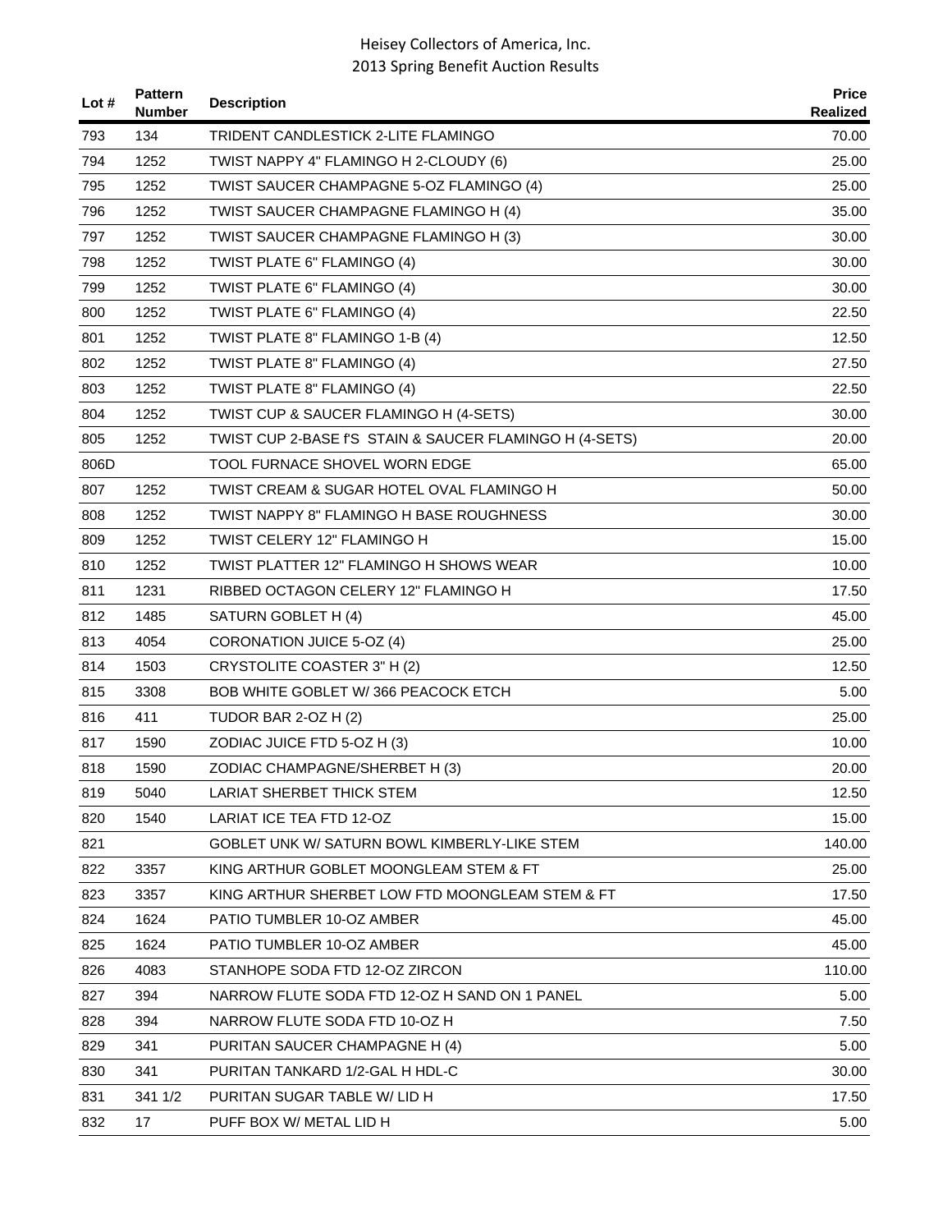| Lot # | Pattern Number | Description | Price Realized |
|---|---|---|---|
| 793 | 134 | TRIDENT CANDLESTICK 2-LITE FLAMINGO | 70.00 |
| 794 | 1252 | TWIST NAPPY 4" FLAMINGO H 2-CLOUDY (6) | 25.00 |
| 795 | 1252 | TWIST SAUCER CHAMPAGNE 5-OZ FLAMINGO (4) | 25.00 |
| 796 | 1252 | TWIST SAUCER CHAMPAGNE FLAMINGO H (4) | 35.00 |
| 797 | 1252 | TWIST SAUCER CHAMPAGNE FLAMINGO H (3) | 30.00 |
| 798 | 1252 | TWIST PLATE 6" FLAMINGO (4) | 30.00 |
| 799 | 1252 | TWIST PLATE 6" FLAMINGO (4) | 30.00 |
| 800 | 1252 | TWIST PLATE 6" FLAMINGO (4) | 22.50 |
| 801 | 1252 | TWIST PLATE 8" FLAMINGO 1-B (4) | 12.50 |
| 802 | 1252 | TWIST PLATE 8" FLAMINGO (4) | 27.50 |
| 803 | 1252 | TWIST PLATE 8" FLAMINGO (4) | 22.50 |
| 804 | 1252 | TWIST CUP & SAUCER FLAMINGO H (4-SETS) | 30.00 |
| 805 | 1252 | TWIST CUP 2-BASE f'S STAIN & SAUCER FLAMINGO H (4-SETS) | 20.00 |
| 806D | | TOOL FURNACE SHOVEL WORN EDGE | 65.00 |
| 807 | 1252 | TWIST CREAM & SUGAR HOTEL OVAL FLAMINGO H | 50.00 |
| 808 | 1252 | TWIST NAPPY 8" FLAMINGO H BASE ROUGHNESS | 30.00 |
| 809 | 1252 | TWIST CELERY 12" FLAMINGO H | 15.00 |
| 810 | 1252 | TWIST PLATTER 12" FLAMINGO H SHOWS WEAR | 10.00 |
| 811 | 1231 | RIBBED OCTAGON CELERY 12" FLAMINGO H | 17.50 |
| 812 | 1485 | SATURN GOBLET H (4) | 45.00 |
| 813 | 4054 | CORONATION JUICE 5-OZ (4) | 25.00 |
| 814 | 1503 | CRYSTOLITE COASTER 3" H (2) | 12.50 |
| 815 | 3308 | BOB WHITE GOBLET W/ 366 PEACOCK ETCH | 5.00 |
| 816 | 411 | TUDOR BAR 2-OZ H (2) | 25.00 |
| 817 | 1590 | ZODIAC JUICE FTD 5-OZ H (3) | 10.00 |
| 818 | 1590 | ZODIAC CHAMPAGNE/SHERBET H (3) | 20.00 |
| 819 | 5040 | LARIAT SHERBET THICK STEM | 12.50 |
| 820 | 1540 | LARIAT ICE TEA FTD 12-OZ | 15.00 |
| 821 | | GOBLET UNK W/ SATURN BOWL KIMBERLY-LIKE STEM | 140.00 |
| 822 | 3357 | KING ARTHUR GOBLET MOONGLEAM STEM & FT | 25.00 |
| 823 | 3357 | KING ARTHUR SHERBET LOW FTD MOONGLEAM STEM & FT | 17.50 |
| 824 | 1624 | PATIO TUMBLER 10-OZ AMBER | 45.00 |
| 825 | 1624 | PATIO TUMBLER 10-OZ AMBER | 45.00 |
| 826 | 4083 | STANHOPE SODA FTD 12-OZ ZIRCON | 110.00 |
| 827 | 394 | NARROW FLUTE SODA FTD 12-OZ H SAND ON 1 PANEL | 5.00 |
| 828 | 394 | NARROW FLUTE SODA FTD 10-OZ H | 7.50 |
| 829 | 341 | PURITAN SAUCER CHAMPAGNE H (4) | 5.00 |
| 830 | 341 | PURITAN TANKARD 1/2-GAL H HDL-C | 30.00 |
| 831 | 341 1/2 | PURITAN SUGAR TABLE W/ LID H | 17.50 |
| 832 | 17 | PUFF BOX W/ METAL LID H | 5.00 |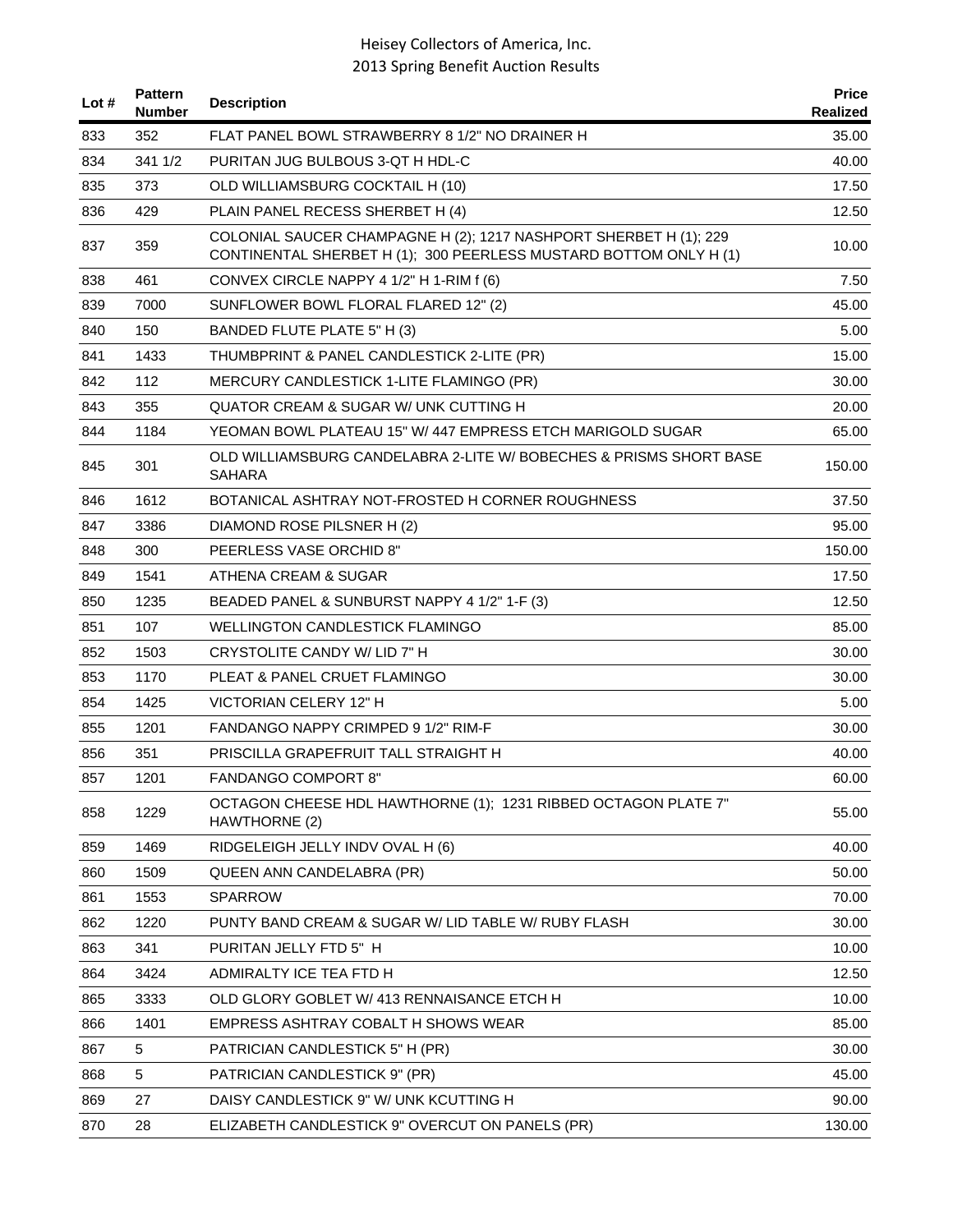| Lot # | Pattern Number | Description | Price Realized |
|---|---|---|---|
| 833 | 352 | FLAT PANEL BOWL STRAWBERRY 8 1/2" NO DRAINER H | 35.00 |
| 834 | 341 1/2 | PURITAN JUG BULBOUS 3-QT H HDL-C | 40.00 |
| 835 | 373 | OLD WILLIAMSBURG COCKTAIL H (10) | 17.50 |
| 836 | 429 | PLAIN PANEL RECESS SHERBET H (4) | 12.50 |
| 837 | 359 | COLONIAL SAUCER CHAMPAGNE H (2); 1217 NASHPORT SHERBET H (1); 229 CONTINENTAL SHERBET H (1); 300 PEERLESS MUSTARD BOTTOM ONLY H (1) | 10.00 |
| 838 | 461 | CONVEX CIRCLE NAPPY 4 1/2" H 1-RIM f (6) | 7.50 |
| 839 | 7000 | SUNFLOWER BOWL FLORAL FLARED 12" (2) | 45.00 |
| 840 | 150 | BANDED FLUTE PLATE 5" H (3) | 5.00 |
| 841 | 1433 | THUMBPRINT & PANEL CANDLESTICK 2-LITE (PR) | 15.00 |
| 842 | 112 | MERCURY CANDLESTICK 1-LITE FLAMINGO (PR) | 30.00 |
| 843 | 355 | QUATOR CREAM & SUGAR W/ UNK CUTTING H | 20.00 |
| 844 | 1184 | YEOMAN BOWL PLATEAU 15" W/ 447 EMPRESS ETCH MARIGOLD SUGAR | 65.00 |
| 845 | 301 | OLD WILLIAMSBURG CANDELABRA 2-LITE W/ BOBECHES & PRISMS SHORT BASE SAHARA | 150.00 |
| 846 | 1612 | BOTANICAL ASHTRAY NOT-FROSTED H CORNER ROUGHNESS | 37.50 |
| 847 | 3386 | DIAMOND ROSE PILSNER H (2) | 95.00 |
| 848 | 300 | PEERLESS VASE ORCHID 8" | 150.00 |
| 849 | 1541 | ATHENA CREAM & SUGAR | 17.50 |
| 850 | 1235 | BEADED PANEL & SUNBURST NAPPY 4 1/2" 1-F (3) | 12.50 |
| 851 | 107 | WELLINGTON CANDLESTICK FLAMINGO | 85.00 |
| 852 | 1503 | CRYSTOLITE CANDY W/ LID 7" H | 30.00 |
| 853 | 1170 | PLEAT & PANEL CRUET FLAMINGO | 30.00 |
| 854 | 1425 | VICTORIAN CELERY 12" H | 5.00 |
| 855 | 1201 | FANDANGO NAPPY CRIMPED 9 1/2" RIM-F | 30.00 |
| 856 | 351 | PRISCILLA GRAPEFRUIT TALL STRAIGHT H | 40.00 |
| 857 | 1201 | FANDANGO COMPORT 8" | 60.00 |
| 858 | 1229 | OCTAGON CHEESE HDL HAWTHORNE (1); 1231 RIBBED OCTAGON PLATE 7" HAWTHORNE (2) | 55.00 |
| 859 | 1469 | RIDGELEIGH JELLY INDV OVAL H (6) | 40.00 |
| 860 | 1509 | QUEEN ANN CANDELABRA (PR) | 50.00 |
| 861 | 1553 | SPARROW | 70.00 |
| 862 | 1220 | PUNTY BAND CREAM & SUGAR W/ LID TABLE W/ RUBY FLASH | 30.00 |
| 863 | 341 | PURITAN JELLY FTD 5" H | 10.00 |
| 864 | 3424 | ADMIRALTY ICE TEA FTD H | 12.50 |
| 865 | 3333 | OLD GLORY GOBLET W/ 413 RENNAISANCE ETCH H | 10.00 |
| 866 | 1401 | EMPRESS ASHTRAY COBALT H SHOWS WEAR | 85.00 |
| 867 | 5 | PATRICIAN CANDLESTICK 5" H (PR) | 30.00 |
| 868 | 5 | PATRICIAN CANDLESTICK 9" (PR) | 45.00 |
| 869 | 27 | DAISY CANDLESTICK 9" W/ UNK KCUTTING H | 90.00 |
| 870 | 28 | ELIZABETH CANDLESTICK 9" OVERCUT ON PANELS (PR) | 130.00 |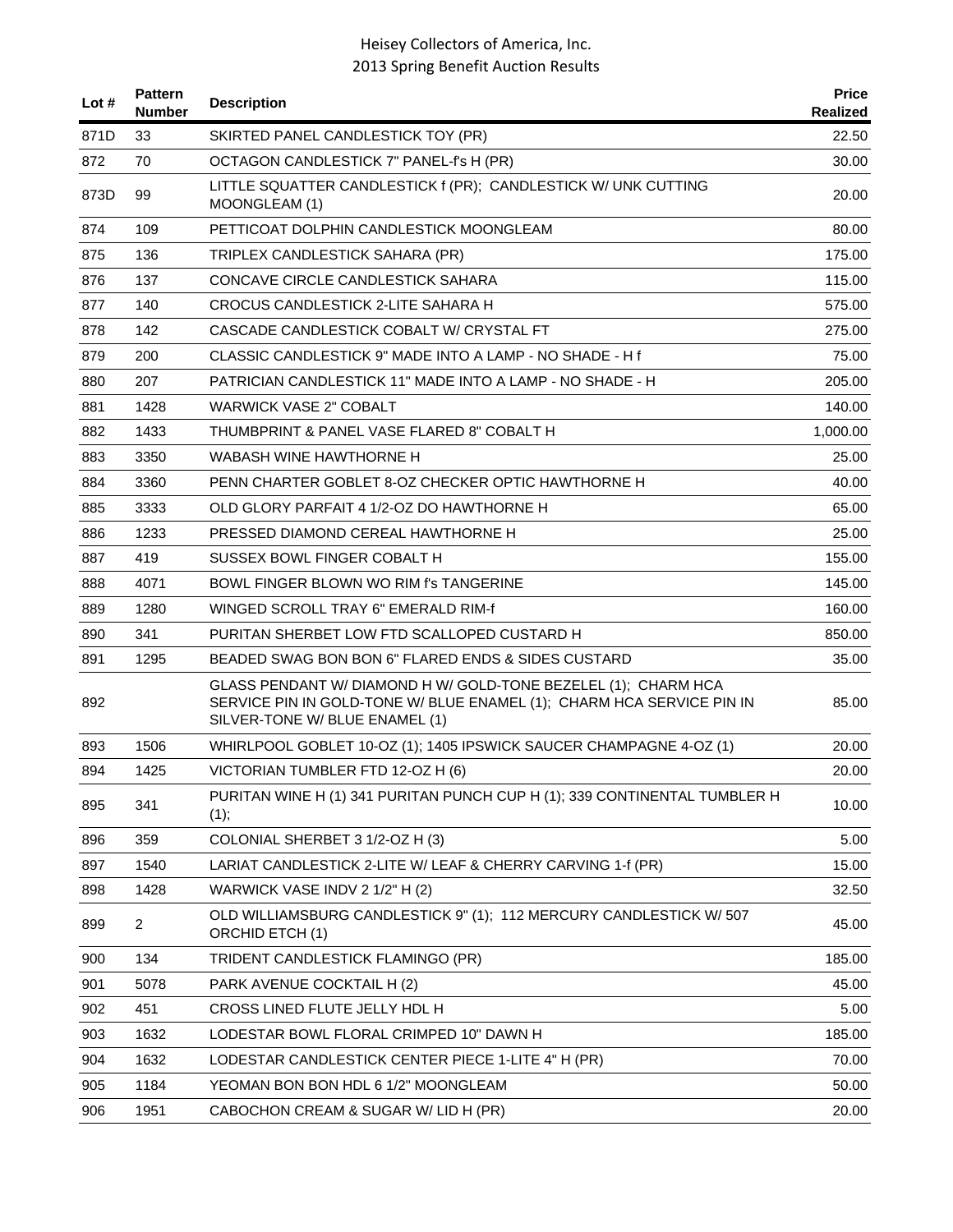| Lot # | Pattern Number | Description | Price Realized |
|---|---|---|---|
| 871D | 33 | SKIRTED PANEL CANDLESTICK TOY (PR) | 22.50 |
| 872 | 70 | OCTAGON CANDLESTICK 7" PANEL-f's H (PR) | 30.00 |
| 873D | 99 | LITTLE SQUATTER CANDLESTICK f (PR); CANDLESTICK W/ UNK CUTTING MOONGLEAM (1) | 20.00 |
| 874 | 109 | PETTICOAT DOLPHIN CANDLESTICK MOONGLEAM | 80.00 |
| 875 | 136 | TRIPLEX CANDLESTICK SAHARA (PR) | 175.00 |
| 876 | 137 | CONCAVE CIRCLE CANDLESTICK SAHARA | 115.00 |
| 877 | 140 | CROCUS CANDLESTICK 2-LITE SAHARA H | 575.00 |
| 878 | 142 | CASCADE CANDLESTICK COBALT W/ CRYSTAL FT | 275.00 |
| 879 | 200 | CLASSIC CANDLESTICK 9" MADE INTO A LAMP - NO SHADE - H f | 75.00 |
| 880 | 207 | PATRICIAN CANDLESTICK 11" MADE INTO A LAMP - NO SHADE - H | 205.00 |
| 881 | 1428 | WARWICK VASE 2" COBALT | 140.00 |
| 882 | 1433 | THUMBPRINT & PANEL VASE FLARED 8" COBALT H | 1,000.00 |
| 883 | 3350 | WABASH WINE HAWTHORNE H | 25.00 |
| 884 | 3360 | PENN CHARTER GOBLET 8-OZ CHECKER OPTIC HAWTHORNE H | 40.00 |
| 885 | 3333 | OLD GLORY PARFAIT 4 1/2-OZ DO HAWTHORNE H | 65.00 |
| 886 | 1233 | PRESSED DIAMOND CEREAL HAWTHORNE H | 25.00 |
| 887 | 419 | SUSSEX BOWL FINGER COBALT H | 155.00 |
| 888 | 4071 | BOWL FINGER BLOWN WO RIM f's TANGERINE | 145.00 |
| 889 | 1280 | WINGED SCROLL TRAY 6" EMERALD RIM-f | 160.00 |
| 890 | 341 | PURITAN SHERBET LOW FTD SCALLOPED CUSTARD H | 850.00 |
| 891 | 1295 | BEADED SWAG BON BON 6" FLARED ENDS & SIDES CUSTARD | 35.00 |
| 892 | | GLASS PENDANT W/ DIAMOND H W/ GOLD-TONE BEZELEL (1); CHARM HCA SERVICE PIN IN GOLD-TONE W/ BLUE ENAMEL (1); CHARM HCA SERVICE PIN IN SILVER-TONE W/ BLUE ENAMEL (1) | 85.00 |
| 893 | 1506 | WHIRLPOOL GOBLET 10-OZ (1); 1405 IPSWICK SAUCER CHAMPAGNE 4-OZ (1) | 20.00 |
| 894 | 1425 | VICTORIAN TUMBLER FTD 12-OZ H (6) | 20.00 |
| 895 | 341 | PURITAN WINE H (1) 341 PURITAN PUNCH CUP H (1); 339 CONTINENTAL TUMBLER H (1); | 10.00 |
| 896 | 359 | COLONIAL SHERBET 3 1/2-OZ H (3) | 5.00 |
| 897 | 1540 | LARIAT CANDLESTICK 2-LITE W/ LEAF & CHERRY CARVING 1-f (PR) | 15.00 |
| 898 | 1428 | WARWICK VASE INDV 2 1/2" H (2) | 32.50 |
| 899 | 2 | OLD WILLIAMSBURG CANDLESTICK 9" (1); 112 MERCURY CANDLESTICK W/ 507 ORCHID ETCH (1) | 45.00 |
| 900 | 134 | TRIDENT CANDLESTICK FLAMINGO (PR) | 185.00 |
| 901 | 5078 | PARK AVENUE COCKTAIL H (2) | 45.00 |
| 902 | 451 | CROSS LINED FLUTE JELLY HDL H | 5.00 |
| 903 | 1632 | LODESTAR BOWL FLORAL CRIMPED 10" DAWN H | 185.00 |
| 904 | 1632 | LODESTAR CANDLESTICK CENTER PIECE 1-LITE 4" H (PR) | 70.00 |
| 905 | 1184 | YEOMAN BON BON HDL 6 1/2" MOONGLEAM | 50.00 |
| 906 | 1951 | CABOCHON CREAM & SUGAR W/ LID H (PR) | 20.00 |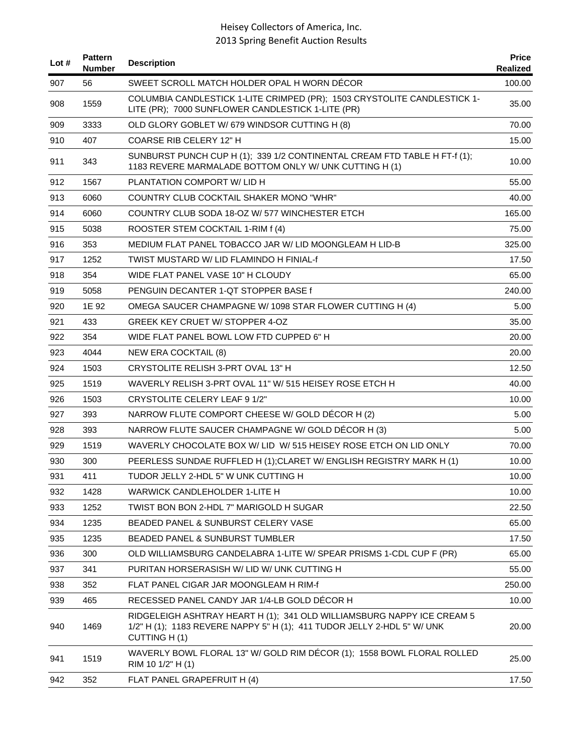| Lot # | Pattern Number | Description | Price Realized |
|---|---|---|---|
| 907 | 56 | SWEET SCROLL MATCH HOLDER OPAL H WORN DÉCOR | 100.00 |
| 908 | 1559 | COLUMBIA CANDLESTICK 1-LITE CRIMPED (PR); 1503 CRYSTOLITE CANDLESTICK 1-LITE (PR); 7000 SUNFLOWER CANDLESTICK 1-LITE (PR) | 35.00 |
| 909 | 3333 | OLD GLORY GOBLET W/ 679 WINDSOR CUTTING H (8) | 70.00 |
| 910 | 407 | COARSE RIB CELERY 12" H | 15.00 |
| 911 | 343 | SUNBURST PUNCH CUP H (1); 339 1/2 CONTINENTAL CREAM FTD TABLE H FT-f (1); 1183 REVERE MARMALADE BOTTOM ONLY W/ UNK CUTTING H (1) | 10.00 |
| 912 | 1567 | PLANTATION COMPORT W/ LID H | 55.00 |
| 913 | 6060 | COUNTRY CLUB COCKTAIL SHAKER MONO "WHR" | 40.00 |
| 914 | 6060 | COUNTRY CLUB SODA 18-OZ W/ 577 WINCHESTER ETCH | 165.00 |
| 915 | 5038 | ROOSTER STEM COCKTAIL 1-RIM f (4) | 75.00 |
| 916 | 353 | MEDIUM FLAT PANEL TOBACCO JAR W/ LID MOONGLEAM H LID-B | 325.00 |
| 917 | 1252 | TWIST MUSTARD W/ LID FLAMINDO H FINIAL-f | 17.50 |
| 918 | 354 | WIDE FLAT PANEL VASE 10" H CLOUDY | 65.00 |
| 919 | 5058 | PENGUIN DECANTER 1-QT STOPPER BASE f | 240.00 |
| 920 | 1E 92 | OMEGA SAUCER CHAMPAGNE W/ 1098 STAR FLOWER CUTTING H (4) | 5.00 |
| 921 | 433 | GREEK KEY CRUET W/ STOPPER 4-OZ | 35.00 |
| 922 | 354 | WIDE FLAT PANEL BOWL LOW FTD CUPPED 6" H | 20.00 |
| 923 | 4044 | NEW ERA COCKTAIL (8) | 20.00 |
| 924 | 1503 | CRYSTOLITE RELISH 3-PRT OVAL 13" H | 12.50 |
| 925 | 1519 | WAVERLY RELISH 3-PRT OVAL 11" W/ 515 HEISEY ROSE ETCH H | 40.00 |
| 926 | 1503 | CRYSTOLITE CELERY LEAF 9 1/2" | 10.00 |
| 927 | 393 | NARROW FLUTE COMPORT CHEESE W/ GOLD DÉCOR H (2) | 5.00 |
| 928 | 393 | NARROW FLUTE SAUCER CHAMPAGNE W/ GOLD DÉCOR H (3) | 5.00 |
| 929 | 1519 | WAVERLY CHOCOLATE BOX W/ LID W/ 515 HEISEY ROSE ETCH ON LID ONLY | 70.00 |
| 930 | 300 | PEERLESS SUNDAE RUFFLED H (1);CLARET W/ ENGLISH REGISTRY MARK H (1) | 10.00 |
| 931 | 411 | TUDOR JELLY 2-HDL 5" W UNK CUTTING H | 10.00 |
| 932 | 1428 | WARWICK CANDLEHOLDER 1-LITE H | 10.00 |
| 933 | 1252 | TWIST BON BON 2-HDL 7" MARIGOLD H SUGAR | 22.50 |
| 934 | 1235 | BEADED PANEL & SUNBURST CELERY VASE | 65.00 |
| 935 | 1235 | BEADED PANEL & SUNBURST TUMBLER | 17.50 |
| 936 | 300 | OLD WILLIAMSBURG CANDELABRA 1-LITE W/ SPEAR PRISMS 1-CDL CUP F (PR) | 65.00 |
| 937 | 341 | PURITAN HORSERASISH W/ LID W/ UNK CUTTING H | 55.00 |
| 938 | 352 | FLAT PANEL CIGAR JAR MOONGLEAM H RIM-f | 250.00 |
| 939 | 465 | RECESSED PANEL CANDY JAR 1/4-LB GOLD DÉCOR H | 10.00 |
| 940 | 1469 | RIDGELEIGH ASHTRAY HEART H (1); 341 OLD WILLIAMSBURG NAPPY ICE CREAM 5 1/2" H (1); 1183 REVERE NAPPY 5" H (1); 411 TUDOR JELLY 2-HDL 5" W/ UNK CUTTING H (1) | 20.00 |
| 941 | 1519 | WAVERLY BOWL FLORAL 13" W/ GOLD RIM DÉCOR (1); 1558 BOWL FLORAL ROLLED RIM 10 1/2" H (1) | 25.00 |
| 942 | 352 | FLAT PANEL GRAPEFRUIT H (4) | 17.50 |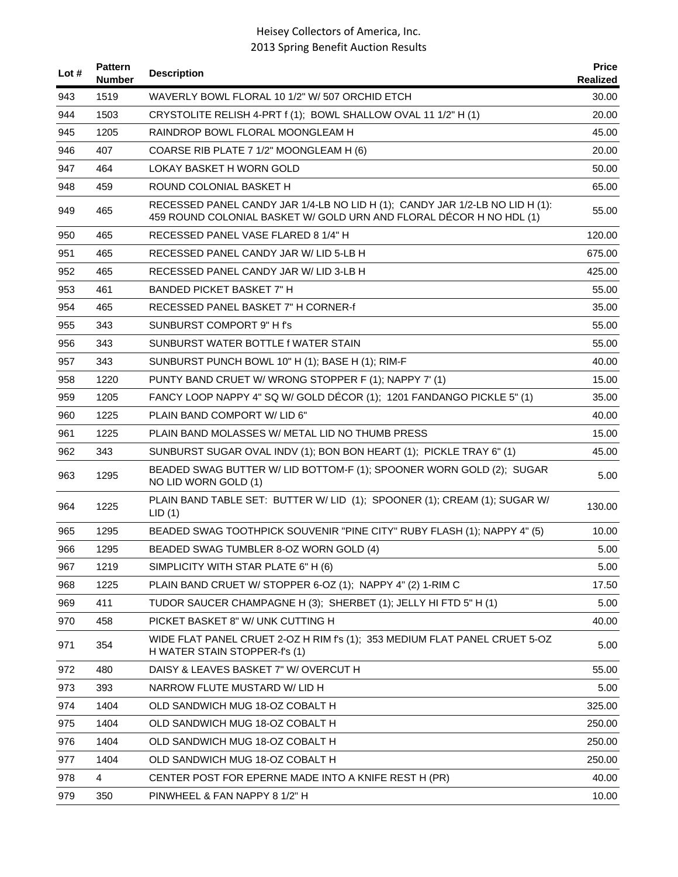| Lot # | Pattern Number | Description | Price Realized |
|---|---|---|---|
| 943 | 1519 | WAVERLY BOWL FLORAL 10 1/2" W/ 507 ORCHID ETCH | 30.00 |
| 944 | 1503 | CRYSTOLITE RELISH 4-PRT f (1); BOWL SHALLOW OVAL 11 1/2" H (1) | 20.00 |
| 945 | 1205 | RAINDROP BOWL FLORAL MOONGLEAM H | 45.00 |
| 946 | 407 | COARSE RIB PLATE 7 1/2" MOONGLEAM H (6) | 20.00 |
| 947 | 464 | LOKAY BASKET H WORN GOLD | 50.00 |
| 948 | 459 | ROUND COLONIAL BASKET H | 65.00 |
| 949 | 465 | RECESSED PANEL CANDY JAR 1/4-LB NO LID H (1); CANDY JAR 1/2-LB NO LID H (1): 459 ROUND COLONIAL BASKET W/ GOLD URN AND FLORAL DÉCOR H NO HDL (1) | 55.00 |
| 950 | 465 | RECESSED PANEL VASE FLARED 8 1/4" H | 120.00 |
| 951 | 465 | RECESSED PANEL CANDY JAR W/ LID 5-LB H | 675.00 |
| 952 | 465 | RECESSED PANEL CANDY JAR W/ LID 3-LB H | 425.00 |
| 953 | 461 | BANDED PICKET BASKET 7" H | 55.00 |
| 954 | 465 | RECESSED PANEL BASKET 7" H CORNER-f | 35.00 |
| 955 | 343 | SUNBURST COMPORT 9" H f's | 55.00 |
| 956 | 343 | SUNBURST WATER BOTTLE f WATER STAIN | 55.00 |
| 957 | 343 | SUNBURST PUNCH BOWL 10" H (1); BASE H (1); RIM-F | 40.00 |
| 958 | 1220 | PUNTY BAND CRUET W/ WRONG STOPPER F (1); NAPPY 7' (1) | 15.00 |
| 959 | 1205 | FANCY LOOP NAPPY 4" SQ W/ GOLD DÉCOR (1); 1201 FANDANGO PICKLE 5" (1) | 35.00 |
| 960 | 1225 | PLAIN BAND COMPORT W/ LID 6" | 40.00 |
| 961 | 1225 | PLAIN BAND MOLASSES W/ METAL LID NO THUMB PRESS | 15.00 |
| 962 | 343 | SUNBURST SUGAR OVAL INDV (1); BON BON HEART (1); PICKLE TRAY 6" (1) | 45.00 |
| 963 | 1295 | BEADED SWAG BUTTER W/ LID BOTTOM-F (1); SPOONER WORN GOLD (2); SUGAR NO LID WORN GOLD (1) | 5.00 |
| 964 | 1225 | PLAIN BAND TABLE SET: BUTTER W/ LID (1); SPOONER (1); CREAM (1); SUGAR W/ LID (1) | 130.00 |
| 965 | 1295 | BEADED SWAG TOOTHPICK SOUVENIR "PINE CITY" RUBY FLASH (1); NAPPY 4" (5) | 10.00 |
| 966 | 1295 | BEADED SWAG TUMBLER 8-OZ WORN GOLD (4) | 5.00 |
| 967 | 1219 | SIMPLICITY WITH STAR PLATE 6" H (6) | 5.00 |
| 968 | 1225 | PLAIN BAND CRUET W/ STOPPER 6-OZ (1); NAPPY 4" (2) 1-RIM C | 17.50 |
| 969 | 411 | TUDOR SAUCER CHAMPAGNE H (3); SHERBET (1); JELLY HI FTD 5" H (1) | 5.00 |
| 970 | 458 | PICKET BASKET 8" W/ UNK CUTTING H | 40.00 |
| 971 | 354 | WIDE FLAT PANEL CRUET 2-OZ H RIM f's (1); 353 MEDIUM FLAT PANEL CRUET 5-OZ H WATER STAIN STOPPER-f's (1) | 5.00 |
| 972 | 480 | DAISY & LEAVES BASKET 7" W/ OVERCUT H | 55.00 |
| 973 | 393 | NARROW FLUTE MUSTARD W/ LID H | 5.00 |
| 974 | 1404 | OLD SANDWICH MUG 18-OZ COBALT H | 325.00 |
| 975 | 1404 | OLD SANDWICH MUG 18-OZ COBALT H | 250.00 |
| 976 | 1404 | OLD SANDWICH MUG 18-OZ COBALT H | 250.00 |
| 977 | 1404 | OLD SANDWICH MUG 18-OZ COBALT H | 250.00 |
| 978 | 4 | CENTER POST FOR EPERNE MADE INTO A KNIFE REST H (PR) | 40.00 |
| 979 | 350 | PINWHEEL & FAN NAPPY 8 1/2" H | 10.00 |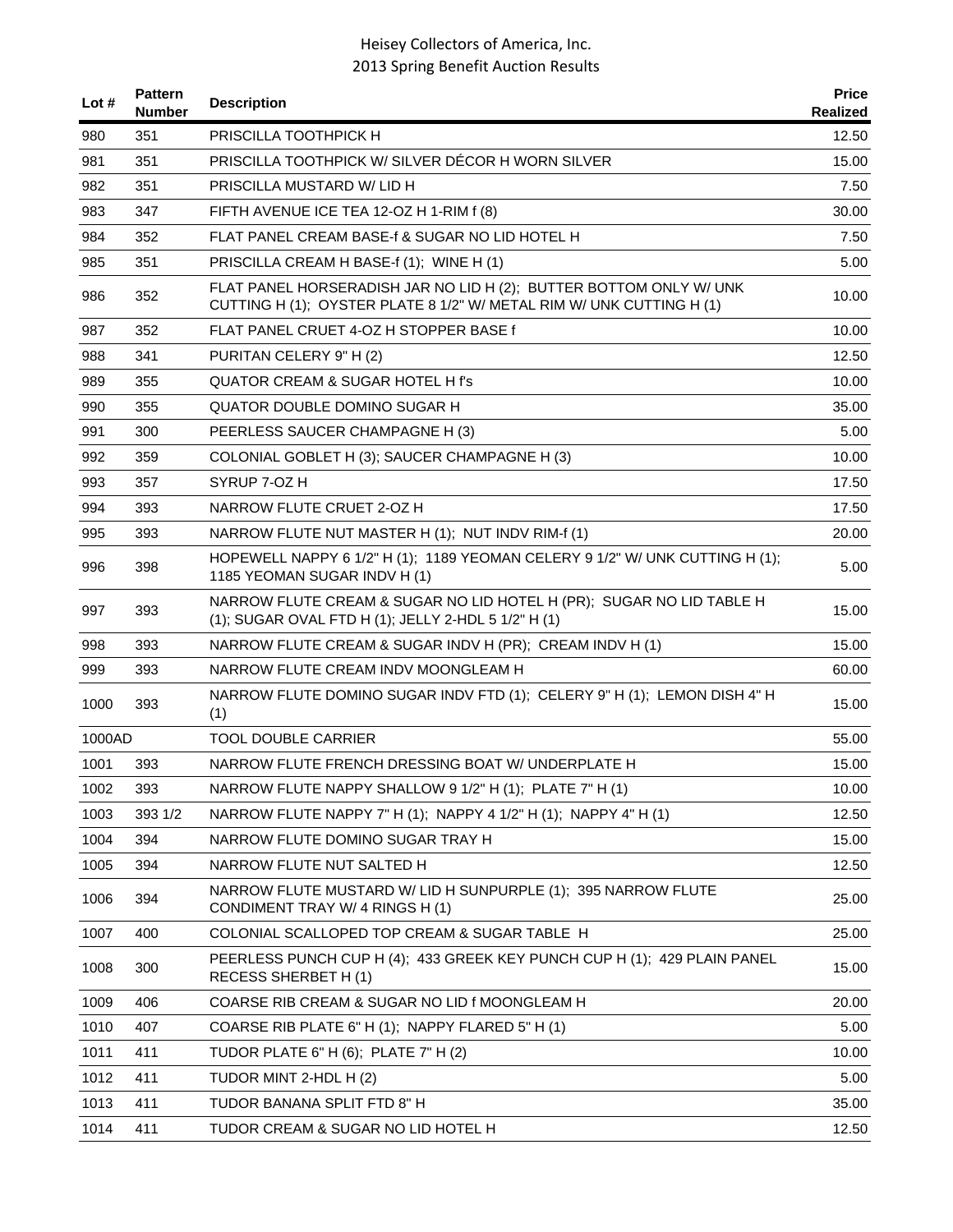| Lot # | Pattern Number | Description | Price Realized |
|---|---|---|---|
| 980 | 351 | PRISCILLA TOOTHPICK H | 12.50 |
| 981 | 351 | PRISCILLA TOOTHPICK W/ SILVER DÉCOR H WORN SILVER | 15.00 |
| 982 | 351 | PRISCILLA MUSTARD W/ LID H | 7.50 |
| 983 | 347 | FIFTH AVENUE ICE TEA 12-OZ H 1-RIM f (8) | 30.00 |
| 984 | 352 | FLAT PANEL CREAM BASE-f & SUGAR NO LID HOTEL H | 7.50 |
| 985 | 351 | PRISCILLA CREAM H BASE-f (1); WINE H (1) | 5.00 |
| 986 | 352 | FLAT PANEL HORSERADISH JAR NO LID H (2); BUTTER BOTTOM ONLY W/ UNK CUTTING H (1); OYSTER PLATE 8 1/2" W/ METAL RIM W/ UNK CUTTING H (1) | 10.00 |
| 987 | 352 | FLAT PANEL CRUET 4-OZ H STOPPER BASE f | 10.00 |
| 988 | 341 | PURITAN CELERY 9" H (2) | 12.50 |
| 989 | 355 | QUATOR CREAM & SUGAR HOTEL H f's | 10.00 |
| 990 | 355 | QUATOR DOUBLE DOMINO SUGAR H | 35.00 |
| 991 | 300 | PEERLESS SAUCER CHAMPAGNE H (3) | 5.00 |
| 992 | 359 | COLONIAL GOBLET H (3); SAUCER CHAMPAGNE H (3) | 10.00 |
| 993 | 357 | SYRUP 7-OZ H | 17.50 |
| 994 | 393 | NARROW FLUTE CRUET 2-OZ H | 17.50 |
| 995 | 393 | NARROW FLUTE NUT MASTER H (1); NUT INDV RIM-f (1) | 20.00 |
| 996 | 398 | HOPEWELL NAPPY 6 1/2" H (1); 1189 YEOMAN CELERY 9 1/2" W/ UNK CUTTING H (1); 1185 YEOMAN SUGAR INDV H (1) | 5.00 |
| 997 | 393 | NARROW FLUTE CREAM & SUGAR NO LID HOTEL H (PR); SUGAR NO LID TABLE H (1); SUGAR OVAL FTD H (1); JELLY 2-HDL 5 1/2" H (1) | 15.00 |
| 998 | 393 | NARROW FLUTE CREAM & SUGAR INDV H (PR); CREAM INDV H (1) | 15.00 |
| 999 | 393 | NARROW FLUTE CREAM INDV MOONGLEAM H | 60.00 |
| 1000 | 393 | NARROW FLUTE DOMINO SUGAR INDV FTD (1); CELERY 9" H (1); LEMON DISH 4" H (1) | 15.00 |
| 1000AD | | TOOL DOUBLE CARRIER | 55.00 |
| 1001 | 393 | NARROW FLUTE FRENCH DRESSING BOAT W/ UNDERPLATE H | 15.00 |
| 1002 | 393 | NARROW FLUTE NAPPY SHALLOW 9 1/2" H (1); PLATE 7" H (1) | 10.00 |
| 1003 | 393 1/2 | NARROW FLUTE NAPPY 7" H (1); NAPPY 4 1/2" H (1); NAPPY 4" H (1) | 12.50 |
| 1004 | 394 | NARROW FLUTE DOMINO SUGAR TRAY H | 15.00 |
| 1005 | 394 | NARROW FLUTE NUT SALTED H | 12.50 |
| 1006 | 394 | NARROW FLUTE MUSTARD W/ LID H SUNPURPLE (1); 395 NARROW FLUTE CONDIMENT TRAY W/ 4 RINGS H (1) | 25.00 |
| 1007 | 400 | COLONIAL SCALLOPED TOP CREAM & SUGAR TABLE H | 25.00 |
| 1008 | 300 | PEERLESS PUNCH CUP H (4); 433 GREEK KEY PUNCH CUP H (1); 429 PLAIN PANEL RECESS SHERBET H (1) | 15.00 |
| 1009 | 406 | COARSE RIB CREAM & SUGAR NO LID f MOONGLEAM H | 20.00 |
| 1010 | 407 | COARSE RIB PLATE 6" H (1); NAPPY FLARED 5" H (1) | 5.00 |
| 1011 | 411 | TUDOR PLATE 6" H (6); PLATE 7" H (2) | 10.00 |
| 1012 | 411 | TUDOR MINT 2-HDL H (2) | 5.00 |
| 1013 | 411 | TUDOR BANANA SPLIT FTD 8" H | 35.00 |
| 1014 | 411 | TUDOR CREAM & SUGAR NO LID HOTEL H | 12.50 |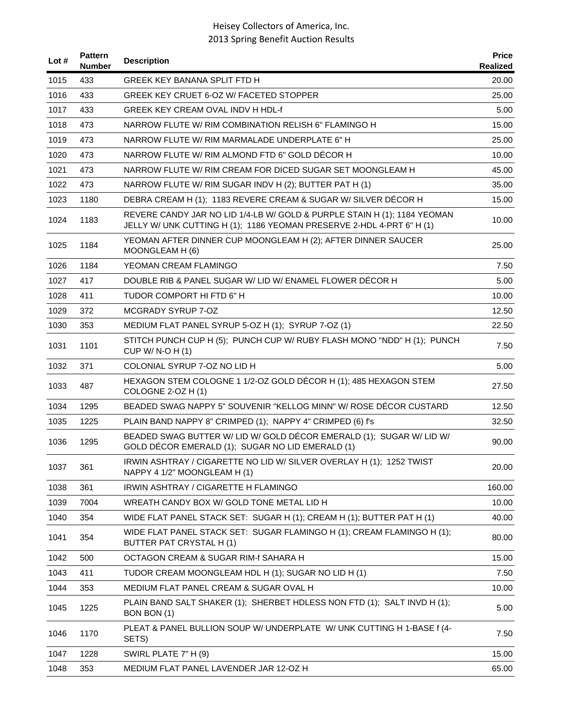| Lot # | Pattern Number | Description | Price Realized |
|---|---|---|---|
| 1015 | 433 | GREEK KEY BANANA SPLIT FTD H | 20.00 |
| 1016 | 433 | GREEK KEY CRUET 6-OZ W/ FACETED STOPPER | 25.00 |
| 1017 | 433 | GREEK KEY CREAM OVAL INDV H HDL-f | 5.00 |
| 1018 | 473 | NARROW FLUTE W/ RIM COMBINATION RELISH 6" FLAMINGO H | 15.00 |
| 1019 | 473 | NARROW FLUTE W/ RIM MARMALADE UNDERPLATE 6" H | 25.00 |
| 1020 | 473 | NARROW FLUTE W/ RIM ALMOND FTD 6" GOLD DÉCOR H | 10.00 |
| 1021 | 473 | NARROW FLUTE W/ RIM CREAM FOR DICED SUGAR SET MOONGLEAM H | 45.00 |
| 1022 | 473 | NARROW FLUTE W/ RIM SUGAR INDV H (2); BUTTER PAT H (1) | 35.00 |
| 1023 | 1180 | DEBRA CREAM H (1); 1183 REVERE CREAM & SUGAR W/ SILVER DÉCOR H | 15.00 |
| 1024 | 1183 | REVERE CANDY JAR NO LID 1/4-LB W/ GOLD & PURPLE STAIN H (1); 1184 YEOMAN JELLY W/ UNK CUTTING H (1); 1186 YEOMAN PRESERVE 2-HDL 4-PRT 6" H (1) | 10.00 |
| 1025 | 1184 | YEOMAN AFTER DINNER CUP MOONGLEAM H (2); AFTER DINNER SAUCER MOONGLEAM H (6) | 25.00 |
| 1026 | 1184 | YEOMAN CREAM FLAMINGO | 7.50 |
| 1027 | 417 | DOUBLE RIB & PANEL SUGAR W/ LID W/ ENAMEL FLOWER DÉCOR H | 5.00 |
| 1028 | 411 | TUDOR COMPORT HI FTD 6" H | 10.00 |
| 1029 | 372 | MCGRADY SYRUP 7-OZ | 12.50 |
| 1030 | 353 | MEDIUM FLAT PANEL SYRUP 5-OZ H (1); SYRUP 7-OZ (1) | 22.50 |
| 1031 | 1101 | STITCH PUNCH CUP H (5); PUNCH CUP W/ RUBY FLASH MONO "NDD" H (1); PUNCH CUP W/ N-O H (1) | 7.50 |
| 1032 | 371 | COLONIAL SYRUP 7-OZ NO LID H | 5.00 |
| 1033 | 487 | HEXAGON STEM COLOGNE 1 1/2-OZ GOLD DÉCOR H (1); 485 HEXAGON STEM COLOGNE 2-OZ H (1) | 27.50 |
| 1034 | 1295 | BEADED SWAG NAPPY 5" SOUVENIR "KELLOG MINN" W/ ROSE DÉCOR CUSTARD | 12.50 |
| 1035 | 1225 | PLAIN BAND NAPPY 8" CRIMPED (1); NAPPY 4" CRIMPED (6) f's | 32.50 |
| 1036 | 1295 | BEADED SWAG BUTTER W/ LID W/ GOLD DÉCOR EMERALD (1); SUGAR W/ LID W/ GOLD DÉCOR EMERALD (1); SUGAR NO LID EMERALD (1) | 90.00 |
| 1037 | 361 | IRWIN ASHTRAY / CIGARETTE NO LID W/ SILVER OVERLAY H (1); 1252 TWIST NAPPY 4 1/2" MOONGLEAM H (1) | 20.00 |
| 1038 | 361 | IRWIN ASHTRAY / CIGARETTE H FLAMINGO | 160.00 |
| 1039 | 7004 | WREATH CANDY BOX W/ GOLD TONE METAL LID H | 10.00 |
| 1040 | 354 | WIDE FLAT PANEL STACK SET: SUGAR H (1); CREAM H (1); BUTTER PAT H (1) | 40.00 |
| 1041 | 354 | WIDE FLAT PANEL STACK SET: SUGAR FLAMINGO H (1); CREAM FLAMINGO H (1); BUTTER PAT CRYSTAL H (1) | 80.00 |
| 1042 | 500 | OCTAGON CREAM & SUGAR RIM-f SAHARA H | 15.00 |
| 1043 | 411 | TUDOR CREAM MOONGLEAM HDL H (1); SUGAR NO LID H (1) | 7.50 |
| 1044 | 353 | MEDIUM FLAT PANEL CREAM & SUGAR OVAL H | 10.00 |
| 1045 | 1225 | PLAIN BAND SALT SHAKER (1); SHERBET HDLESS NON FTD (1); SALT INVD H (1); BON BON (1) | 5.00 |
| 1046 | 1170 | PLEAT & PANEL BULLION SOUP W/ UNDERPLATE W/ UNK CUTTING H 1-BASE f (4-SETS) | 7.50 |
| 1047 | 1228 | SWIRL PLATE 7" H (9) | 15.00 |
| 1048 | 353 | MEDIUM FLAT PANEL LAVENDER JAR 12-OZ H | 65.00 |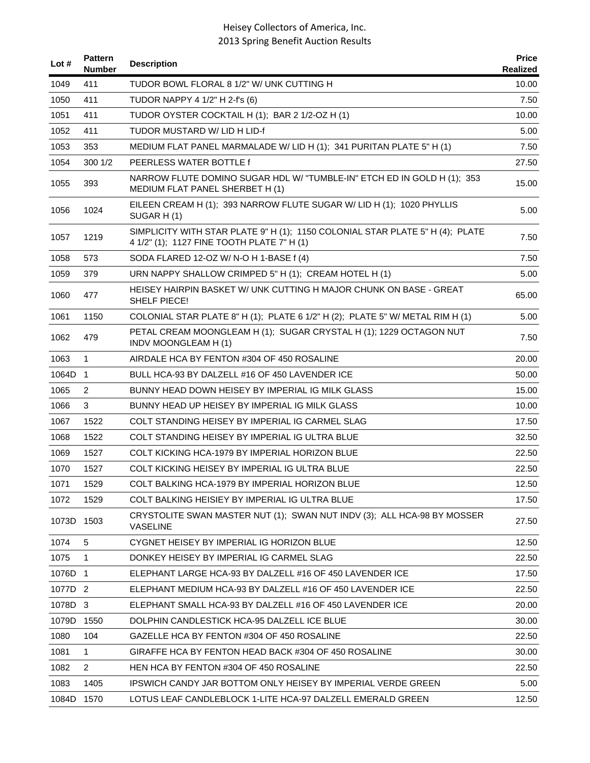| Lot # | Pattern Number | Description | Price Realized |
|---|---|---|---|
| 1049 | 411 | TUDOR BOWL FLORAL 8 1/2" W/ UNK CUTTING H | 10.00 |
| 1050 | 411 | TUDOR NAPPY 4 1/2" H 2-f's (6) | 7.50 |
| 1051 | 411 | TUDOR OYSTER COCKTAIL H (1); BAR 2 1/2-OZ H (1) | 10.00 |
| 1052 | 411 | TUDOR MUSTARD W/ LID H LID-f | 5.00 |
| 1053 | 353 | MEDIUM FLAT PANEL MARMALADE W/ LID H (1); 341 PURITAN PLATE 5" H (1) | 7.50 |
| 1054 | 300 1/2 | PEERLESS WATER BOTTLE f | 27.50 |
| 1055 | 393 | NARROW FLUTE DOMINO SUGAR HDL W/ "TUMBLE-IN" ETCH ED IN GOLD H (1); 353 MEDIUM FLAT PANEL SHERBET H (1) | 15.00 |
| 1056 | 1024 | EILEEN CREAM H (1); 393 NARROW FLUTE SUGAR W/ LID H (1); 1020 PHYLLIS SUGAR H (1) | 5.00 |
| 1057 | 1219 | SIMPLICITY WITH STAR PLATE 9" H (1); 1150 COLONIAL STAR PLATE 5" H (4); PLATE 4 1/2" (1); 1127 FINE TOOTH PLATE 7" H (1) | 7.50 |
| 1058 | 573 | SODA FLARED 12-OZ W/ N-O H 1-BASE f (4) | 7.50 |
| 1059 | 379 | URN NAPPY SHALLOW CRIMPED 5" H (1); CREAM HOTEL H (1) | 5.00 |
| 1060 | 477 | HEISEY HAIRPIN BASKET W/ UNK CUTTING H MAJOR CHUNK ON BASE - GREAT SHELF PIECE! | 65.00 |
| 1061 | 1150 | COLONIAL STAR PLATE 8" H (1); PLATE 6 1/2" H (2); PLATE 5" W/ METAL RIM H (1) | 5.00 |
| 1062 | 479 | PETAL CREAM MOONGLEAM H (1); SUGAR CRYSTAL H (1); 1229 OCTAGON NUT INDV MOONGLEAM H (1) | 7.50 |
| 1063 | 1 | AIRDALE HCA BY FENTON #304 OF 450 ROSALINE | 20.00 |
| 1064D | 1 | BULL HCA-93 BY DALZELL #16 OF 450 LAVENDER ICE | 50.00 |
| 1065 | 2 | BUNNY HEAD DOWN HEISEY BY IMPERIAL IG MILK GLASS | 15.00 |
| 1066 | 3 | BUNNY HEAD UP HEISEY BY IMPERIAL IG MILK GLASS | 10.00 |
| 1067 | 1522 | COLT STANDING HEISEY BY IMPERIAL IG CARMEL SLAG | 17.50 |
| 1068 | 1522 | COLT STANDING HEISEY BY IMPERIAL IG ULTRA BLUE | 32.50 |
| 1069 | 1527 | COLT KICKING HCA-1979 BY IMPERIAL HORIZON BLUE | 22.50 |
| 1070 | 1527 | COLT KICKING HEISEY BY IMPERIAL IG ULTRA BLUE | 22.50 |
| 1071 | 1529 | COLT BALKING HCA-1979 BY IMPERIAL HORIZON BLUE | 12.50 |
| 1072 | 1529 | COLT BALKING HEISIEY BY IMPERIAL IG ULTRA BLUE | 17.50 |
| 1073D | 1503 | CRYSTOLITE SWAN MASTER NUT (1); SWAN NUT INDV (3); ALL HCA-98 BY MOSSER VASELINE | 27.50 |
| 1074 | 5 | CYGNET HEISEY BY IMPERIAL IG HORIZON BLUE | 12.50 |
| 1075 | 1 | DONKEY HEISEY BY IMPERIAL IG CARMEL SLAG | 22.50 |
| 1076D | 1 | ELEPHANT LARGE HCA-93 BY DALZELL #16 OF 450 LAVENDER ICE | 17.50 |
| 1077D | 2 | ELEPHANT MEDIUM HCA-93 BY DALZELL #16 OF 450 LAVENDER ICE | 22.50 |
| 1078D | 3 | ELEPHANT SMALL HCA-93 BY DALZELL #16 OF 450 LAVENDER ICE | 20.00 |
| 1079D | 1550 | DOLPHIN CANDLESTICK HCA-95 DALZELL ICE BLUE | 30.00 |
| 1080 | 104 | GAZELLE HCA BY FENTON #304 OF 450 ROSALINE | 22.50 |
| 1081 | 1 | GIRAFFE HCA BY FENTON HEAD BACK #304 OF 450 ROSALINE | 30.00 |
| 1082 | 2 | HEN HCA BY FENTON #304 OF 450 ROSALINE | 22.50 |
| 1083 | 1405 | IPSWICH CANDY JAR BOTTOM ONLY HEISEY BY IMPERIAL VERDE GREEN | 5.00 |
| 1084D | 1570 | LOTUS LEAF CANDLEBLOCK 1-LITE HCA-97 DALZELL EMERALD GREEN | 12.50 |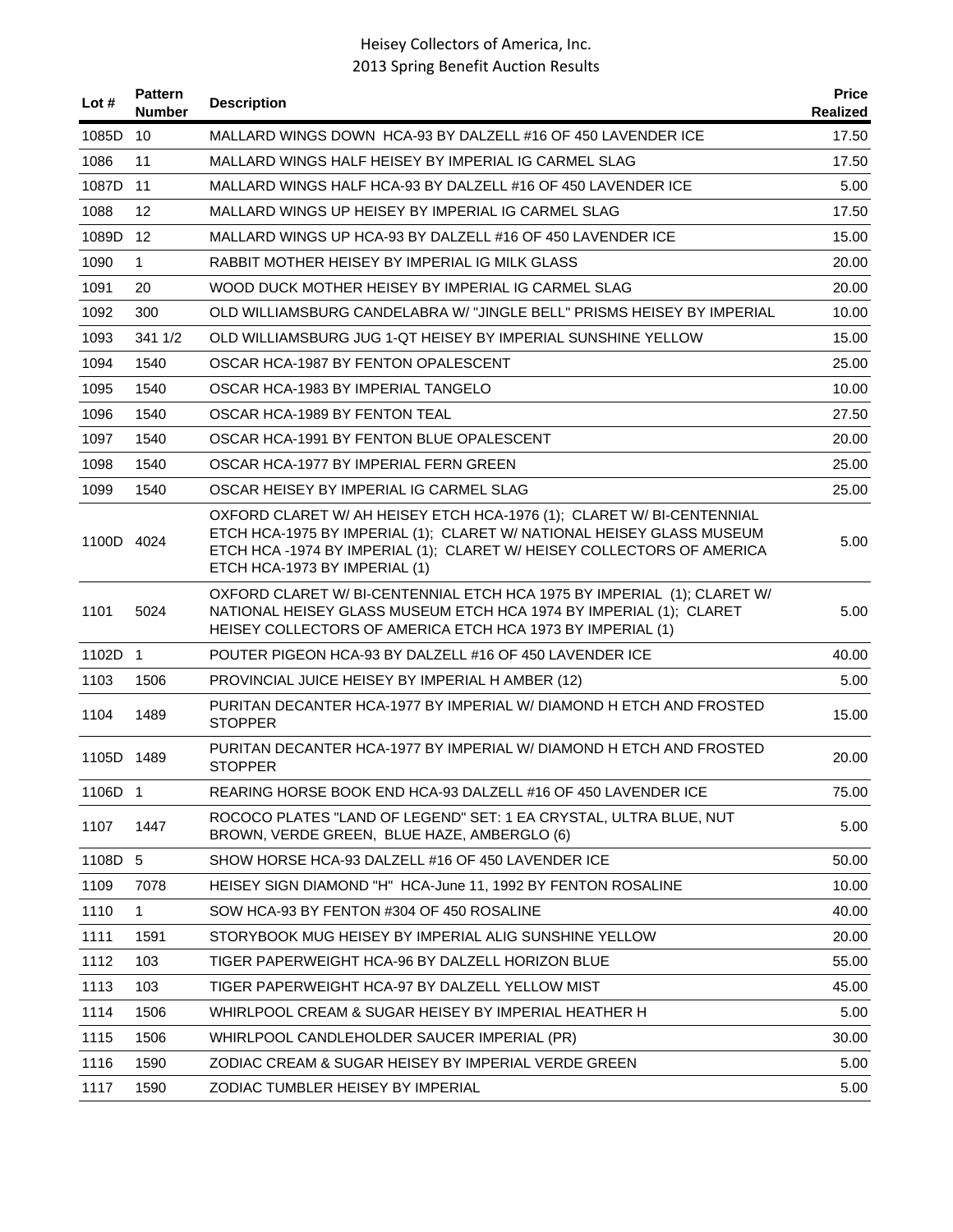| Lot # | Pattern Number | Description | Price Realized |
|---|---|---|---|
| 1085D | 10 | MALLARD WINGS DOWN HCA-93 BY DALZELL #16 OF 450 LAVENDER ICE | 17.50 |
| 1086 | 11 | MALLARD WINGS HALF HEISEY BY IMPERIAL IG CARMEL SLAG | 17.50 |
| 1087D | 11 | MALLARD WINGS HALF HCA-93 BY DALZELL #16 OF 450 LAVENDER ICE | 5.00 |
| 1088 | 12 | MALLARD WINGS UP HEISEY BY IMPERIAL IG CARMEL SLAG | 17.50 |
| 1089D | 12 | MALLARD WINGS UP HCA-93 BY DALZELL #16 OF 450 LAVENDER ICE | 15.00 |
| 1090 | 1 | RABBIT MOTHER HEISEY BY IMPERIAL IG MILK GLASS | 20.00 |
| 1091 | 20 | WOOD DUCK MOTHER HEISEY BY IMPERIAL IG CARMEL SLAG | 20.00 |
| 1092 | 300 | OLD WILLIAMSBURG CANDELABRA W/ "JINGLE BELL" PRISMS HEISEY BY IMPERIAL | 10.00 |
| 1093 | 341 1/2 | OLD WILLIAMSBURG JUG 1-QT HEISEY BY IMPERIAL SUNSHINE YELLOW | 15.00 |
| 1094 | 1540 | OSCAR HCA-1987 BY FENTON OPALESCENT | 25.00 |
| 1095 | 1540 | OSCAR HCA-1983 BY IMPERIAL TANGELO | 10.00 |
| 1096 | 1540 | OSCAR HCA-1989 BY FENTON TEAL | 27.50 |
| 1097 | 1540 | OSCAR HCA-1991 BY FENTON BLUE OPALESCENT | 20.00 |
| 1098 | 1540 | OSCAR HCA-1977 BY IMPERIAL FERN GREEN | 25.00 |
| 1099 | 1540 | OSCAR HEISEY BY IMPERIAL IG CARMEL SLAG | 25.00 |
| 1100D | 4024 | OXFORD CLARET W/ AH HEISEY ETCH HCA-1976 (1); CLARET W/ BI-CENTENNIAL ETCH HCA-1975 BY IMPERIAL (1); CLARET W/ NATIONAL HEISEY GLASS MUSEUM ETCH HCA -1974 BY IMPERIAL (1); CLARET W/ HEISEY COLLECTORS OF AMERICA ETCH HCA-1973 BY IMPERIAL (1) | 5.00 |
| 1101 | 5024 | OXFORD CLARET W/ BI-CENTENNIAL ETCH HCA 1975 BY IMPERIAL (1); CLARET W/ NATIONAL HEISEY GLASS MUSEUM ETCH HCA 1974 BY IMPERIAL (1); CLARET HEISEY COLLECTORS OF AMERICA ETCH HCA 1973 BY IMPERIAL (1) | 5.00 |
| 1102D | 1 | POUTER PIGEON HCA-93 BY DALZELL #16 OF 450 LAVENDER ICE | 40.00 |
| 1103 | 1506 | PROVINCIAL JUICE HEISEY BY IMPERIAL H AMBER (12) | 5.00 |
| 1104 | 1489 | PURITAN DECANTER HCA-1977 BY IMPERIAL W/ DIAMOND H ETCH AND FROSTED STOPPER | 15.00 |
| 1105D | 1489 | PURITAN DECANTER HCA-1977 BY IMPERIAL W/ DIAMOND H ETCH AND FROSTED STOPPER | 20.00 |
| 1106D | 1 | REARING HORSE BOOK END HCA-93 DALZELL #16 OF 450 LAVENDER ICE | 75.00 |
| 1107 | 1447 | ROCOCO PLATES "LAND OF LEGEND" SET: 1 EA CRYSTAL, ULTRA BLUE, NUT BROWN, VERDE GREEN, BLUE HAZE, AMBERGLO (6) | 5.00 |
| 1108D | 5 | SHOW HORSE HCA-93 DALZELL #16 OF 450 LAVENDER ICE | 50.00 |
| 1109 | 7078 | HEISEY SIGN DIAMOND "H" HCA-June 11, 1992 BY FENTON ROSALINE | 10.00 |
| 1110 | 1 | SOW HCA-93 BY FENTON #304 OF 450 ROSALINE | 40.00 |
| 1111 | 1591 | STORYBOOK MUG HEISEY BY IMPERIAL ALIG SUNSHINE YELLOW | 20.00 |
| 1112 | 103 | TIGER PAPERWEIGHT HCA-96 BY DALZELL HORIZON BLUE | 55.00 |
| 1113 | 103 | TIGER PAPERWEIGHT HCA-97 BY DALZELL YELLOW MIST | 45.00 |
| 1114 | 1506 | WHIRLPOOL CREAM & SUGAR HEISEY BY IMPERIAL HEATHER H | 5.00 |
| 1115 | 1506 | WHIRLPOOL CANDLEHOLDER SAUCER IMPERIAL (PR) | 30.00 |
| 1116 | 1590 | ZODIAC CREAM & SUGAR HEISEY BY IMPERIAL VERDE GREEN | 5.00 |
| 1117 | 1590 | ZODIAC TUMBLER HEISEY BY IMPERIAL | 5.00 |